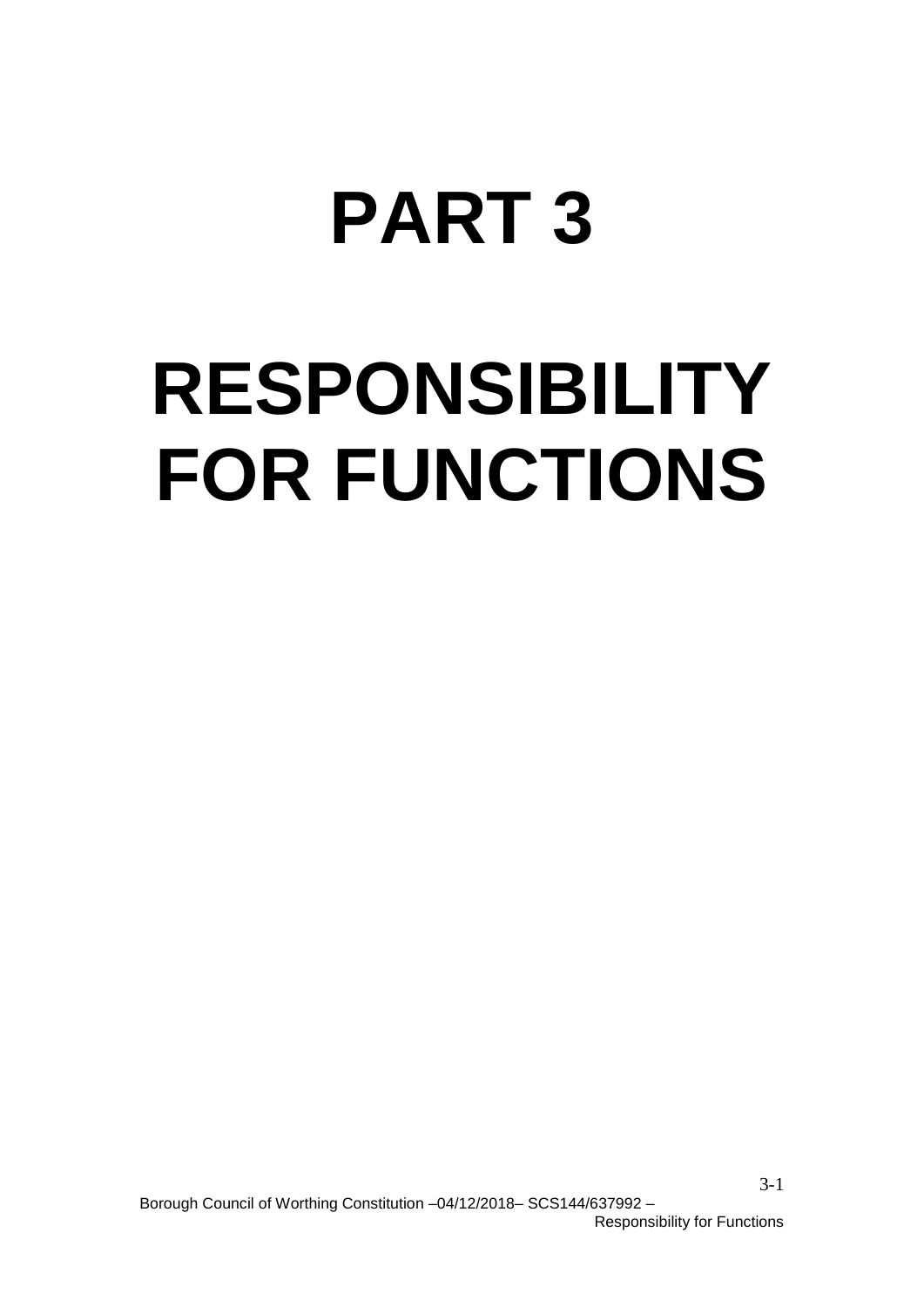# PART 3

# RESPONSIBILITY FOR FUNCTIONS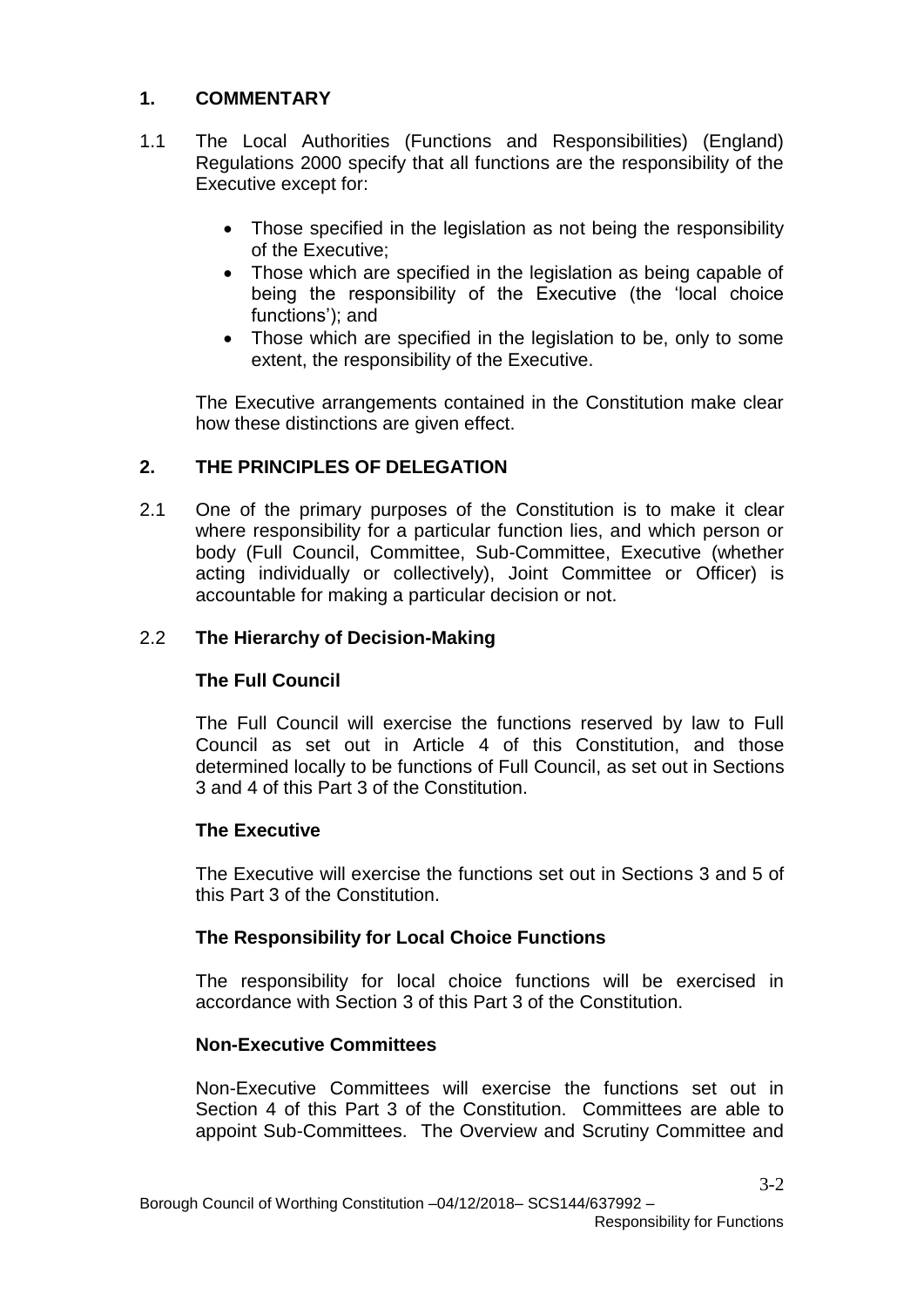## 1. COMMENTARY

1.1 The Local Authorities (Functions and Responsibilities) (England) Regulations 2000 specify that all functions are the responsibility of the Executive except for:

- Those specified in the legislation as not being the responsibility of the Executive;
- Those which are specified in the legislation as being capable of being the responsibility of the Executive (the 'local choice functions'); and
- Those which are specified in the legislation to be, only to some extent, the responsibility of the Executive.

The Executive arrangements contained in the Constitution make clear how these distinctions are given effect.

## 2. THE PRINCIPLES OF DELEGATION

2.1 One of the primary purposes of the Constitution is to make it clear where responsibility for a particular function lies, and which person or body (Full Council, Committee, Sub-Committee, Executive (whether acting individually or collectively), Joint Committee or Officer) is accountable for making a particular decision or not.

2.2 **The Hierarchy of Decision-Making**

**The Full Council**

The Full Council will exercise the functions reserved by law to Full Council as set out in Article 4 of this Constitution, and those determined locally to be functions of Full Council, as set out in Sections 3 and 4 of this Part 3 of the Constitution.

**The Executive**

The Executive will exercise the functions set out in Sections 3 and 5 of this Part 3 of the Constitution.

**The Responsibility for Local Choice Functions**

The responsibility for local choice functions will be exercised in accordance with Section 3 of this Part 3 of the Constitution.

**Non-Executive Committees**

Non-Executive Committees will exercise the functions set out in Section 4 of this Part 3 of the Constitution. Committees are able to appoint Sub-Committees. The Overview and Scrutiny Committee and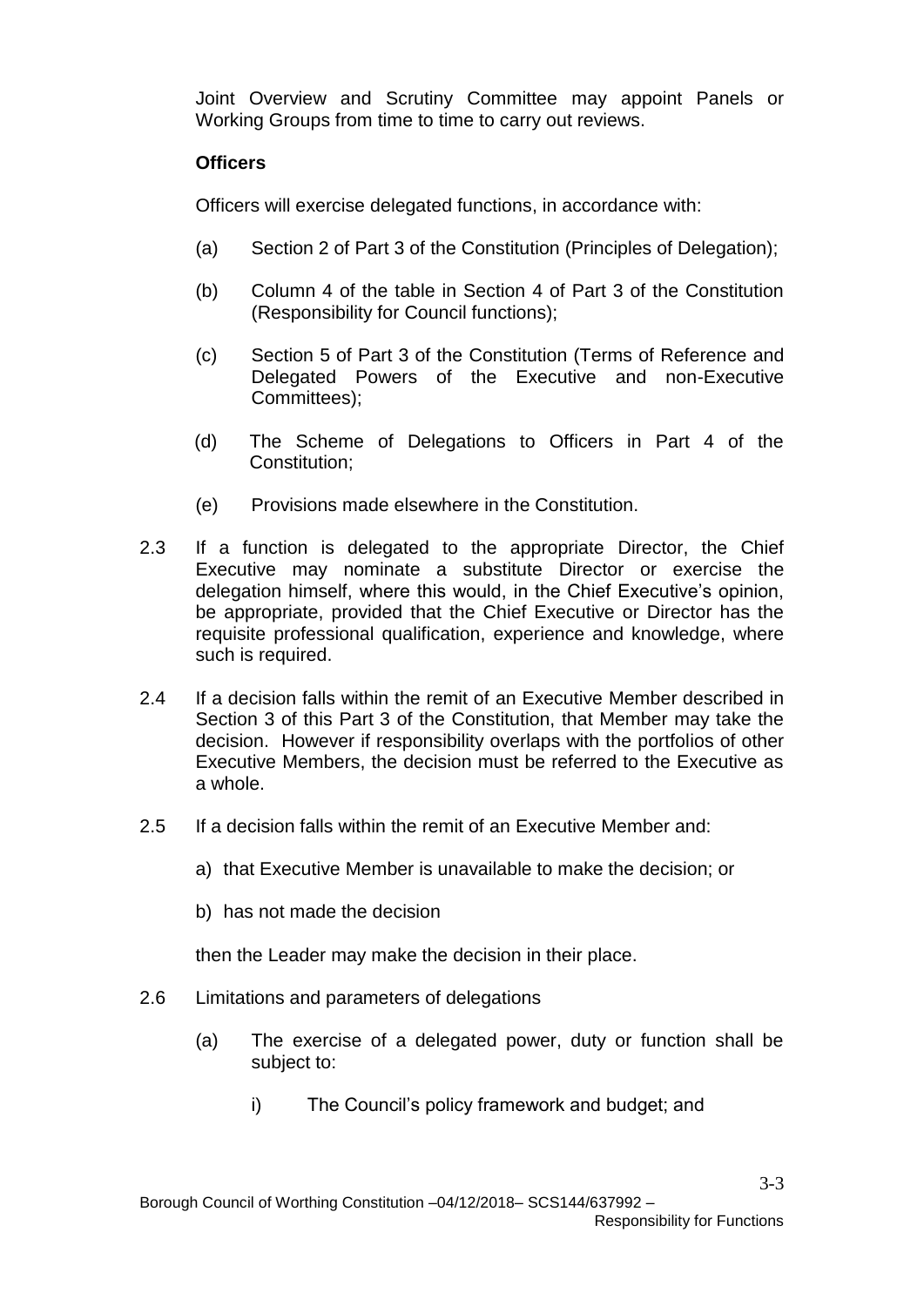Joint Overview and Scrutiny Committee may appoint Panels or Working Groups from time to time to carry out reviews.

**Officers**

Officers will exercise delegated functions, in accordance with:

(a) Section 2 of Part 3 of the Constitution (Principles of Delegation);

(b) Column 4 of the table in Section 4 of Part 3 of the Constitution (Responsibility for Council functions);

(c) Section 5 of Part 3 of the Constitution (Terms of Reference and Delegated Powers of the Executive and non-Executive Committees);

(d) The Scheme of Delegations to Officers in Part 4 of the Constitution;

(e) Provisions made elsewhere in the Constitution.

2.3 If a function is delegated to the appropriate Director, the Chief Executive may nominate a substitute Director or exercise the delegation himself, where this would, in the Chief Executive's opinion, be appropriate, provided that the Chief Executive or Director has the requisite professional qualification, experience and knowledge, where such is required.

2.4 If a decision falls within the remit of an Executive Member described in Section 3 of this Part 3 of the Constitution, that Member may take the decision. However if responsibility overlaps with the portfolios of other Executive Members, the decision must be referred to the Executive as a whole.

2.5 If a decision falls within the remit of an Executive Member and:

a) that Executive Member is unavailable to make the decision; or

b) has not made the decision

then the Leader may make the decision in their place.

2.6 Limitations and parameters of delegations

(a) The exercise of a delegated power, duty or function shall be subject to:

i) The Council's policy framework and budget; and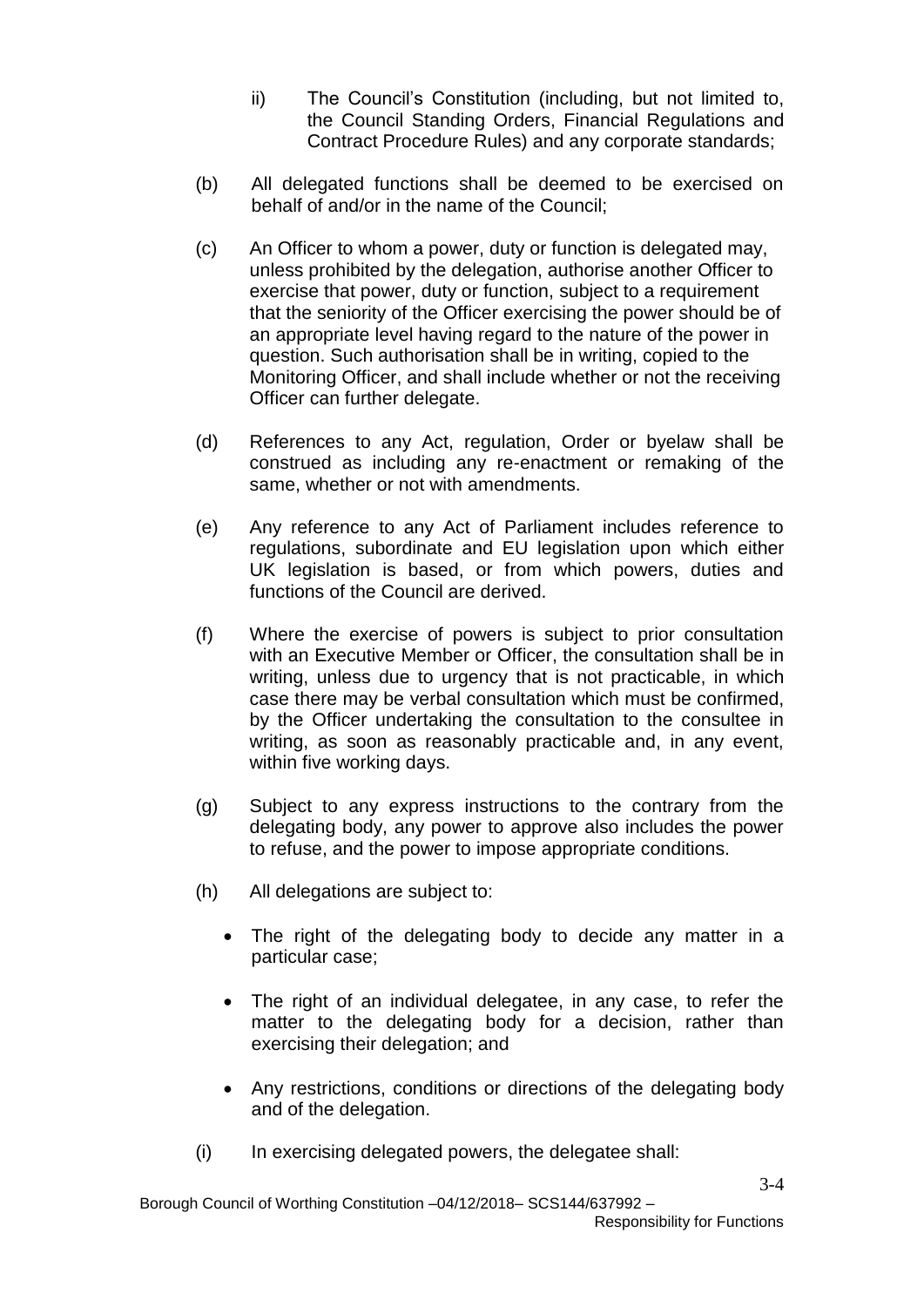ii) The Council's Constitution (including, but not limited to, the Council Standing Orders, Financial Regulations and Contract Procedure Rules) and any corporate standards;

(b) All delegated functions shall be deemed to be exercised on behalf of and/or in the name of the Council;

(c) An Officer to whom a power, duty or function is delegated may, unless prohibited by the delegation, authorise another Officer to exercise that power, duty or function, subject to a requirement that the seniority of the Officer exercising the power should be of an appropriate level having regard to the nature of the power in question. Such authorisation shall be in writing, copied to the Monitoring Officer, and shall include whether or not the receiving Officer can further delegate.

(d) References to any Act, regulation, Order or byelaw shall be construed as including any re-enactment or remaking of the same, whether or not with amendments.

(e) Any reference to any Act of Parliament includes reference to regulations, subordinate and EU legislation upon which either UK legislation is based, or from which powers, duties and functions of the Council are derived.

(f) Where the exercise of powers is subject to prior consultation with an Executive Member or Officer, the consultation shall be in writing, unless due to urgency that is not practicable, in which case there may be verbal consultation which must be confirmed, by the Officer undertaking the consultation to the consultee in writing, as soon as reasonably practicable and, in any event, within five working days.

(g) Subject to any express instructions to the contrary from the delegating body, any power to approve also includes the power to refuse, and the power to impose appropriate conditions.

(h) All delegations are subject to:

- The right of the delegating body to decide any matter in a particular case;
- The right of an individual delegatee, in any case, to refer the matter to the delegating body for a decision, rather than exercising their delegation; and
- Any restrictions, conditions or directions of the delegating body and of the delegation.

(i) In exercising delegated powers, the delegatee shall: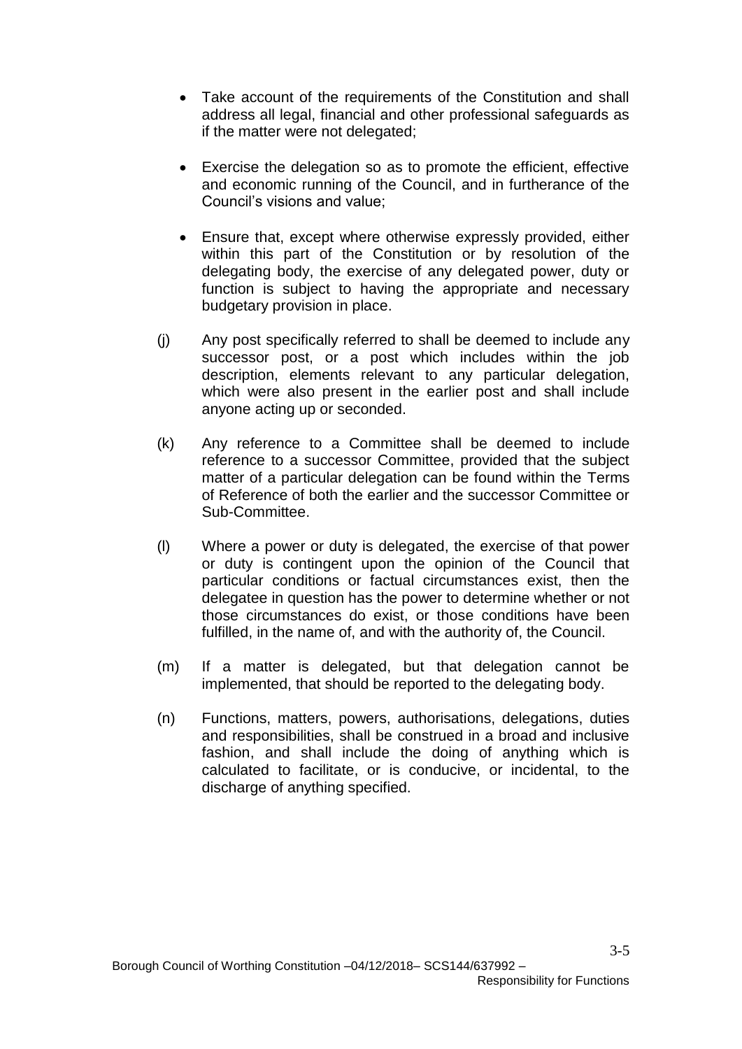- Take account of the requirements of the Constitution and shall address all legal, financial and other professional safeguards as if the matter were not delegated;

- Exercise the delegation so as to promote the efficient, effective and economic running of the Council, and in furtherance of the Council's visions and value;

- Ensure that, except where otherwise expressly provided, either within this part of the Constitution or by resolution of the delegating body, the exercise of any delegated power, duty or function is subject to having the appropriate and necessary budgetary provision in place.

(j) Any post specifically referred to shall be deemed to include any successor post, or a post which includes within the job description, elements relevant to any particular delegation, which were also present in the earlier post and shall include anyone acting up or seconded.

(k) Any reference to a Committee shall be deemed to include reference to a successor Committee, provided that the subject matter of a particular delegation can be found within the Terms of Reference of both the earlier and the successor Committee or Sub-Committee.

(l) Where a power or duty is delegated, the exercise of that power or duty is contingent upon the opinion of the Council that particular conditions or factual circumstances exist, then the delegatee in question has the power to determine whether or not those circumstances do exist, or those conditions have been fulfilled, in the name of, and with the authority of, the Council.

(m) If a matter is delegated, but that delegation cannot be implemented, that should be reported to the delegating body.

(n) Functions, matters, powers, authorisations, delegations, duties and responsibilities, shall be construed in a broad and inclusive fashion, and shall include the doing of anything which is calculated to facilitate, or is conducive, or incidental, to the discharge of anything specified.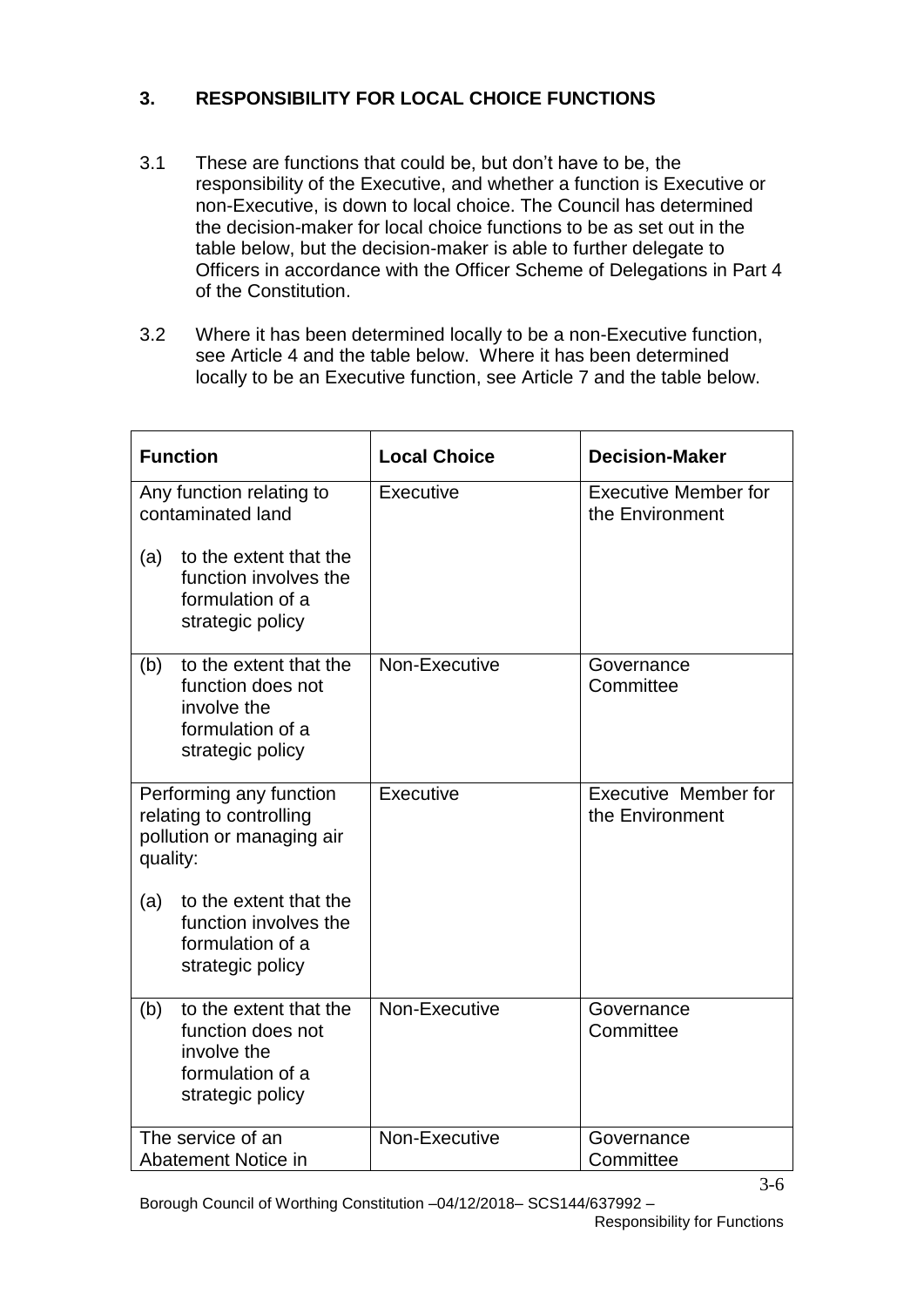### 3. RESPONSIBILITY FOR LOCAL CHOICE FUNCTIONS

3.1 These are functions that could be, but don't have to be, the responsibility of the Executive, and whether a function is Executive or non-Executive, is down to local choice. The Council has determined the decision-maker for local choice functions to be as set out in the table below, but the decision-maker is able to further delegate to Officers in accordance with the Officer Scheme of Delegations in Part 4 of the Constitution.

3.2 Where it has been determined locally to be a non-Executive function, see Article 4 and the table below. Where it has been determined locally to be an Executive function, see Article 7 and the table below.

| Function | Local Choice | Decision-Maker |
|---|---|---|
| Any function relating to contaminated land<br><br>(a) to the extent that the function involves the formulation of a strategic policy | Executive | Executive Member for the Environment |
| (b) to the extent that the function does not involve the formulation of a strategic policy | Non-Executive | Governance Committee |
| Performing any function relating to controlling pollution or managing air quality:<br><br>(a) to the extent that the function involves the formulation of a strategic policy | Executive | Executive Member for the Environment |
| (b) to the extent that the function does not involve the formulation of a strategic policy | Non-Executive | Governance Committee |
| The service of an Abatement Notice in | Non-Executive | Governance Committee |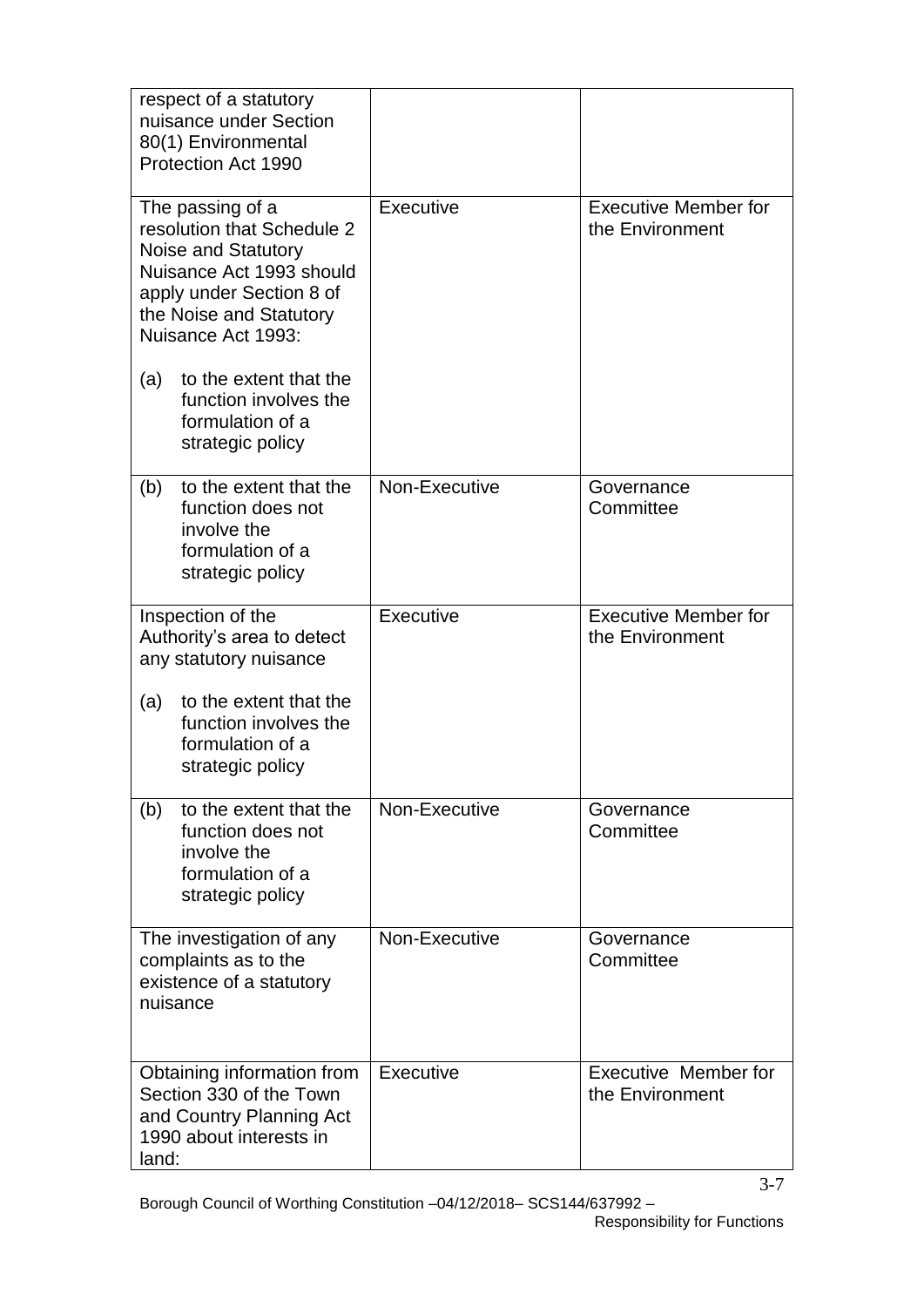| | | |
|---|---|---|
| respect of a statutory nuisance under Section 80(1) Environmental Protection Act 1990 | | |
| The passing of a resolution that Schedule 2 Noise and Statutory Nuisance Act 1993 should apply under Section 8 of the Noise and Statutory Nuisance Act 1993:<br><br>(a) to the extent that the function involves the formulation of a strategic policy | Executive | Executive Member for the Environment |
| (b) to the extent that the function does not involve the formulation of a strategic policy | Non-Executive | Governance Committee |
| Inspection of the Authority's area to detect any statutory nuisance<br><br>(a) to the extent that the function involves the formulation of a strategic policy | Executive | Executive Member for the Environment |
| (b) to the extent that the function does not involve the formulation of a strategic policy | Non-Executive | Governance Committee |
| The investigation of any complaints as to the existence of a statutory nuisance | Non-Executive | Governance Committee |
| Obtaining information from Section 330 of the Town and Country Planning Act 1990 about interests in land: | Executive | Executive Member for the Environment |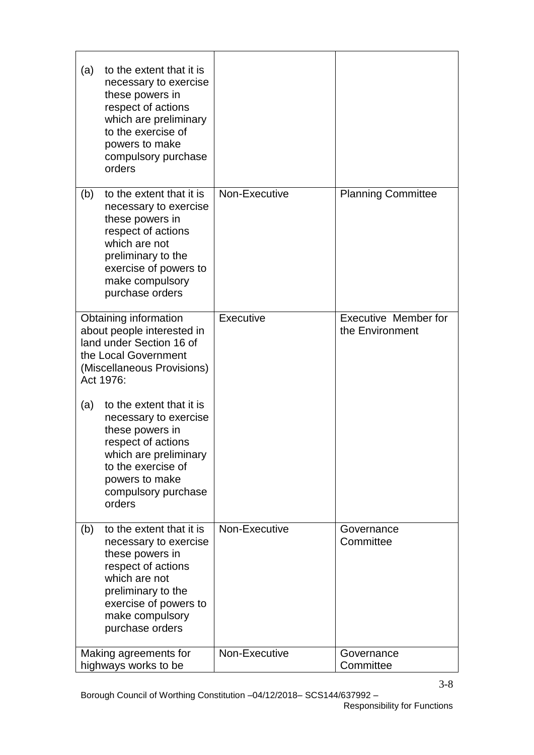| | | |
|---|---|---|
| (a) to the extent that it is necessary to exercise these powers in respect of actions which are preliminary to the exercise of powers to make compulsory purchase orders | | |
| (b) to the extent that it is necessary to exercise these powers in respect of actions which are not preliminary to the exercise of powers to make compulsory purchase orders | Non-Executive | Planning Committee |
| Obtaining information about people interested in land under Section 16 of the Local Government (Miscellaneous Provisions) Act 1976:<br><br>(a) to the extent that it is necessary to exercise these powers in respect of actions which are preliminary to the exercise of powers to make compulsory purchase orders | Executive | Executive Member for the Environment |
| (b) to the extent that it is necessary to exercise these powers in respect of actions which are not preliminary to the exercise of powers to make compulsory purchase orders | Non-Executive | Governance Committee |
| Making agreements for highways works to be | Non-Executive | Governance Committee |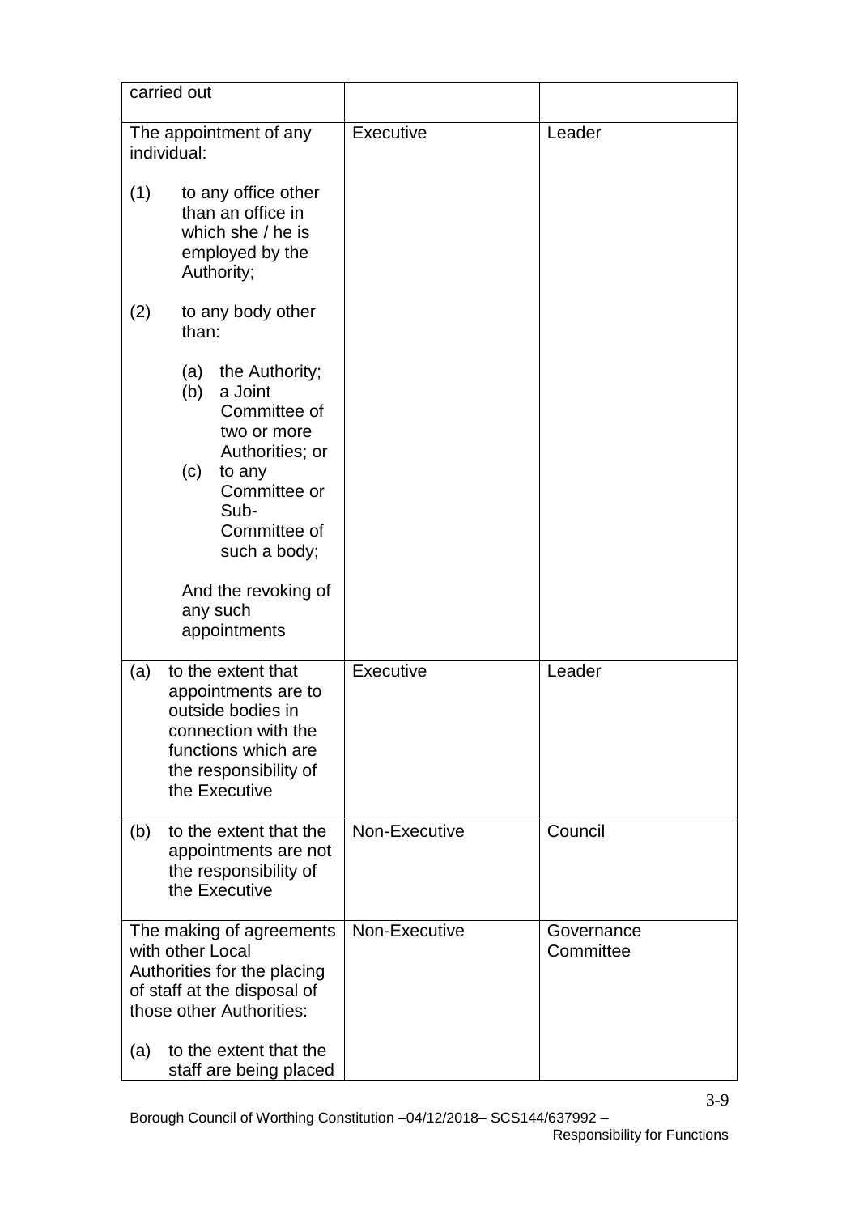| | | |
|---|---|---|
| carried out | | |
| The appointment of any individual:<br><br>(1) to any office other than an office in which she / he is employed by the Authority;<br><br>(2) to any body other than:<br><br>(a) the Authority;<br>(b) a Joint Committee of two or more Authorities; or<br>(c) to any Committee or Sub-Committee of such a body;<br><br>And the revoking of any such appointments | Executive | Leader |
| (a) to the extent that appointments are to outside bodies in connection with the functions which are the responsibility of the Executive | Executive | Leader |
| (b) to the extent that the appointments are not the responsibility of the Executive | Non-Executive | Council |
| The making of agreements with other Local Authorities for the placing of staff at the disposal of those other Authorities:<br><br>(a) to the extent that the staff are being placed | Non-Executive | Governance Committee |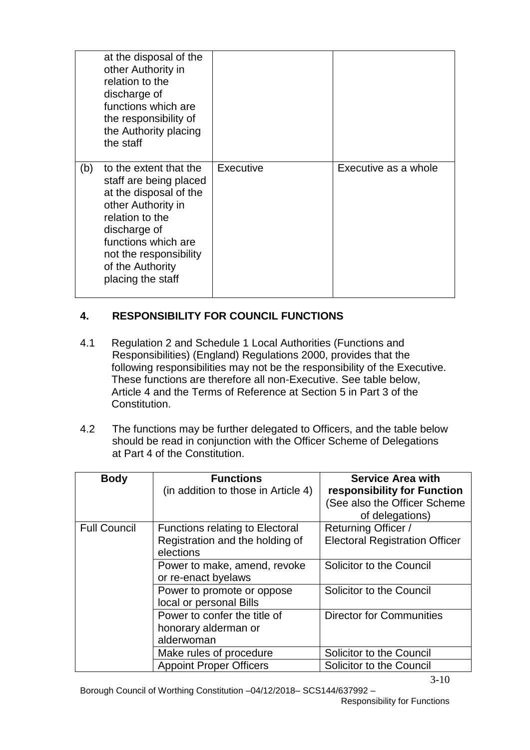| | | | |
|---|---|---|---|
| | at the disposal of the other Authority in relation to the discharge of functions which are the responsibility of the Authority placing the staff | | |
| (b) | to the extent that the staff are being placed at the disposal of the other Authority in relation to the discharge of functions which are not the responsibility of the Authority placing the staff | Executive | Executive as a whole |

## 4. RESPONSIBILITY FOR COUNCIL FUNCTIONS

4.1 Regulation 2 and Schedule 1 Local Authorities (Functions and Responsibilities) (England) Regulations 2000, provides that the following responsibilities may not be the responsibility of the Executive. These functions are therefore all non-Executive. See table below, Article 4 and the Terms of Reference at Section 5 in Part 3 of the Constitution.

4.2 The functions may be further delegated to Officers, and the table below should be read in conjunction with the Officer Scheme of Delegations at Part 4 of the Constitution.

| Body | Functions (in addition to those in Article 4) | Service Area with responsibility for Function (See also the Officer Scheme of delegations) |
|---|---|---|
| Full Council | Functions relating to Electoral Registration and the holding of elections | Returning Officer / Electoral Registration Officer |
| | Power to make, amend, revoke or re-enact byelaws | Solicitor to the Council |
| | Power to promote or oppose local or personal Bills | Solicitor to the Council |
| | Power to confer the title of honorary alderman or alderwoman | Director for Communities |
| | Make rules of procedure | Solicitor to the Council |
| | Appoint Proper Officers | Solicitor to the Council |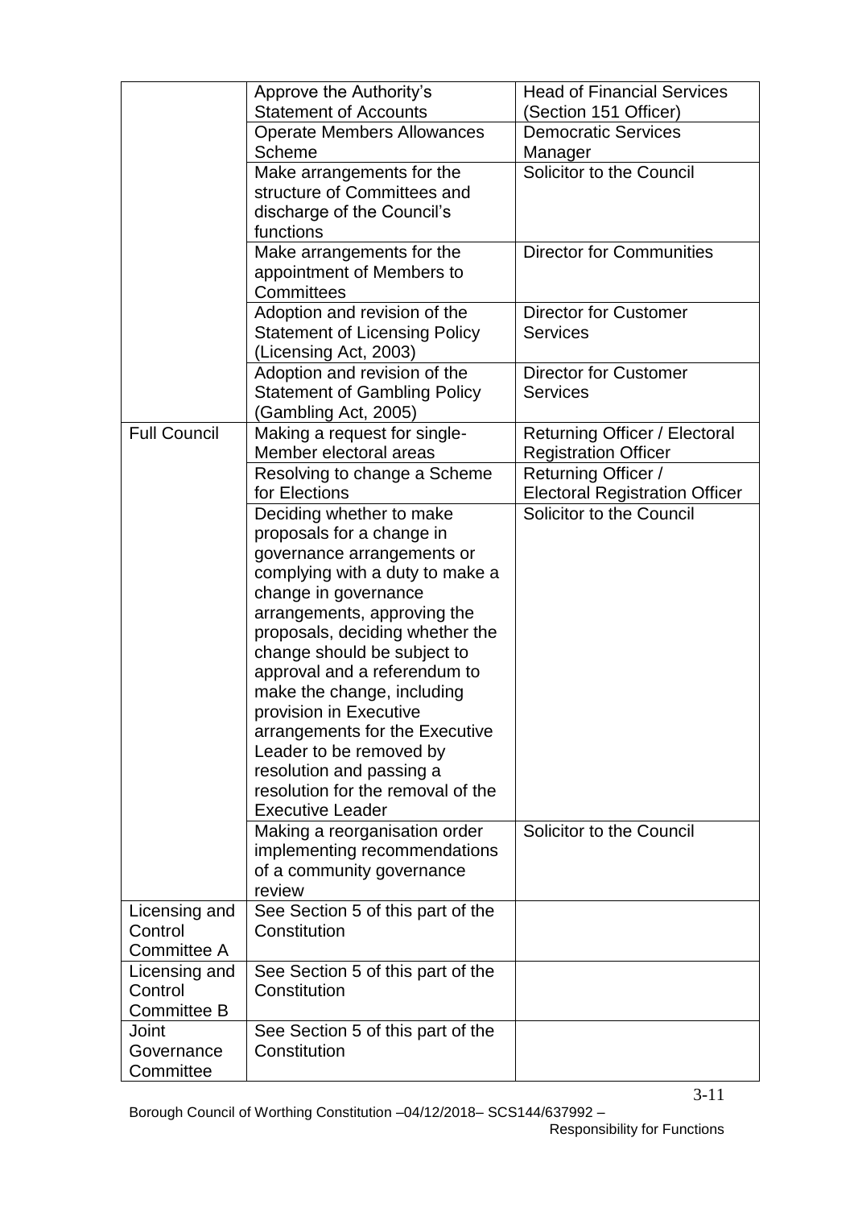| | | |
|---|---|---|
| | Approve the Authority's Statement of Accounts | Head of Financial Services (Section 151 Officer) |
| | Operate Members Allowances Scheme | Democratic Services Manager |
| | Make arrangements for the structure of Committees and discharge of the Council's functions | Solicitor to the Council |
| | Make arrangements for the appointment of Members to Committees | Director for Communities |
| | Adoption and revision of the Statement of Licensing Policy (Licensing Act, 2003) | Director for Customer Services |
| | Adoption and revision of the Statement of Gambling Policy (Gambling Act, 2005) | Director for Customer Services |
| Full Council | Making a request for single-Member electoral areas | Returning Officer / Electoral Registration Officer |
| | Resolving to change a Scheme for Elections | Returning Officer / Electoral Registration Officer |
| | Deciding whether to make proposals for a change in governance arrangements or complying with a duty to make a change in governance arrangements, approving the proposals, deciding whether the change should be subject to approval and a referendum to make the change, including provision in Executive arrangements for the Executive Leader to be removed by resolution and passing a resolution for the removal of the Executive Leader | Solicitor to the Council |
| | Making a reorganisation order implementing recommendations of a community governance review | Solicitor to the Council |
| Licensing and Control Committee A | See Section 5 of this part of the Constitution | |
| Licensing and Control Committee B | See Section 5 of this part of the Constitution | |
| Joint Governance Committee | See Section 5 of this part of the Constitution | |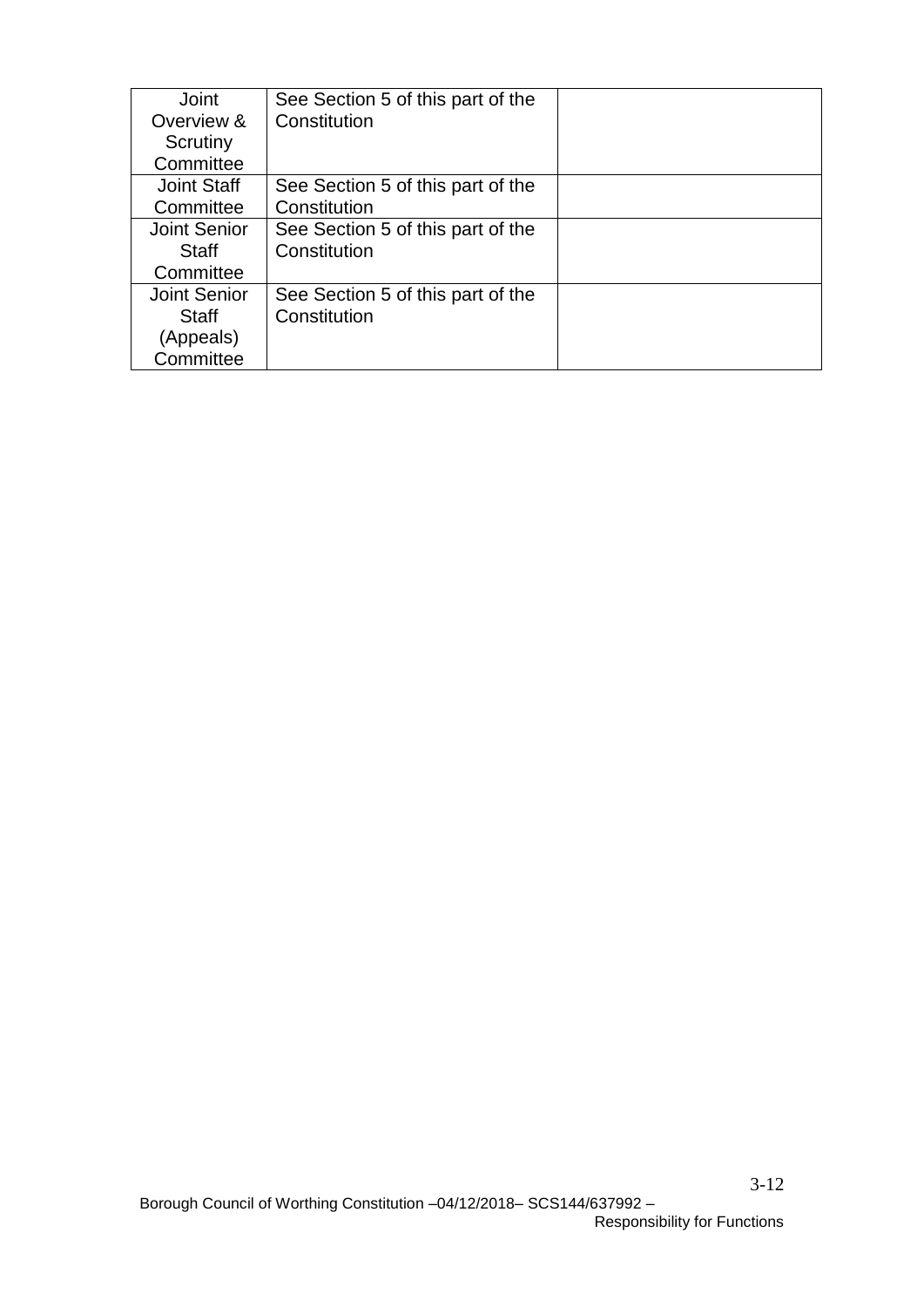| | | |
|---|---|---|
| Joint Overview & Scrutiny Committee | See Section 5 of this part of the Constitution | |
| Joint Staff Committee | See Section 5 of this part of the Constitution | |
| Joint Senior Staff Committee | See Section 5 of this part of the Constitution | |
| Joint Senior Staff (Appeals) Committee | See Section 5 of this part of the Constitution | |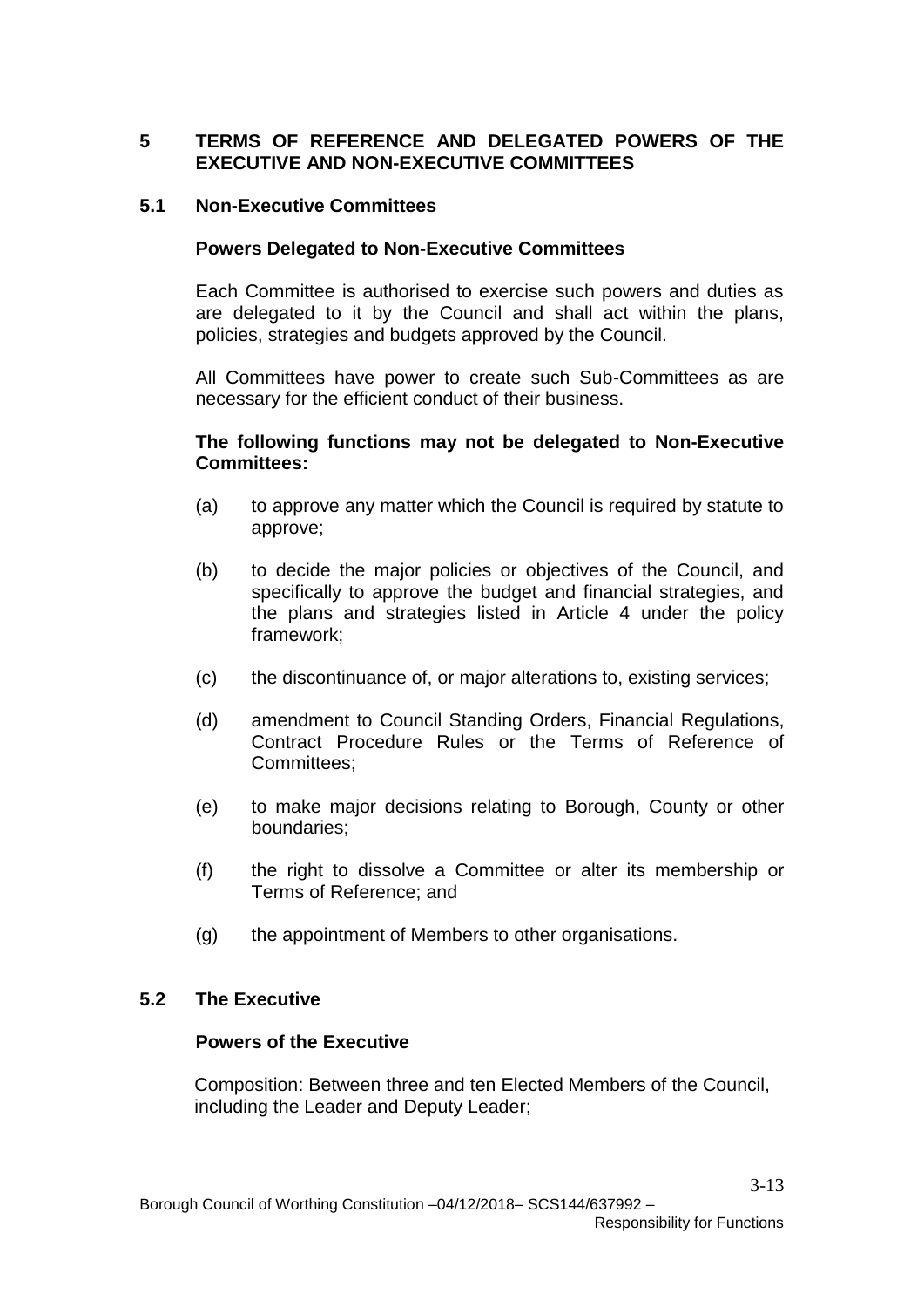## 5 TERMS OF REFERENCE AND DELEGATED POWERS OF THE EXECUTIVE AND NON-EXECUTIVE COMMITTEES

### 5.1 Non-Executive Committees

**Powers Delegated to Non-Executive Committees**

Each Committee is authorised to exercise such powers and duties as are delegated to it by the Council and shall act within the plans, policies, strategies and budgets approved by the Council.

All Committees have power to create such Sub-Committees as are necessary for the efficient conduct of their business.

**The following functions may not be delegated to Non-Executive Committees:**

(a) to approve any matter which the Council is required by statute to approve;

(b) to decide the major policies or objectives of the Council, and specifically to approve the budget and financial strategies, and the plans and strategies listed in Article 4 under the policy framework;

(c) the discontinuance of, or major alterations to, existing services;

(d) amendment to Council Standing Orders, Financial Regulations, Contract Procedure Rules or the Terms of Reference of Committees;

(e) to make major decisions relating to Borough, County or other boundaries;

(f) the right to dissolve a Committee or alter its membership or Terms of Reference; and

(g) the appointment of Members to other organisations.

### 5.2 The Executive

**Powers of the Executive**

Composition: Between three and ten Elected Members of the Council, including the Leader and Deputy Leader;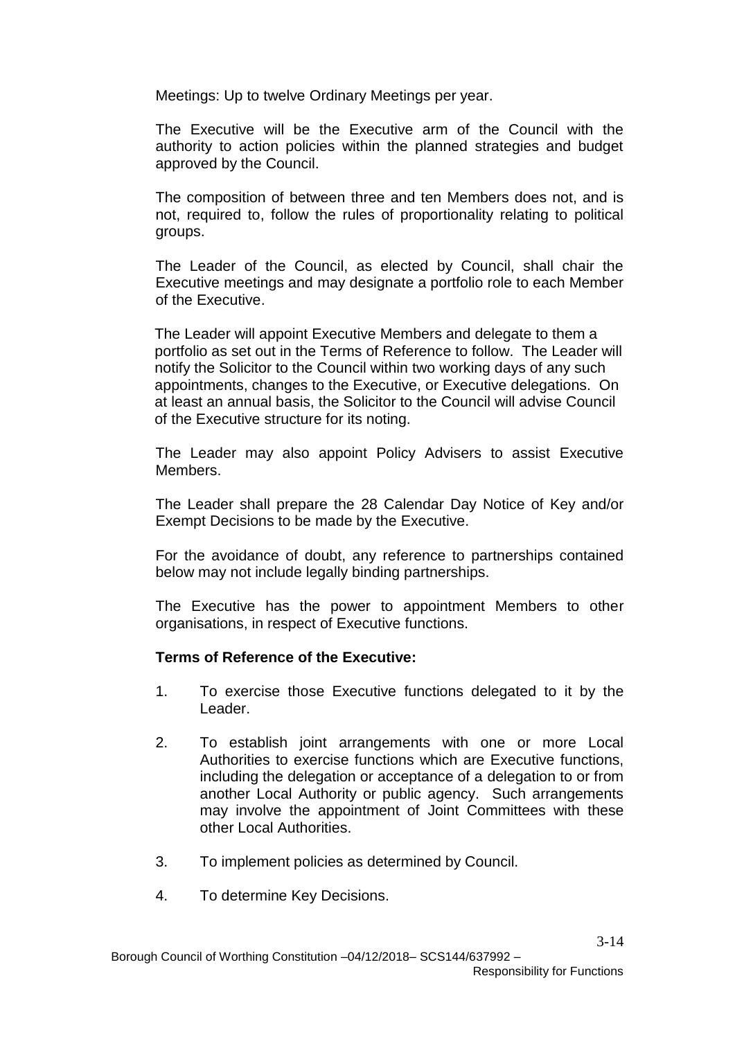Meetings: Up to twelve Ordinary Meetings per year.

The Executive will be the Executive arm of the Council with the authority to action policies within the planned strategies and budget approved by the Council.

The composition of between three and ten Members does not, and is not, required to, follow the rules of proportionality relating to political groups.

The Leader of the Council, as elected by Council, shall chair the Executive meetings and may designate a portfolio role to each Member of the Executive.

The Leader will appoint Executive Members and delegate to them a portfolio as set out in the Terms of Reference to follow. The Leader will notify the Solicitor to the Council within two working days of any such appointments, changes to the Executive, or Executive delegations. On at least an annual basis, the Solicitor to the Council will advise Council of the Executive structure for its noting.

The Leader may also appoint Policy Advisers to assist Executive Members.

The Leader shall prepare the 28 Calendar Day Notice of Key and/or Exempt Decisions to be made by the Executive.

For the avoidance of doubt, any reference to partnerships contained below may not include legally binding partnerships.

The Executive has the power to appointment Members to other organisations, in respect of Executive functions.

**Terms of Reference of the Executive:**

1. To exercise those Executive functions delegated to it by the Leader.

2. To establish joint arrangements with one or more Local Authorities to exercise functions which are Executive functions, including the delegation or acceptance of a delegation to or from another Local Authority or public agency. Such arrangements may involve the appointment of Joint Committees with these other Local Authorities.

3. To implement policies as determined by Council.

4. To determine Key Decisions.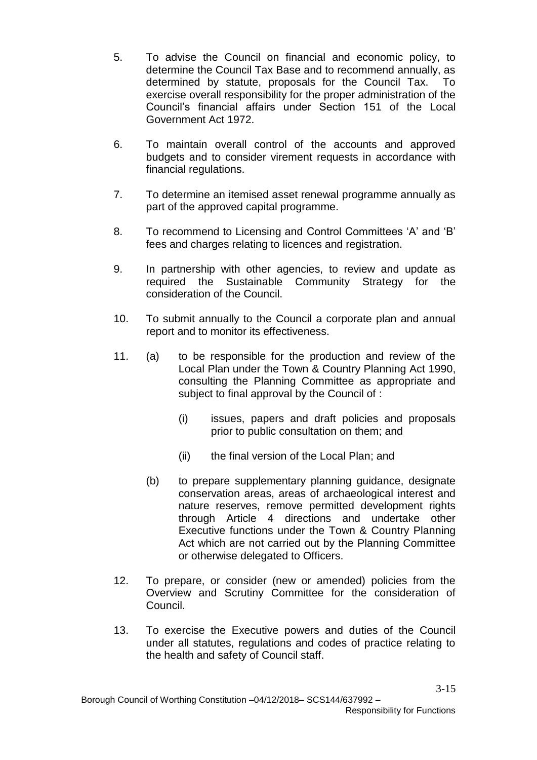5. To advise the Council on financial and economic policy, to determine the Council Tax Base and to recommend annually, as determined by statute, proposals for the Council Tax. To exercise overall responsibility for the proper administration of the Council's financial affairs under Section 151 of the Local Government Act 1972.

6. To maintain overall control of the accounts and approved budgets and to consider virement requests in accordance with financial regulations.

7. To determine an itemised asset renewal programme annually as part of the approved capital programme.

8. To recommend to Licensing and Control Committees 'A' and 'B' fees and charges relating to licences and registration.

9. In partnership with other agencies, to review and update as required the Sustainable Community Strategy for the consideration of the Council.

10. To submit annually to the Council a corporate plan and annual report and to monitor its effectiveness.

11. (a) to be responsible for the production and review of the Local Plan under the Town & Country Planning Act 1990, consulting the Planning Committee as appropriate and subject to final approval by the Council of :

    (i) issues, papers and draft policies and proposals prior to public consultation on them; and

    (ii) the final version of the Local Plan; and

    (b) to prepare supplementary planning guidance, designate conservation areas, areas of archaeological interest and nature reserves, remove permitted development rights through Article 4 directions and undertake other Executive functions under the Town & Country Planning Act which are not carried out by the Planning Committee or otherwise delegated to Officers.

12. To prepare, or consider (new or amended) policies from the Overview and Scrutiny Committee for the consideration of Council.

13. To exercise the Executive powers and duties of the Council under all statutes, regulations and codes of practice relating to the health and safety of Council staff.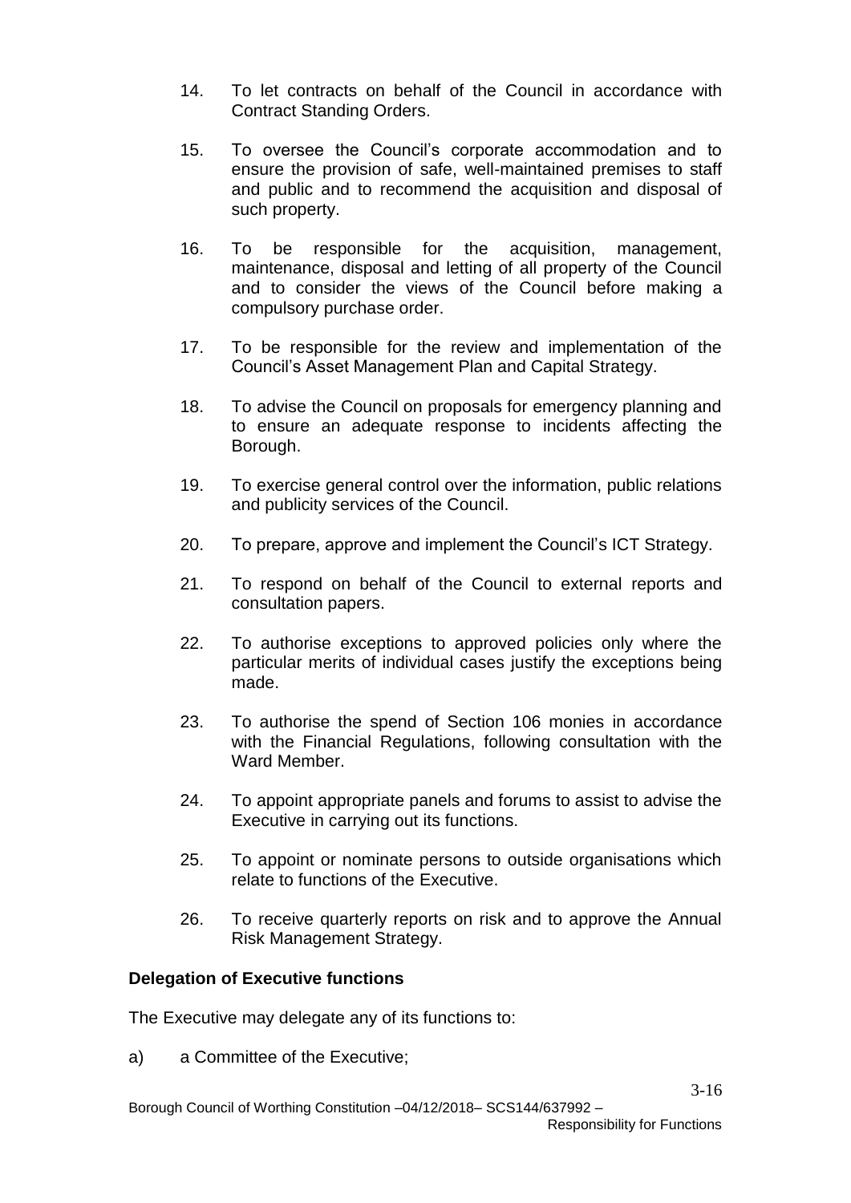14. To let contracts on behalf of the Council in accordance with Contract Standing Orders.

15. To oversee the Council's corporate accommodation and to ensure the provision of safe, well-maintained premises to staff and public and to recommend the acquisition and disposal of such property.

16. To be responsible for the acquisition, management, maintenance, disposal and letting of all property of the Council and to consider the views of the Council before making a compulsory purchase order.

17. To be responsible for the review and implementation of the Council's Asset Management Plan and Capital Strategy.

18. To advise the Council on proposals for emergency planning and to ensure an adequate response to incidents affecting the Borough.

19. To exercise general control over the information, public relations and publicity services of the Council.

20. To prepare, approve and implement the Council's ICT Strategy.

21. To respond on behalf of the Council to external reports and consultation papers.

22. To authorise exceptions to approved policies only where the particular merits of individual cases justify the exceptions being made.

23. To authorise the spend of Section 106 monies in accordance with the Financial Regulations, following consultation with the Ward Member.

24. To appoint appropriate panels and forums to assist to advise the Executive in carrying out its functions.

25. To appoint or nominate persons to outside organisations which relate to functions of the Executive.

26. To receive quarterly reports on risk and to approve the Annual Risk Management Strategy.

**Delegation of Executive functions**

The Executive may delegate any of its functions to:

a) a Committee of the Executive;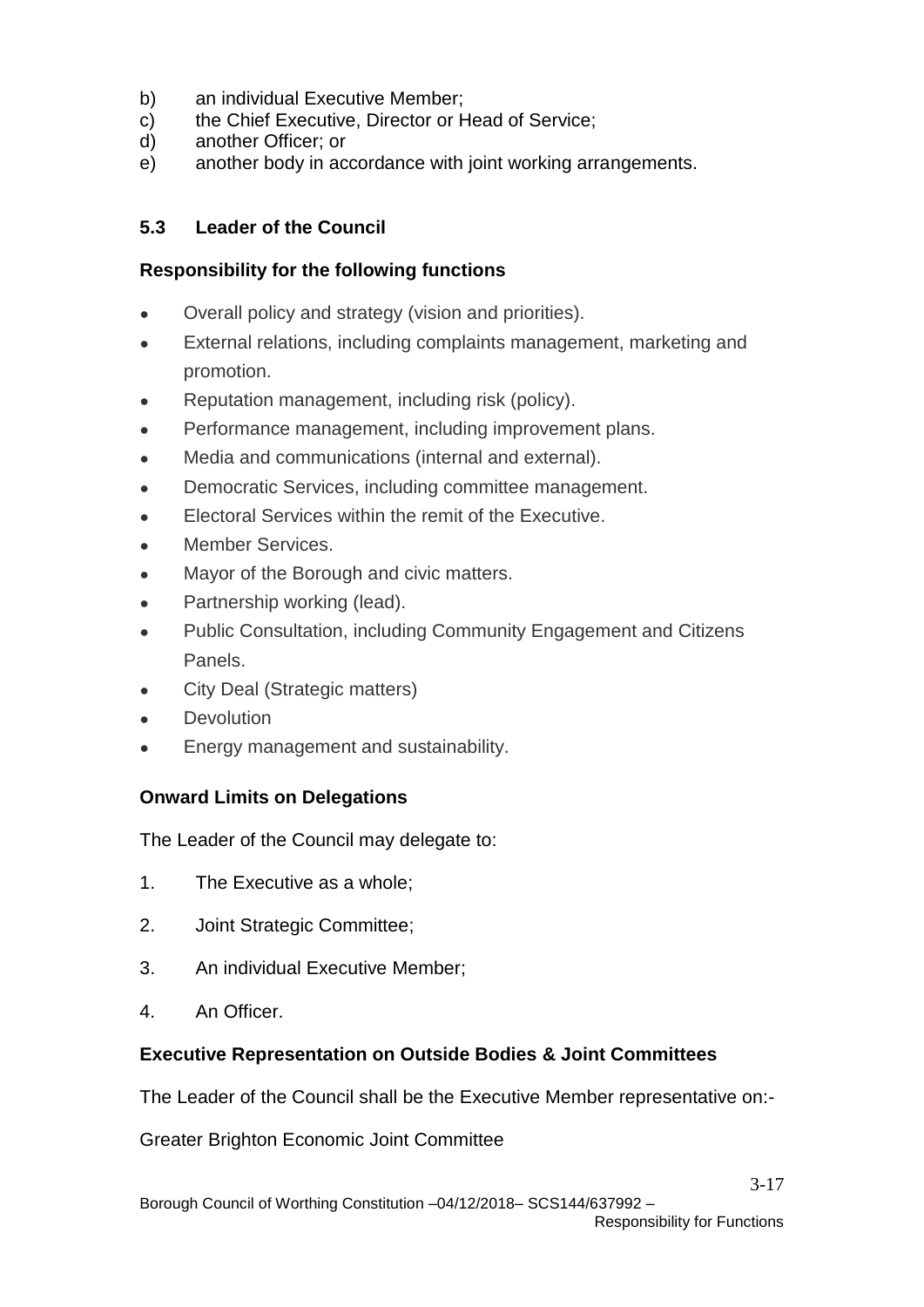b) an individual Executive Member;
c) the Chief Executive, Director or Head of Service;
d) another Officer; or
e) another body in accordance with joint working arrangements.

### 5.3 Leader of the Council

**Responsibility for the following functions**

- Overall policy and strategy (vision and priorities).
- External relations, including complaints management, marketing and promotion.
- Reputation management, including risk (policy).
- Performance management, including improvement plans.
- Media and communications (internal and external).
- Democratic Services, including committee management.
- Electoral Services within the remit of the Executive.
- Member Services.
- Mayor of the Borough and civic matters.
- Partnership working (lead).
- Public Consultation, including Community Engagement and Citizens Panels.
- City Deal (Strategic matters)
- Devolution
- Energy management and sustainability.

**Onward Limits on Delegations**

The Leader of the Council may delegate to:

1. The Executive as a whole;
2. Joint Strategic Committee;
3. An individual Executive Member;
4. An Officer.

**Executive Representation on Outside Bodies & Joint Committees**

The Leader of the Council shall be the Executive Member representative on:-

Greater Brighton Economic Joint Committee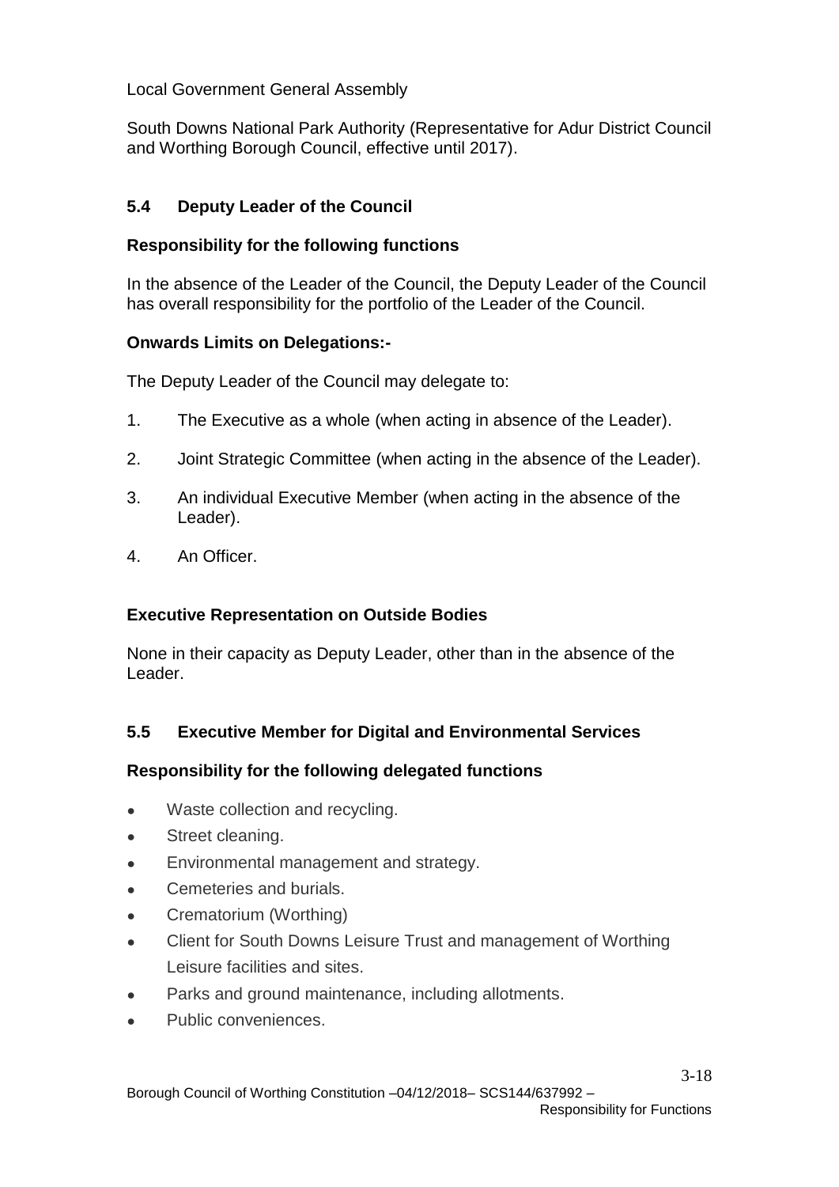Local Government General Assembly

South Downs National Park Authority (Representative for Adur District Council and Worthing Borough Council, effective until 2017).

### 5.4 Deputy Leader of the Council

**Responsibility for the following functions**

In the absence of the Leader of the Council, the Deputy Leader of the Council has overall responsibility for the portfolio of the Leader of the Council.

**Onwards Limits on Delegations:-**

The Deputy Leader of the Council may delegate to:

1. The Executive as a whole (when acting in absence of the Leader).
2. Joint Strategic Committee (when acting in the absence of the Leader).
3. An individual Executive Member (when acting in the absence of the Leader).
4. An Officer.

**Executive Representation on Outside Bodies**

None in their capacity as Deputy Leader, other than in the absence of the Leader.

### 5.5 Executive Member for Digital and Environmental Services

**Responsibility for the following delegated functions**

- Waste collection and recycling.
- Street cleaning.
- Environmental management and strategy.
- Cemeteries and burials.
- Crematorium (Worthing)
- Client for South Downs Leisure Trust and management of Worthing Leisure facilities and sites.
- Parks and ground maintenance, including allotments.
- Public conveniences.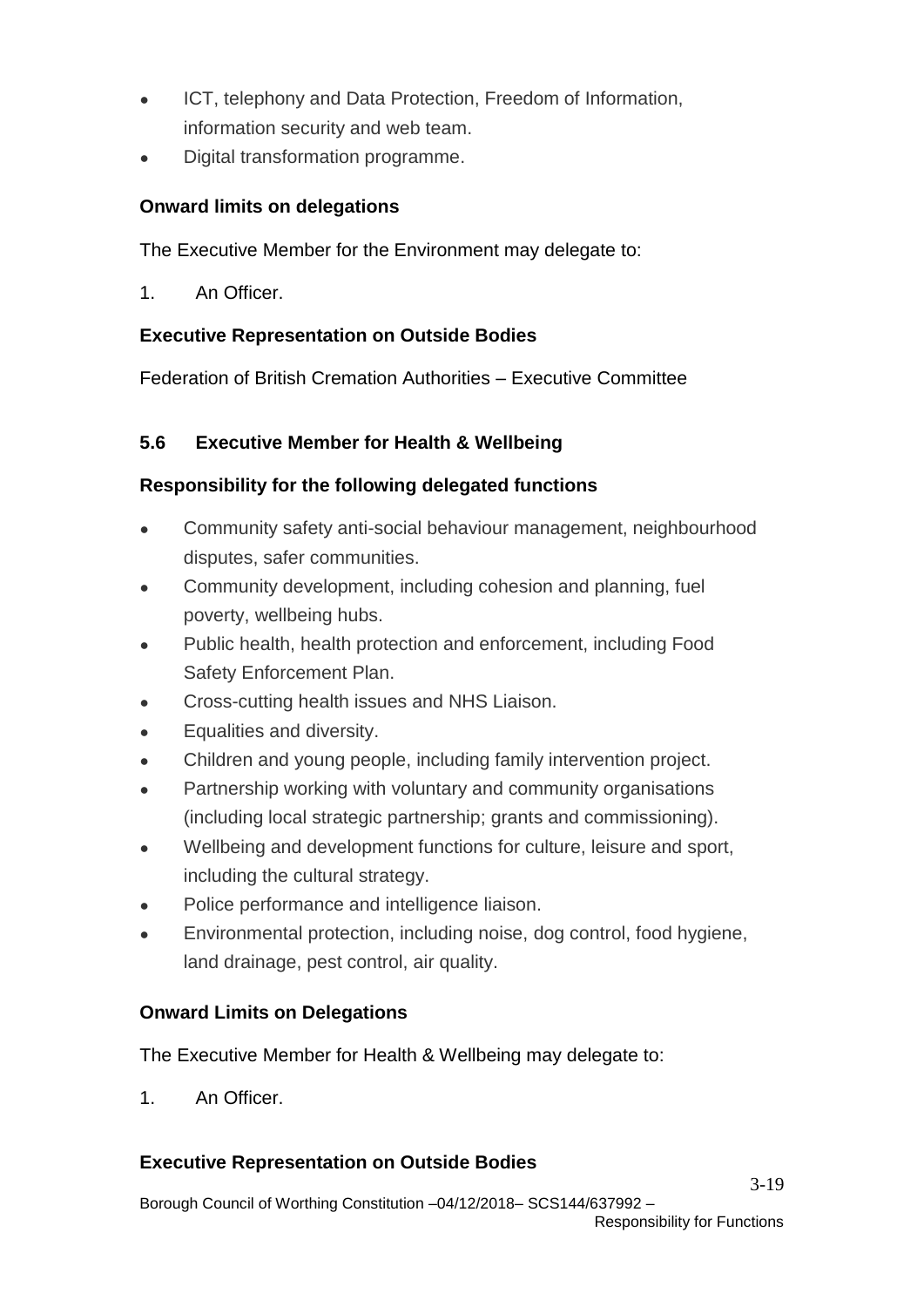- ICT, telephony and Data Protection, Freedom of Information, information security and web team.
- Digital transformation programme.

**Onward limits on delegations**

The Executive Member for the Environment may delegate to:

1. An Officer.

**Executive Representation on Outside Bodies**

Federation of British Cremation Authorities – Executive Committee

### 5.6 Executive Member for Health & Wellbeing

**Responsibility for the following delegated functions**

- Community safety anti-social behaviour management, neighbourhood disputes, safer communities.
- Community development, including cohesion and planning, fuel poverty, wellbeing hubs.
- Public health, health protection and enforcement, including Food Safety Enforcement Plan.
- Cross-cutting health issues and NHS Liaison.
- Equalities and diversity.
- Children and young people, including family intervention project.
- Partnership working with voluntary and community organisations (including local strategic partnership; grants and commissioning).
- Wellbeing and development functions for culture, leisure and sport, including the cultural strategy.
- Police performance and intelligence liaison.
- Environmental protection, including noise, dog control, food hygiene, land drainage, pest control, air quality.

**Onward Limits on Delegations**

The Executive Member for Health & Wellbeing may delegate to:

1. An Officer.

**Executive Representation on Outside Bodies**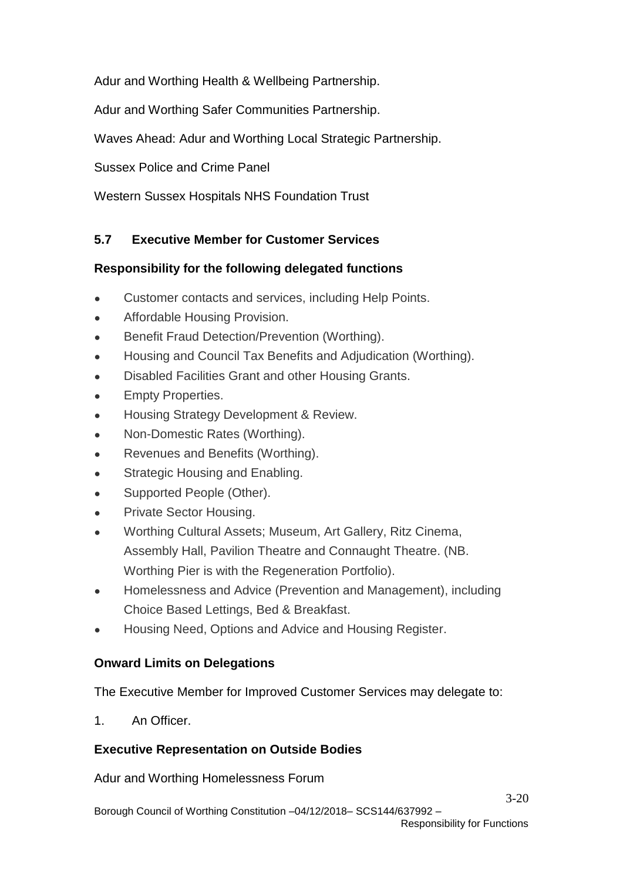Adur and Worthing Health & Wellbeing Partnership.

Adur and Worthing Safer Communities Partnership.

Waves Ahead: Adur and Worthing Local Strategic Partnership.

Sussex Police and Crime Panel

Western Sussex Hospitals NHS Foundation Trust

### 5.7 Executive Member for Customer Services

**Responsibility for the following delegated functions**

- Customer contacts and services, including Help Points.
- Affordable Housing Provision.
- Benefit Fraud Detection/Prevention (Worthing).
- Housing and Council Tax Benefits and Adjudication (Worthing).
- Disabled Facilities Grant and other Housing Grants.
- Empty Properties.
- Housing Strategy Development & Review.
- Non-Domestic Rates (Worthing).
- Revenues and Benefits (Worthing).
- Strategic Housing and Enabling.
- Supported People (Other).
- Private Sector Housing.
- Worthing Cultural Assets; Museum, Art Gallery, Ritz Cinema, Assembly Hall, Pavilion Theatre and Connaught Theatre. (NB. Worthing Pier is with the Regeneration Portfolio).
- Homelessness and Advice (Prevention and Management), including Choice Based Lettings, Bed & Breakfast.
- Housing Need, Options and Advice and Housing Register.

**Onward Limits on Delegations**

The Executive Member for Improved Customer Services may delegate to:

1. An Officer.

**Executive Representation on Outside Bodies**

Adur and Worthing Homelessness Forum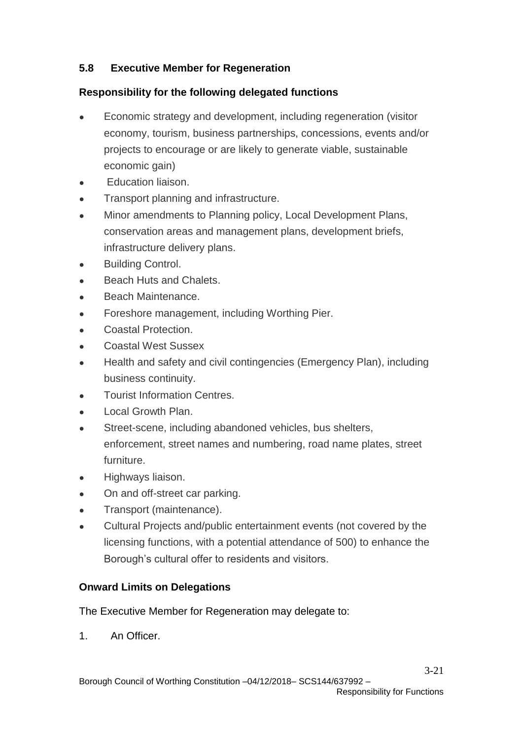### 5.8 Executive Member for Regeneration

**Responsibility for the following delegated functions**

- Economic strategy and development, including regeneration (visitor economy, tourism, business partnerships, concessions, events and/or projects to encourage or are likely to generate viable, sustainable economic gain)
- Education liaison.
- Transport planning and infrastructure.
- Minor amendments to Planning policy, Local Development Plans, conservation areas and management plans, development briefs, infrastructure delivery plans.
- Building Control.
- Beach Huts and Chalets.
- Beach Maintenance.
- Foreshore management, including Worthing Pier.
- Coastal Protection.
- Coastal West Sussex
- Health and safety and civil contingencies (Emergency Plan), including business continuity.
- Tourist Information Centres.
- Local Growth Plan.
- Street-scene, including abandoned vehicles, bus shelters, enforcement, street names and numbering, road name plates, street furniture.
- Highways liaison.
- On and off-street car parking.
- Transport (maintenance).
- Cultural Projects and/public entertainment events (not covered by the licensing functions, with a potential attendance of 500) to enhance the Borough's cultural offer to residents and visitors.

**Onward Limits on Delegations**

The Executive Member for Regeneration may delegate to:

1. An Officer.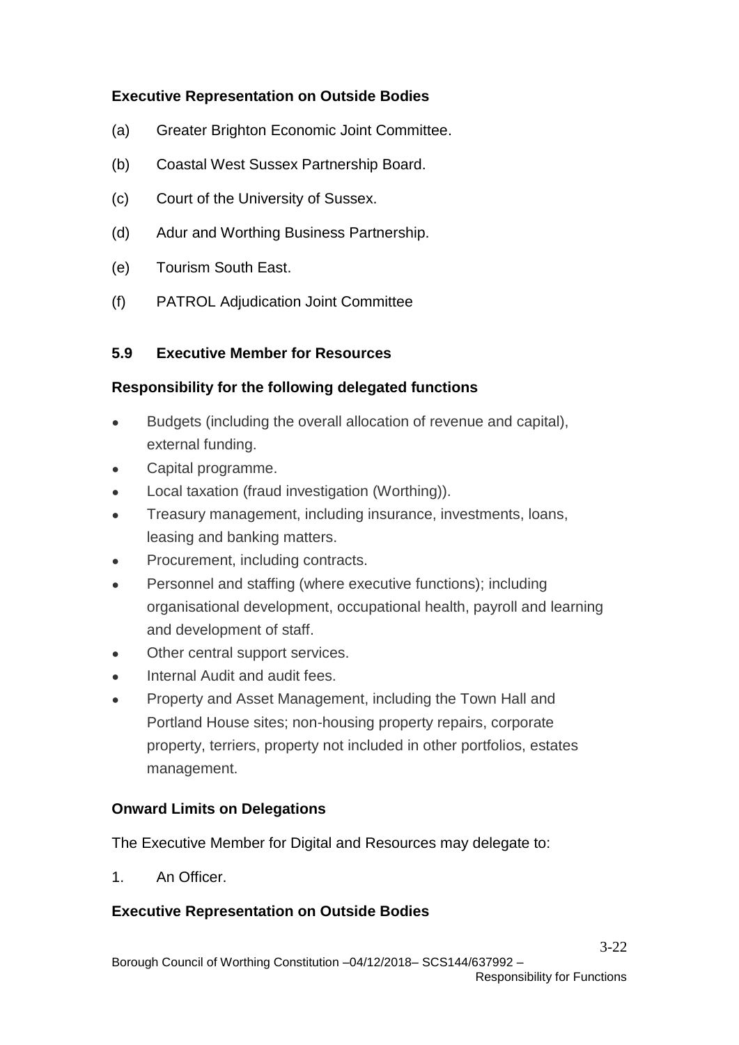**Executive Representation on Outside Bodies**

(a) Greater Brighton Economic Joint Committee.

(b) Coastal West Sussex Partnership Board.

(c) Court of the University of Sussex.

(d) Adur and Worthing Business Partnership.

(e) Tourism South East.

(f) PATROL Adjudication Joint Committee

## 5.9 Executive Member for Resources

**Responsibility for the following delegated functions**

- Budgets (including the overall allocation of revenue and capital), external funding.
- Capital programme.
- Local taxation (fraud investigation (Worthing)).
- Treasury management, including insurance, investments, loans, leasing and banking matters.
- Procurement, including contracts.
- Personnel and staffing (where executive functions); including organisational development, occupational health, payroll and learning and development of staff.
- Other central support services.
- Internal Audit and audit fees.
- Property and Asset Management, including the Town Hall and Portland House sites; non-housing property repairs, corporate property, terriers, property not included in other portfolios, estates management.

**Onward Limits on Delegations**

The Executive Member for Digital and Resources may delegate to:

1. An Officer.

**Executive Representation on Outside Bodies**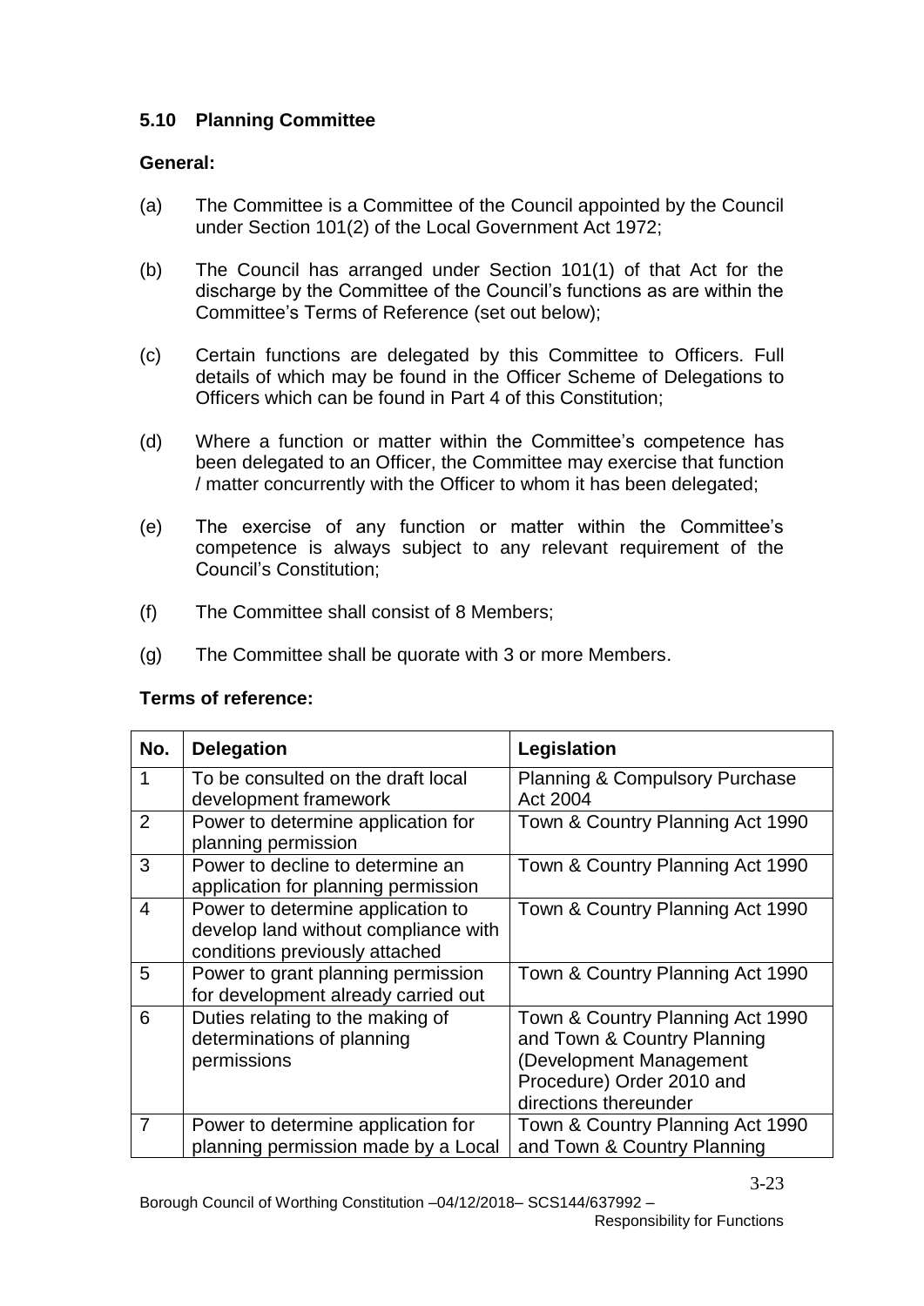### 5.10 Planning Committee

**General:**

(a) The Committee is a Committee of the Council appointed by the Council under Section 101(2) of the Local Government Act 1972;

(b) The Council has arranged under Section 101(1) of that Act for the discharge by the Committee of the Council's functions as are within the Committee's Terms of Reference (set out below);

(c) Certain functions are delegated by this Committee to Officers. Full details of which may be found in the Officer Scheme of Delegations to Officers which can be found in Part 4 of this Constitution;

(d) Where a function or matter within the Committee's competence has been delegated to an Officer, the Committee may exercise that function / matter concurrently with the Officer to whom it has been delegated;

(e) The exercise of any function or matter within the Committee's competence is always subject to any relevant requirement of the Council's Constitution;

(f) The Committee shall consist of 8 Members;

(g) The Committee shall be quorate with 3 or more Members.

**Terms of reference:**

| No. | Delegation | Legislation |
|---|---|---|
| 1 | To be consulted on the draft local development framework | Planning & Compulsory Purchase Act 2004 |
| 2 | Power to determine application for planning permission | Town & Country Planning Act 1990 |
| 3 | Power to decline to determine an application for planning permission | Town & Country Planning Act 1990 |
| 4 | Power to determine application to develop land without compliance with conditions previously attached | Town & Country Planning Act 1990 |
| 5 | Power to grant planning permission for development already carried out | Town & Country Planning Act 1990 |
| 6 | Duties relating to the making of determinations of planning permissions | Town & Country Planning Act 1990 and Town & Country Planning (Development Management Procedure) Order 2010 and directions thereunder |
| 7 | Power to determine application for planning permission made by a Local | Town & Country Planning Act 1990 and Town & Country Planning |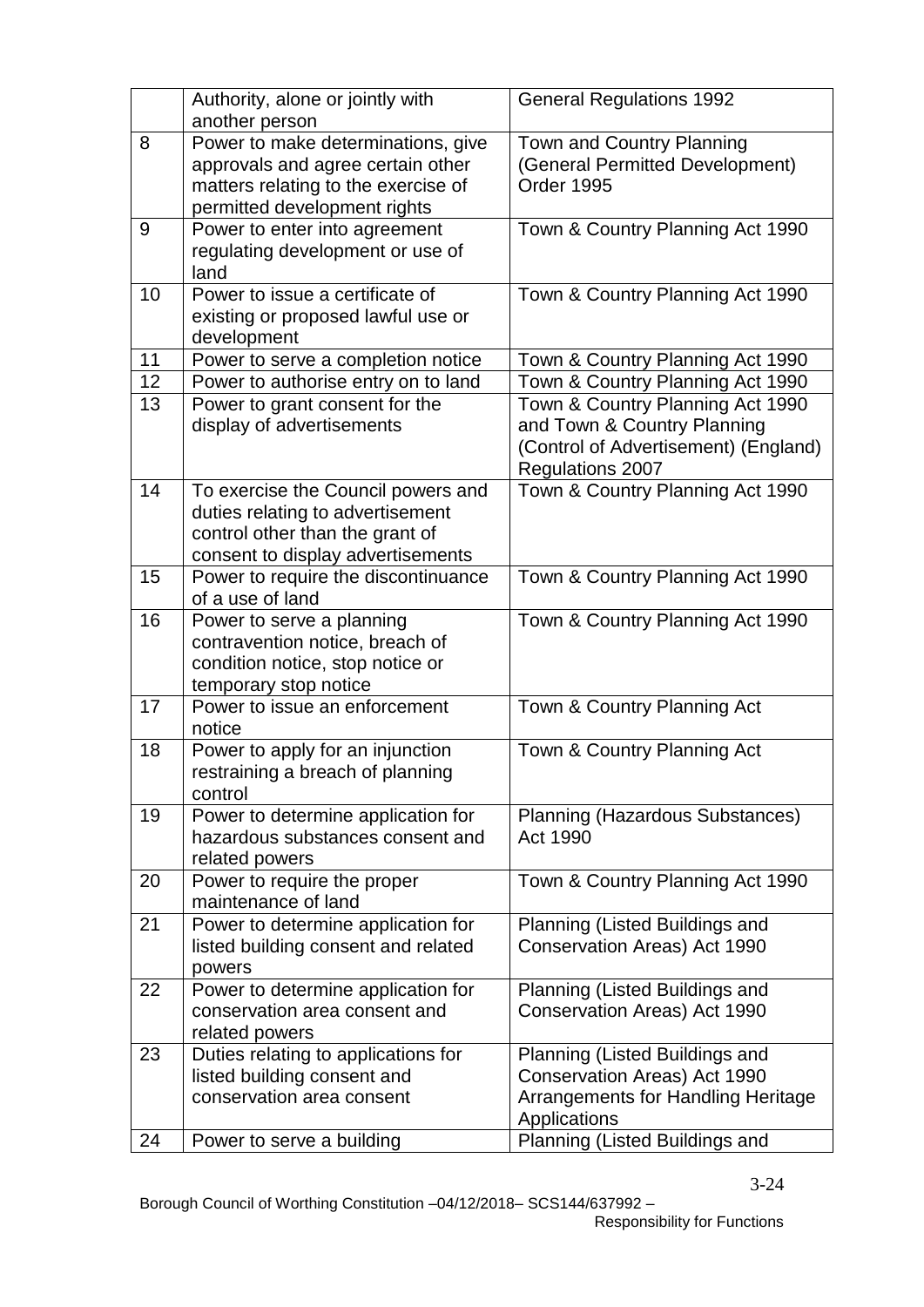| | | |
|---|---|---|
| | Authority, alone or jointly with another person | General Regulations 1992 |
| 8 | Power to make determinations, give approvals and agree certain other matters relating to the exercise of permitted development rights | Town and Country Planning (General Permitted Development) Order 1995 |
| 9 | Power to enter into agreement regulating development or use of land | Town & Country Planning Act 1990 |
| 10 | Power to issue a certificate of existing or proposed lawful use or development | Town & Country Planning Act 1990 |
| 11 | Power to serve a completion notice | Town & Country Planning Act 1990 |
| 12 | Power to authorise entry on to land | Town & Country Planning Act 1990 |
| 13 | Power to grant consent for the display of advertisements | Town & Country Planning Act 1990 and Town & Country Planning (Control of Advertisement) (England) Regulations 2007 |
| 14 | To exercise the Council powers and duties relating to advertisement control other than the grant of consent to display advertisements | Town & Country Planning Act 1990 |
| 15 | Power to require the discontinuance of a use of land | Town & Country Planning Act 1990 |
| 16 | Power to serve a planning contravention notice, breach of condition notice, stop notice or temporary stop notice | Town & Country Planning Act 1990 |
| 17 | Power to issue an enforcement notice | Town & Country Planning Act |
| 18 | Power to apply for an injunction restraining a breach of planning control | Town & Country Planning Act |
| 19 | Power to determine application for hazardous substances consent and related powers | Planning (Hazardous Substances) Act 1990 |
| 20 | Power to require the proper maintenance of land | Town & Country Planning Act 1990 |
| 21 | Power to determine application for listed building consent and related powers | Planning (Listed Buildings and Conservation Areas) Act 1990 |
| 22 | Power to determine application for conservation area consent and related powers | Planning (Listed Buildings and Conservation Areas) Act 1990 |
| 23 | Duties relating to applications for listed building consent and conservation area consent | Planning (Listed Buildings and Conservation Areas) Act 1990 Arrangements for Handling Heritage Applications |
| 24 | Power to serve a building | Planning (Listed Buildings and |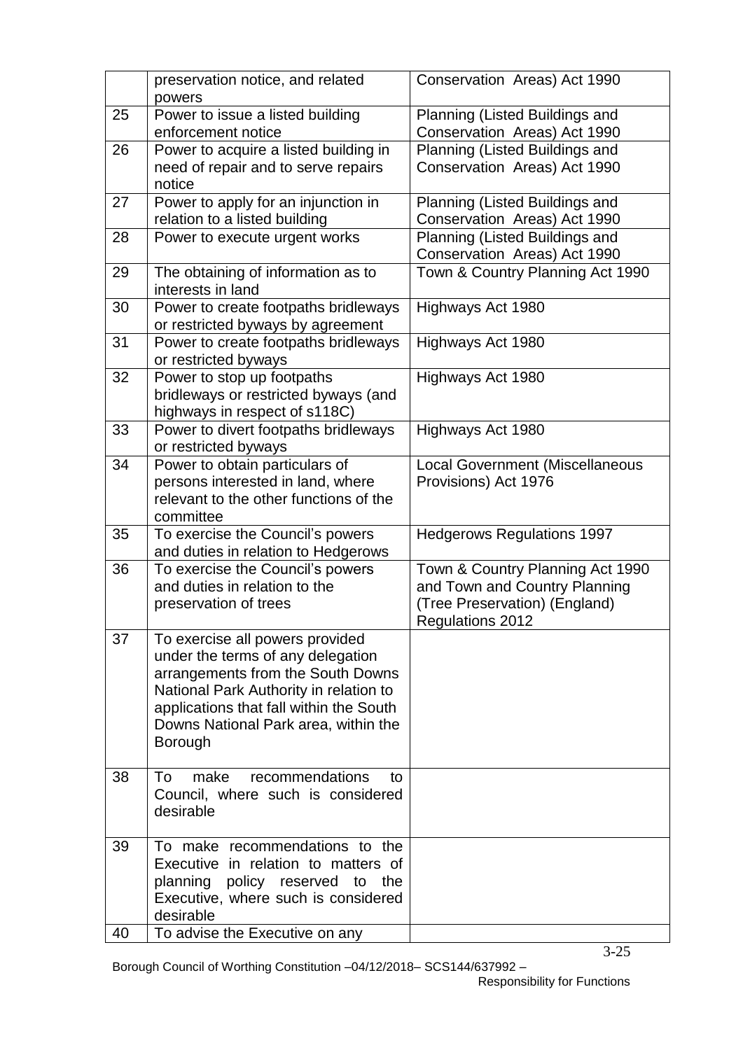| | | |
|---|---|---|
| | preservation notice, and related powers | Conservation Areas) Act 1990 |
| 25 | Power to issue a listed building enforcement notice | Planning (Listed Buildings and Conservation Areas) Act 1990 |
| 26 | Power to acquire a listed building in need of repair and to serve repairs notice | Planning (Listed Buildings and Conservation Areas) Act 1990 |
| 27 | Power to apply for an injunction in relation to a listed building | Planning (Listed Buildings and Conservation Areas) Act 1990 |
| 28 | Power to execute urgent works | Planning (Listed Buildings and Conservation Areas) Act 1990 |
| 29 | The obtaining of information as to interests in land | Town & Country Planning Act 1990 |
| 30 | Power to create footpaths bridleways or restricted byways by agreement | Highways Act 1980 |
| 31 | Power to create footpaths bridleways or restricted byways | Highways Act 1980 |
| 32 | Power to stop up footpaths bridleways or restricted byways (and highways in respect of s118C) | Highways Act 1980 |
| 33 | Power to divert footpaths bridleways or restricted byways | Highways Act 1980 |
| 34 | Power to obtain particulars of persons interested in land, where relevant to the other functions of the committee | Local Government (Miscellaneous Provisions) Act 1976 |
| 35 | To exercise the Council's powers and duties in relation to Hedgerows | Hedgerows Regulations 1997 |
| 36 | To exercise the Council's powers and duties in relation to the preservation of trees | Town & Country Planning Act 1990 and Town and Country Planning (Tree Preservation) (England) Regulations 2012 |
| 37 | To exercise all powers provided under the terms of any delegation arrangements from the South Downs National Park Authority in relation to applications that fall within the South Downs National Park area, within the Borough | |
| 38 | To make recommendations to Council, where such is considered desirable | |
| 39 | To make recommendations to the Executive in relation to matters of planning policy reserved to the Executive, where such is considered desirable | |
| 40 | To advise the Executive on any | |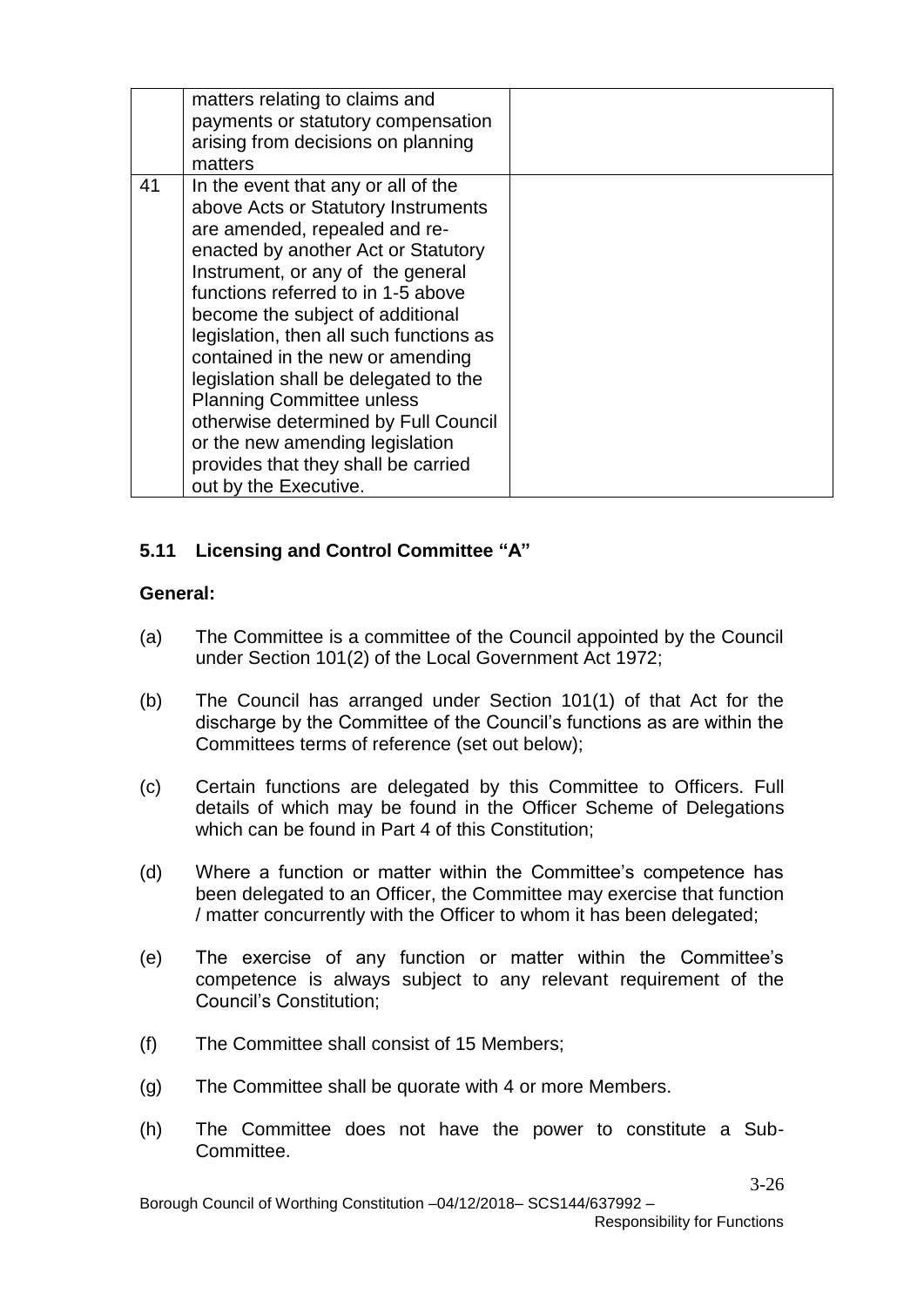| | | |
|---|---|---|
| | matters relating to claims and payments or statutory compensation arising from decisions on planning matters | |
| 41 | In the event that any or all of the above Acts or Statutory Instruments are amended, repealed and re-enacted by another Act or Statutory Instrument, or any of the general functions referred to in 1-5 above become the subject of additional legislation, then all such functions as contained in the new or amending legislation shall be delegated to the Planning Committee unless otherwise determined by Full Council or the new amending legislation provides that they shall be carried out by the Executive. | |

### 5.11 Licensing and Control Committee "A"

**General:**

(a) The Committee is a committee of the Council appointed by the Council under Section 101(2) of the Local Government Act 1972;

(b) The Council has arranged under Section 101(1) of that Act for the discharge by the Committee of the Council's functions as are within the Committees terms of reference (set out below);

(c) Certain functions are delegated by this Committee to Officers. Full details of which may be found in the Officer Scheme of Delegations which can be found in Part 4 of this Constitution;

(d) Where a function or matter within the Committee's competence has been delegated to an Officer, the Committee may exercise that function / matter concurrently with the Officer to whom it has been delegated;

(e) The exercise of any function or matter within the Committee's competence is always subject to any relevant requirement of the Council's Constitution;

(f) The Committee shall consist of 15 Members;

(g) The Committee shall be quorate with 4 or more Members.

(h) The Committee does not have the power to constitute a Sub-Committee.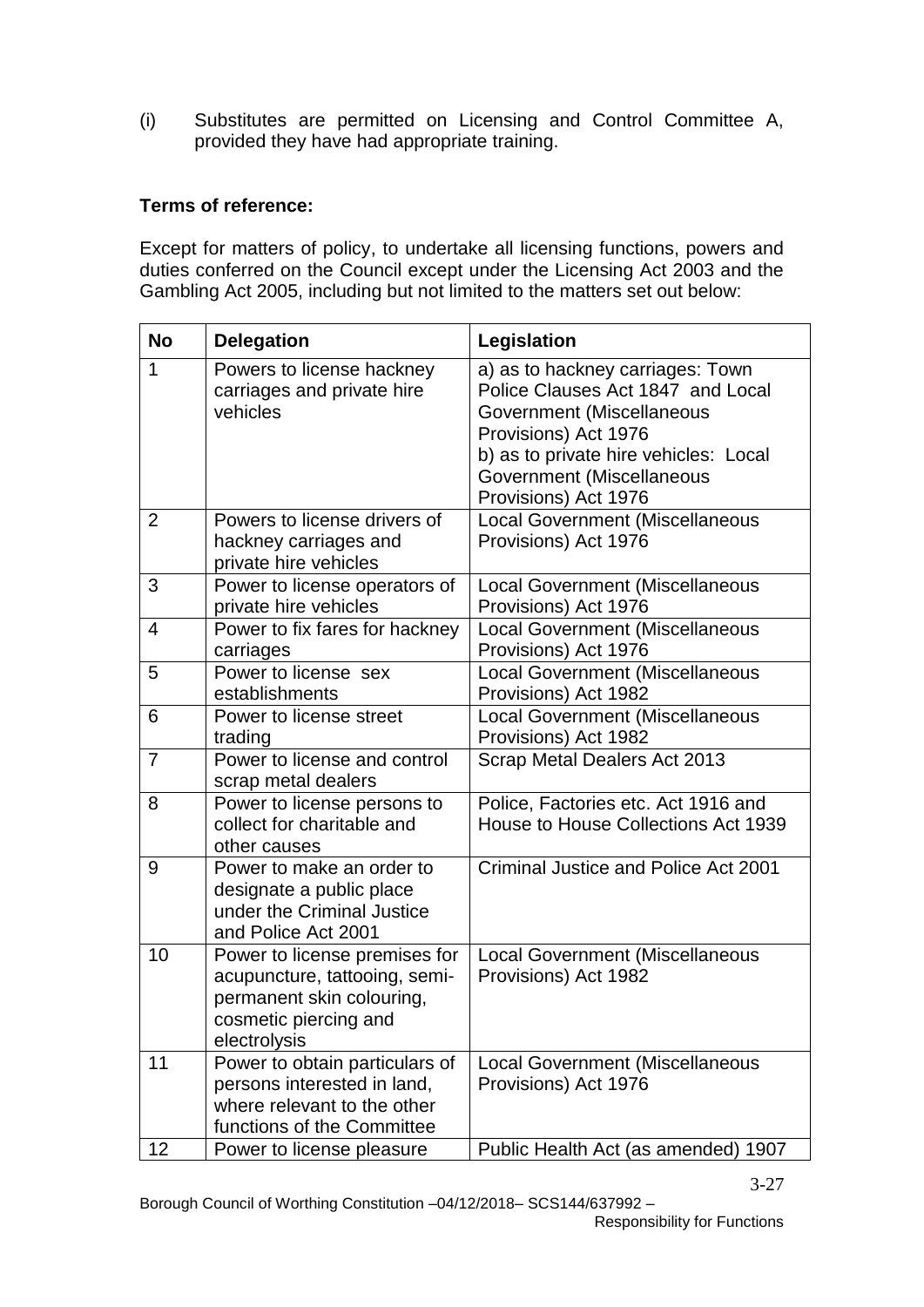(i) Substitutes are permitted on Licensing and Control Committee A, provided they have had appropriate training.

**Terms of reference:**

Except for matters of policy, to undertake all licensing functions, powers and duties conferred on the Council except under the Licensing Act 2003 and the Gambling Act 2005, including but not limited to the matters set out below:

| No | Delegation | Legislation |
|---|---|---|
| 1 | Powers to license hackney carriages and private hire vehicles | a) as to hackney carriages: Town Police Clauses Act 1847 and Local Government (Miscellaneous Provisions) Act 1976<br>b) as to private hire vehicles: Local Government (Miscellaneous Provisions) Act 1976 |
| 2 | Powers to license drivers of hackney carriages and private hire vehicles | Local Government (Miscellaneous Provisions) Act 1976 |
| 3 | Power to license operators of private hire vehicles | Local Government (Miscellaneous Provisions) Act 1976 |
| 4 | Power to fix fares for hackney carriages | Local Government (Miscellaneous Provisions) Act 1976 |
| 5 | Power to license sex establishments | Local Government (Miscellaneous Provisions) Act 1982 |
| 6 | Power to license street trading | Local Government (Miscellaneous Provisions) Act 1982 |
| 7 | Power to license and control scrap metal dealers | Scrap Metal Dealers Act 2013 |
| 8 | Power to license persons to collect for charitable and other causes | Police, Factories etc. Act 1916 and House to House Collections Act 1939 |
| 9 | Power to make an order to designate a public place under the Criminal Justice and Police Act 2001 | Criminal Justice and Police Act 2001 |
| 10 | Power to license premises for acupuncture, tattooing, semi-permanent skin colouring, cosmetic piercing and electrolysis | Local Government (Miscellaneous Provisions) Act 1982 |
| 11 | Power to obtain particulars of persons interested in land, where relevant to the other functions of the Committee | Local Government (Miscellaneous Provisions) Act 1976 |
| 12 | Power to license pleasure | Public Health Act (as amended) 1907 |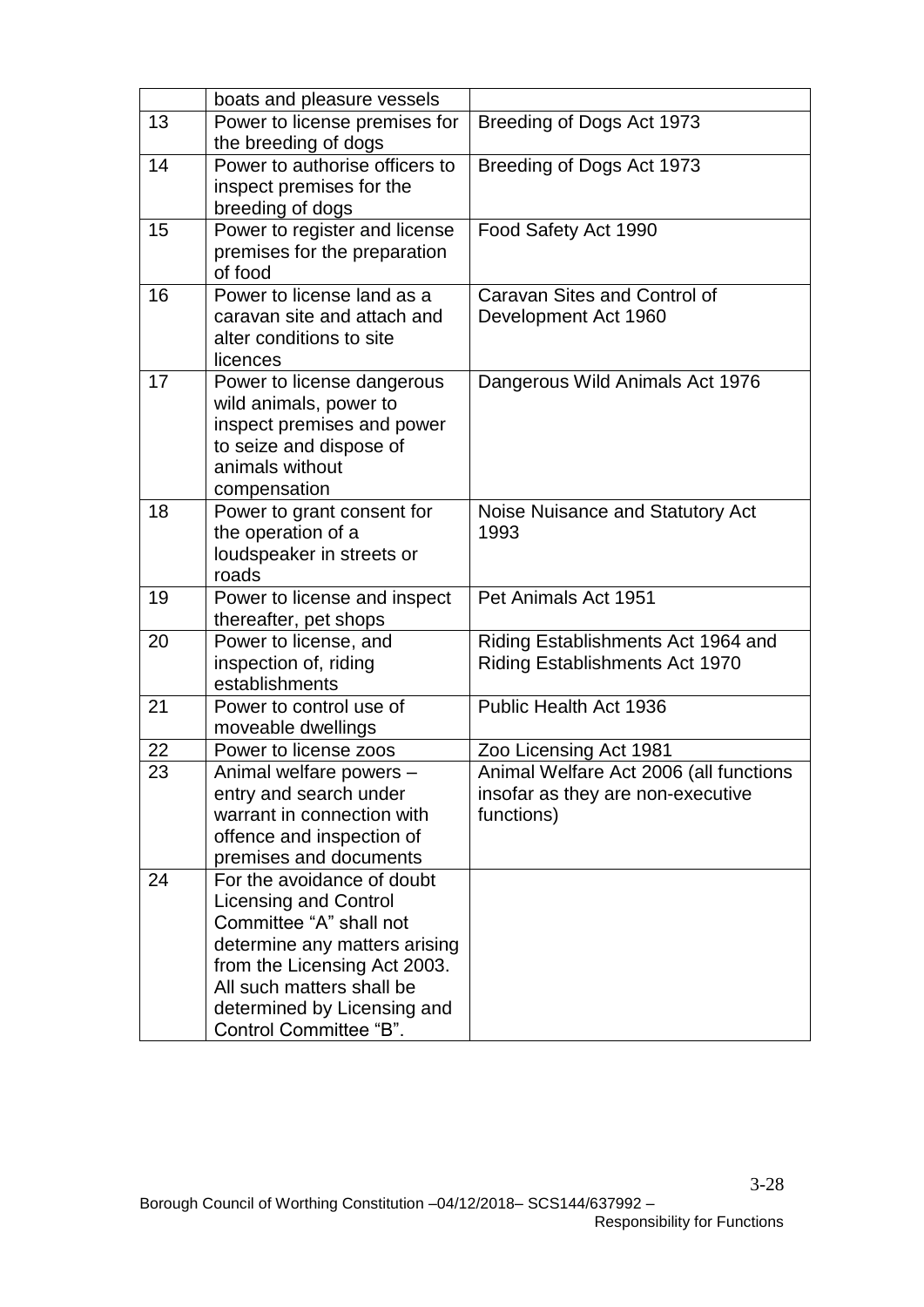|  | boats and pleasure vessels |  |
|---|---|---|
| 13 | Power to license premises for the breeding of dogs | Breeding of Dogs Act 1973 |
| 14 | Power to authorise officers to inspect premises for the breeding of dogs | Breeding of Dogs Act 1973 |
| 15 | Power to register and license premises for the preparation of food | Food Safety Act 1990 |
| 16 | Power to license land as a caravan site and attach and alter conditions to site licences | Caravan Sites and Control of Development Act 1960 |
| 17 | Power to license dangerous wild animals, power to inspect premises and power to seize and dispose of animals without compensation | Dangerous Wild Animals Act 1976 |
| 18 | Power to grant consent for the operation of a loudspeaker in streets or roads | Noise Nuisance and Statutory Act 1993 |
| 19 | Power to license and inspect thereafter, pet shops | Pet Animals Act 1951 |
| 20 | Power to license, and inspection of, riding establishments | Riding Establishments Act 1964 and Riding Establishments Act 1970 |
| 21 | Power to control use of moveable dwellings | Public Health Act 1936 |
| 22 | Power to license zoos | Zoo Licensing Act 1981 |
| 23 | Animal welfare powers – entry and search under warrant in connection with offence and inspection of premises and documents | Animal Welfare Act 2006 (all functions insofar as they are non-executive functions) |
| 24 | For the avoidance of doubt Licensing and Control Committee "A" shall not determine any matters arising from the Licensing Act 2003. All such matters shall be determined by Licensing and Control Committee "B". |  |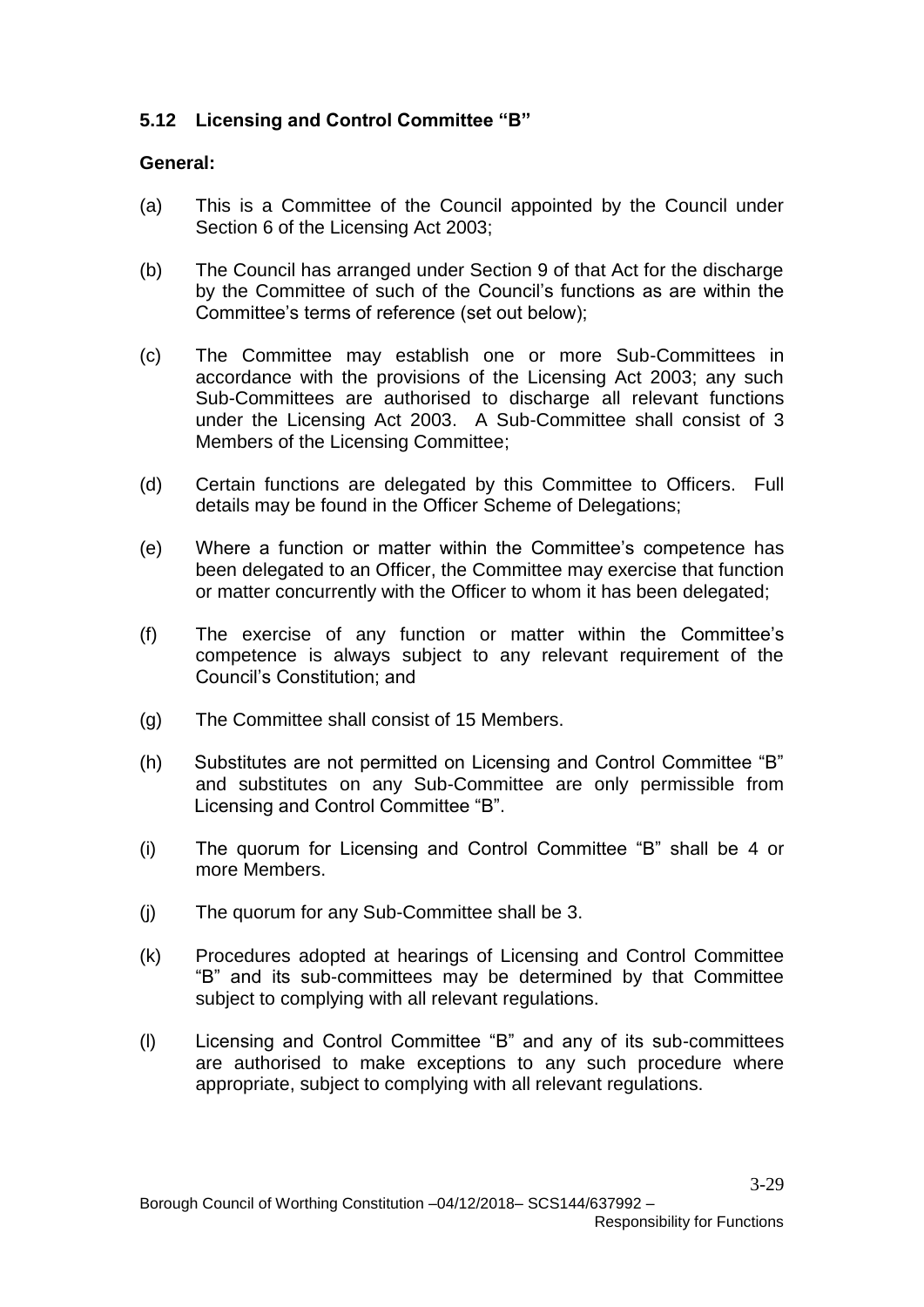### 5.12 Licensing and Control Committee "B"

**General:**

(a) This is a Committee of the Council appointed by the Council under Section 6 of the Licensing Act 2003;

(b) The Council has arranged under Section 9 of that Act for the discharge by the Committee of such of the Council's functions as are within the Committee's terms of reference (set out below);

(c) The Committee may establish one or more Sub-Committees in accordance with the provisions of the Licensing Act 2003; any such Sub-Committees are authorised to discharge all relevant functions under the Licensing Act 2003. A Sub-Committee shall consist of 3 Members of the Licensing Committee;

(d) Certain functions are delegated by this Committee to Officers. Full details may be found in the Officer Scheme of Delegations;

(e) Where a function or matter within the Committee's competence has been delegated to an Officer, the Committee may exercise that function or matter concurrently with the Officer to whom it has been delegated;

(f) The exercise of any function or matter within the Committee's competence is always subject to any relevant requirement of the Council's Constitution; and

(g) The Committee shall consist of 15 Members.

(h) Substitutes are not permitted on Licensing and Control Committee "B" and substitutes on any Sub-Committee are only permissible from Licensing and Control Committee "B".

(i) The quorum for Licensing and Control Committee "B" shall be 4 or more Members.

(j) The quorum for any Sub-Committee shall be 3.

(k) Procedures adopted at hearings of Licensing and Control Committee "B" and its sub-committees may be determined by that Committee subject to complying with all relevant regulations.

(l) Licensing and Control Committee "B" and any of its sub-committees are authorised to make exceptions to any such procedure where appropriate, subject to complying with all relevant regulations.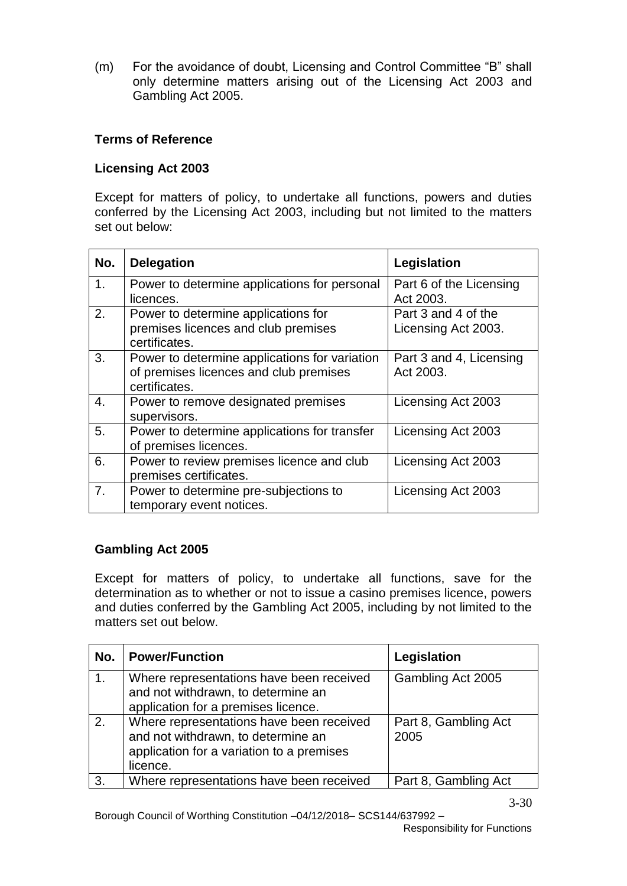(m) For the avoidance of doubt, Licensing and Control Committee "B" shall only determine matters arising out of the Licensing Act 2003 and Gambling Act 2005.

**Terms of Reference**

**Licensing Act 2003**

Except for matters of policy, to undertake all functions, powers and duties conferred by the Licensing Act 2003, including but not limited to the matters set out below:

| No. | Delegation | Legislation |
|---|---|---|
| 1. | Power to determine applications for personal licences. | Part 6 of the Licensing Act 2003. |
| 2. | Power to determine applications for premises licences and club premises certificates. | Part 3 and 4 of the Licensing Act 2003. |
| 3. | Power to determine applications for variation of premises licences and club premises certificates. | Part 3 and 4, Licensing Act 2003. |
| 4. | Power to remove designated premises supervisors. | Licensing Act 2003 |
| 5. | Power to determine applications for transfer of premises licences. | Licensing Act 2003 |
| 6. | Power to review premises licence and club premises certificates. | Licensing Act 2003 |
| 7. | Power to determine pre-subjections to temporary event notices. | Licensing Act 2003 |

**Gambling Act 2005**

Except for matters of policy, to undertake all functions, save for the determination as to whether or not to issue a casino premises licence, powers and duties conferred by the Gambling Act 2005, including by not limited to the matters set out below.

| No. | Power/Function | Legislation |
|---|---|---|
| 1. | Where representations have been received and not withdrawn, to determine an application for a premises licence. | Gambling Act 2005 |
| 2. | Where representations have been received and not withdrawn, to determine an application for a variation to a premises licence. | Part 8, Gambling Act 2005 |
| 3. | Where representations have been received | Part 8, Gambling Act |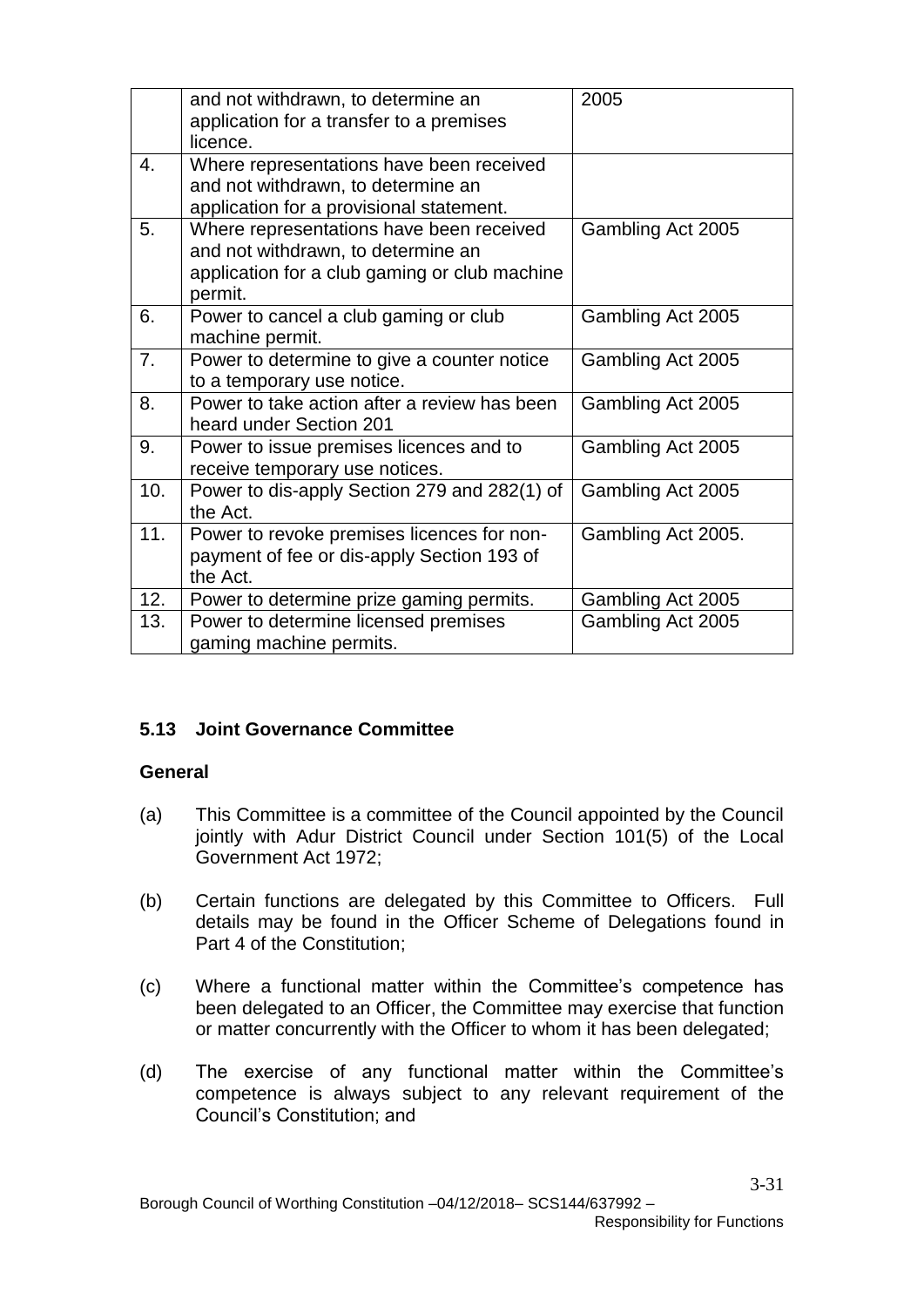| | | |
|---|---|---|
| | and not withdrawn, to determine an application for a transfer to a premises licence. | 2005 |
| 4. | Where representations have been received and not withdrawn, to determine an application for a provisional statement. | |
| 5. | Where representations have been received and not withdrawn, to determine an application for a club gaming or club machine permit. | Gambling Act 2005 |
| 6. | Power to cancel a club gaming or club machine permit. | Gambling Act 2005 |
| 7. | Power to determine to give a counter notice to a temporary use notice. | Gambling Act 2005 |
| 8. | Power to take action after a review has been heard under Section 201 | Gambling Act 2005 |
| 9. | Power to issue premises licences and to receive temporary use notices. | Gambling Act 2005 |
| 10. | Power to dis-apply Section 279 and 282(1) of the Act. | Gambling Act 2005 |
| 11. | Power to revoke premises licences for non-payment of fee or dis-apply Section 193 of the Act. | Gambling Act 2005. |
| 12. | Power to determine prize gaming permits. | Gambling Act 2005 |
| 13. | Power to determine licensed premises gaming machine permits. | Gambling Act 2005 |

### 5.13 Joint Governance Committee

**General**

(a) This Committee is a committee of the Council appointed by the Council jointly with Adur District Council under Section 101(5) of the Local Government Act 1972;

(b) Certain functions are delegated by this Committee to Officers. Full details may be found in the Officer Scheme of Delegations found in Part 4 of the Constitution;

(c) Where a functional matter within the Committee's competence has been delegated to an Officer, the Committee may exercise that function or matter concurrently with the Officer to whom it has been delegated;

(d) The exercise of any functional matter within the Committee's competence is always subject to any relevant requirement of the Council's Constitution; and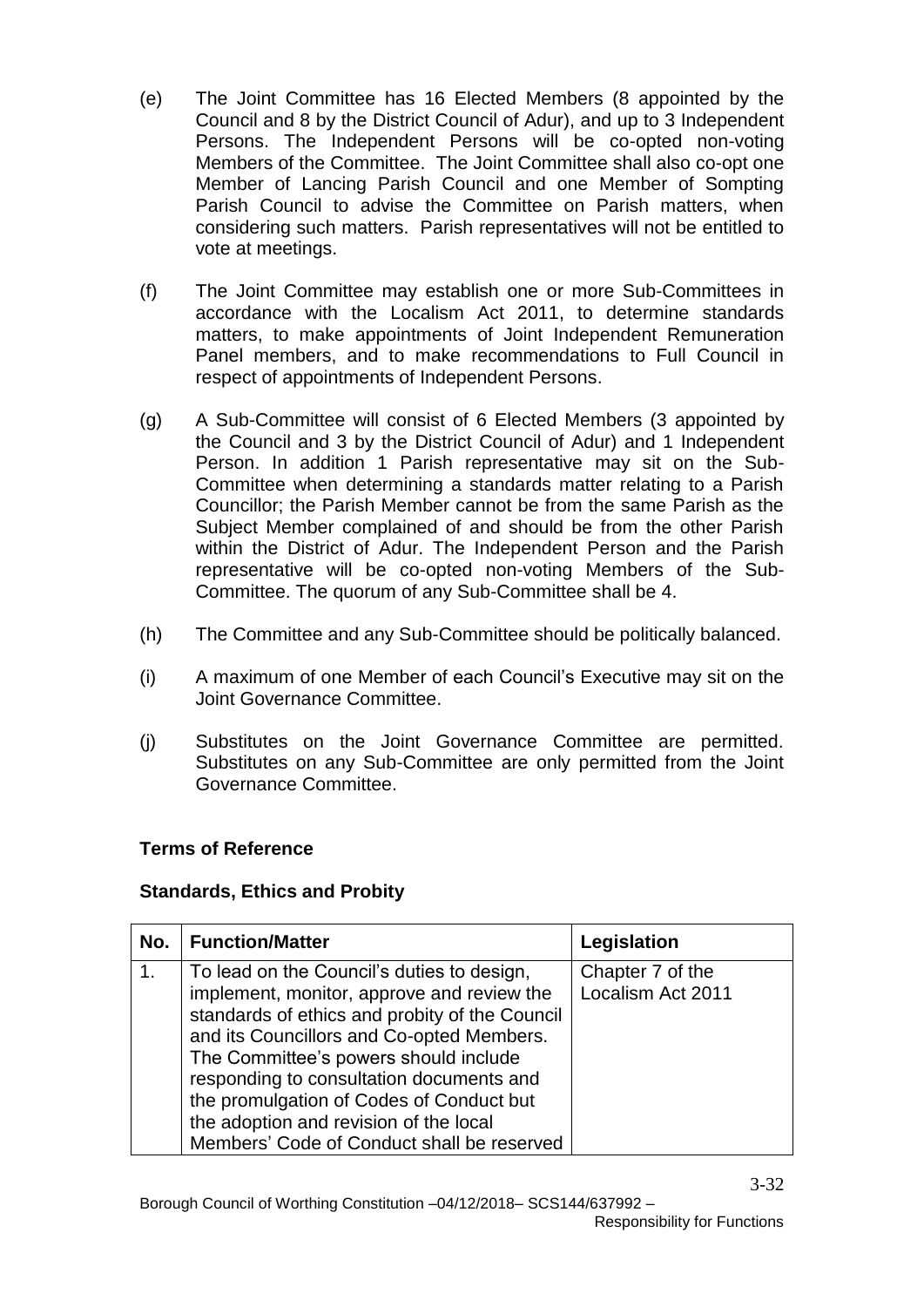(e) The Joint Committee has 16 Elected Members (8 appointed by the Council and 8 by the District Council of Adur), and up to 3 Independent Persons. The Independent Persons will be co-opted non-voting Members of the Committee. The Joint Committee shall also co-opt one Member of Lancing Parish Council and one Member of Sompting Parish Council to advise the Committee on Parish matters, when considering such matters. Parish representatives will not be entitled to vote at meetings.

(f) The Joint Committee may establish one or more Sub-Committees in accordance with the Localism Act 2011, to determine standards matters, to make appointments of Joint Independent Remuneration Panel members, and to make recommendations to Full Council in respect of appointments of Independent Persons.

(g) A Sub-Committee will consist of 6 Elected Members (3 appointed by the Council and 3 by the District Council of Adur) and 1 Independent Person. In addition 1 Parish representative may sit on the Sub-Committee when determining a standards matter relating to a Parish Councillor; the Parish Member cannot be from the same Parish as the Subject Member complained of and should be from the other Parish within the District of Adur. The Independent Person and the Parish representative will be co-opted non-voting Members of the Sub-Committee. The quorum of any Sub-Committee shall be 4.

(h) The Committee and any Sub-Committee should be politically balanced.

(i) A maximum of one Member of each Council's Executive may sit on the Joint Governance Committee.

(j) Substitutes on the Joint Governance Committee are permitted. Substitutes on any Sub-Committee are only permitted from the Joint Governance Committee.

**Terms of Reference**

**Standards, Ethics and Probity**

| No. | Function/Matter | Legislation |
|---|---|---|
| 1. | To lead on the Council's duties to design, implement, monitor, approve and review the standards of ethics and probity of the Council and its Councillors and Co-opted Members. The Committee's powers should include responding to consultation documents and the promulgation of Codes of Conduct but the adoption and revision of the local Members' Code of Conduct shall be reserved | Chapter 7 of the Localism Act 2011 |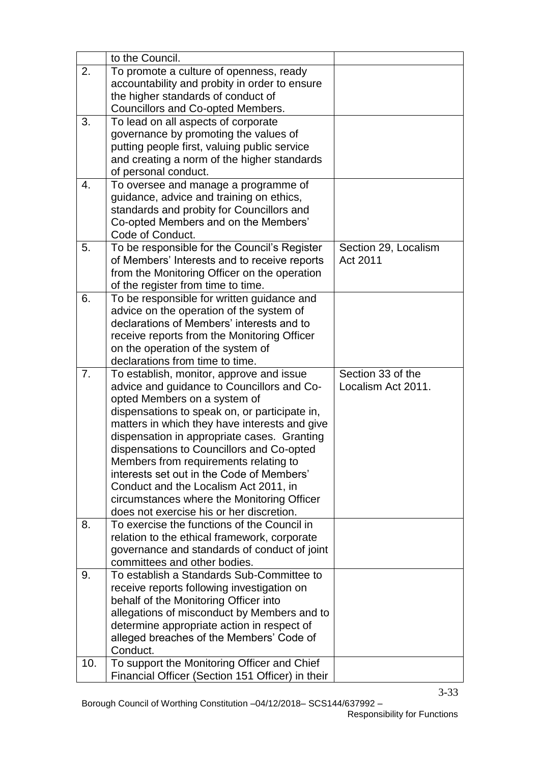| | | |
|---|---|---|
| | to the Council. | |
| 2. | To promote a culture of openness, ready accountability and probity in order to ensure the higher standards of conduct of Councillors and Co-opted Members. | |
| 3. | To lead on all aspects of corporate governance by promoting the values of putting people first, valuing public service and creating a norm of the higher standards of personal conduct. | |
| 4. | To oversee and manage a programme of guidance, advice and training on ethics, standards and probity for Councillors and Co-opted Members and on the Members' Code of Conduct. | |
| 5. | To be responsible for the Council's Register of Members' Interests and to receive reports from the Monitoring Officer on the operation of the register from time to time. | Section 29, Localism Act 2011 |
| 6. | To be responsible for written guidance and advice on the operation of the system of declarations of Members' interests and to receive reports from the Monitoring Officer on the operation of the system of declarations from time to time. | |
| 7. | To establish, monitor, approve and issue advice and guidance to Councillors and Co-opted Members on a system of dispensations to speak on, or participate in, matters in which they have interests and give dispensation in appropriate cases. Granting dispensations to Councillors and Co-opted Members from requirements relating to interests set out in the Code of Members' Conduct and the Localism Act 2011, in circumstances where the Monitoring Officer does not exercise his or her discretion. | Section 33 of the Localism Act 2011. |
| 8. | To exercise the functions of the Council in relation to the ethical framework, corporate governance and standards of conduct of joint committees and other bodies. | |
| 9. | To establish a Standards Sub-Committee to receive reports following investigation on behalf of the Monitoring Officer into allegations of misconduct by Members and to determine appropriate action in respect of alleged breaches of the Members' Code of Conduct. | |
| 10. | To support the Monitoring Officer and Chief Financial Officer (Section 151 Officer) in their | |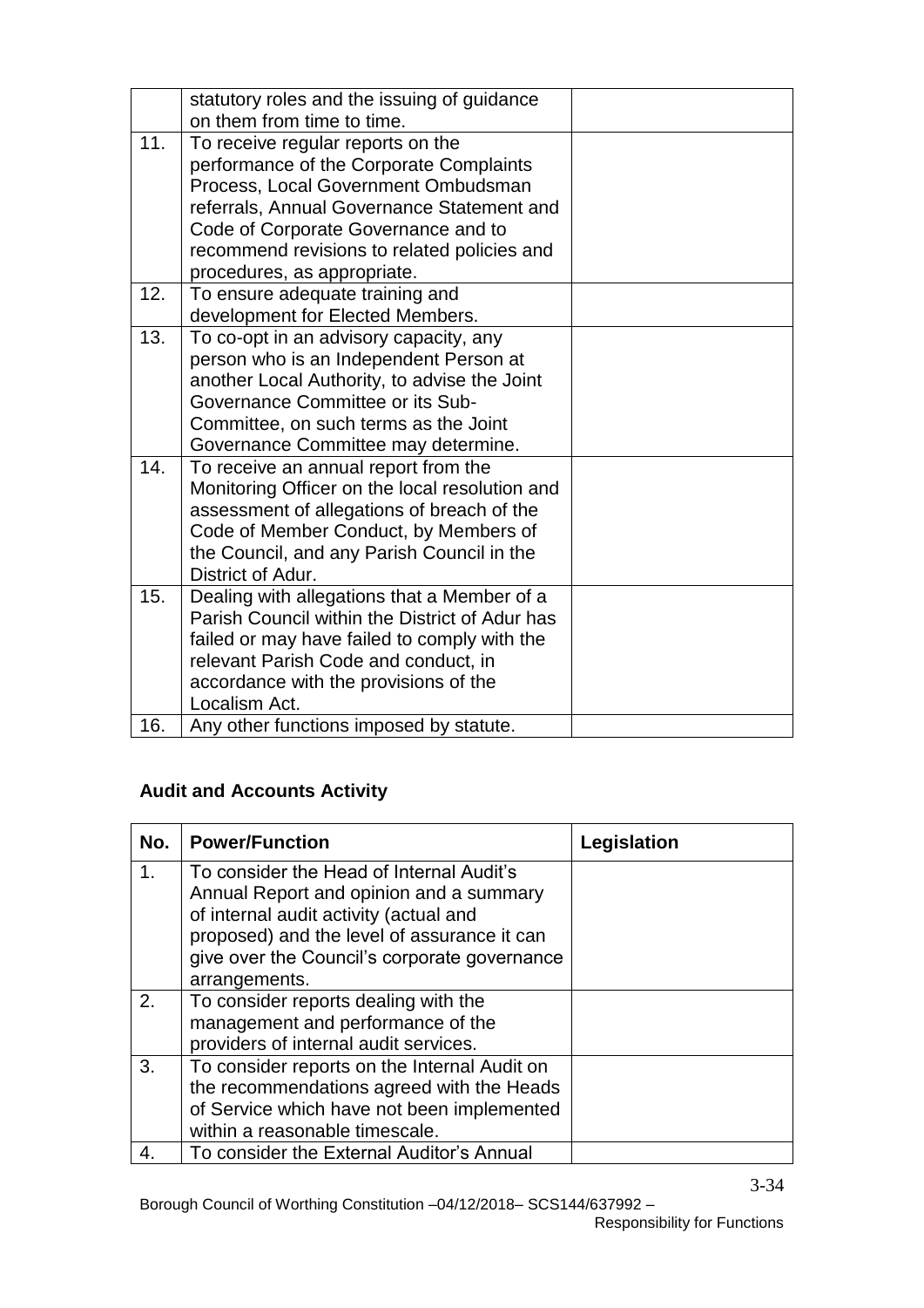|  | statutory roles and the issuing of guidance on them from time to time. |  |
|---|---|---|
| 11. | To receive regular reports on the performance of the Corporate Complaints Process, Local Government Ombudsman referrals, Annual Governance Statement and Code of Corporate Governance and to recommend revisions to related policies and procedures, as appropriate. |  |
| 12. | To ensure adequate training and development for Elected Members. |  |
| 13. | To co-opt in an advisory capacity, any person who is an Independent Person at another Local Authority, to advise the Joint Governance Committee or its Sub-Committee, on such terms as the Joint Governance Committee may determine. |  |
| 14. | To receive an annual report from the Monitoring Officer on the local resolution and assessment of allegations of breach of the Code of Member Conduct, by Members of the Council, and any Parish Council in the District of Adur. |  |
| 15. | Dealing with allegations that a Member of a Parish Council within the District of Adur has failed or may have failed to comply with the relevant Parish Code and conduct, in accordance with the provisions of the Localism Act. |  |
| 16. | Any other functions imposed by statute. |  |

## Audit and Accounts Activity

| No. | Power/Function | Legislation |
|---|---|---|
| 1. | To consider the Head of Internal Audit's Annual Report and opinion and a summary of internal audit activity (actual and proposed) and the level of assurance it can give over the Council's corporate governance arrangements. |  |
| 2. | To consider reports dealing with the management and performance of the providers of internal audit services. |  |
| 3. | To consider reports on the Internal Audit on the recommendations agreed with the Heads of Service which have not been implemented within a reasonable timescale. |  |
| 4. | To consider the External Auditor's Annual |  |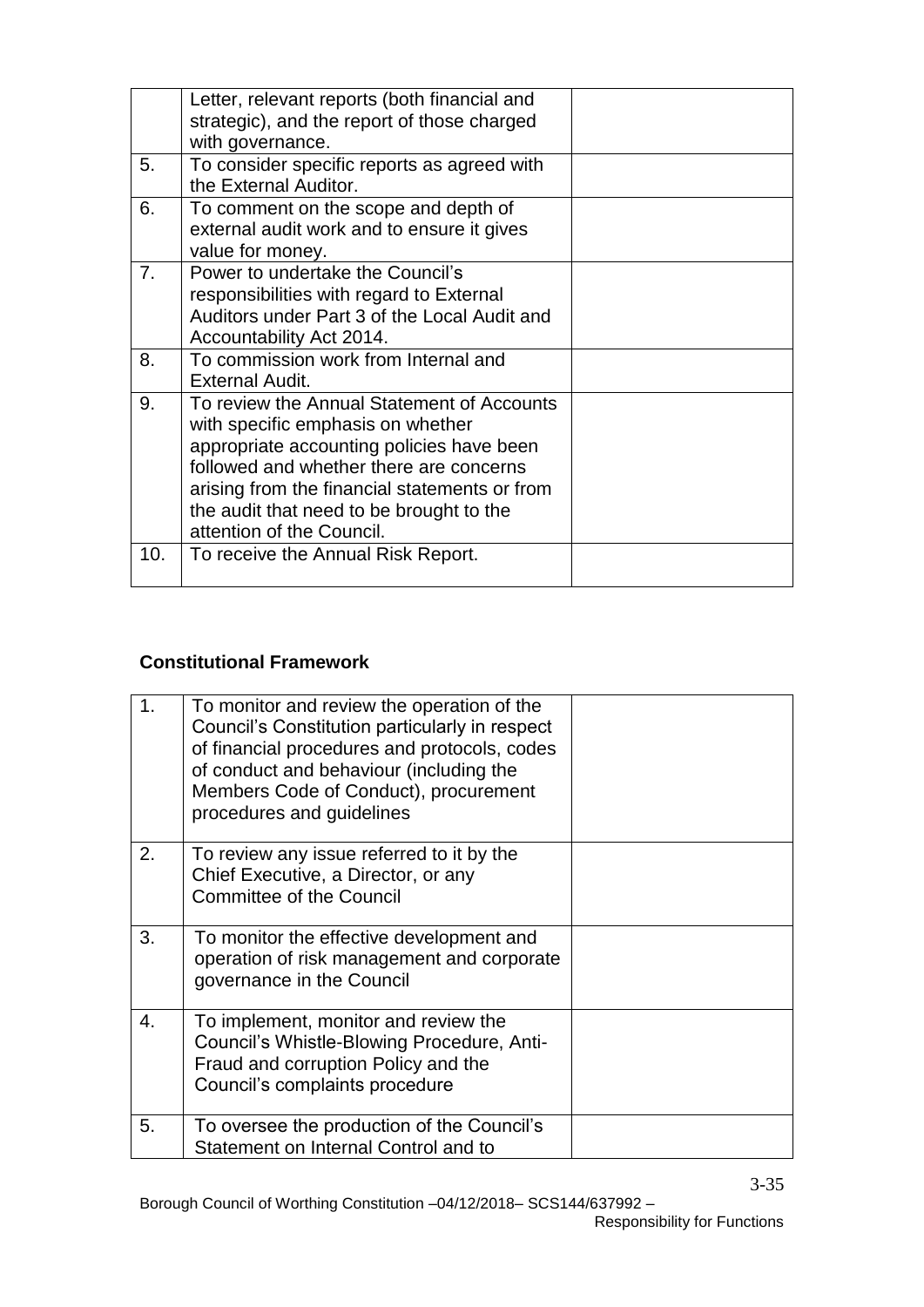| | | |
|---|---|---|
| | Letter, relevant reports (both financial and strategic), and the report of those charged with governance. | |
| 5. | To consider specific reports as agreed with the External Auditor. | |
| 6. | To comment on the scope and depth of external audit work and to ensure it gives value for money. | |
| 7. | Power to undertake the Council's responsibilities with regard to External Auditors under Part 3 of the Local Audit and Accountability Act 2014. | |
| 8. | To commission work from Internal and External Audit. | |
| 9. | To review the Annual Statement of Accounts with specific emphasis on whether appropriate accounting policies have been followed and whether there are concerns arising from the financial statements or from the audit that need to be brought to the attention of the Council. | |
| 10. | To receive the Annual Risk Report. | |

### Constitutional Framework

| | | |
|---|---|---|
| 1. | To monitor and review the operation of the Council's Constitution particularly in respect of financial procedures and protocols, codes of conduct and behaviour (including the Members Code of Conduct), procurement procedures and guidelines | |
| 2. | To review any issue referred to it by the Chief Executive, a Director, or any Committee of the Council | |
| 3. | To monitor the effective development and operation of risk management and corporate governance in the Council | |
| 4. | To implement, monitor and review the Council's Whistle-Blowing Procedure, Anti-Fraud and corruption Policy and the Council's complaints procedure | |
| 5. | To oversee the production of the Council's Statement on Internal Control and to | |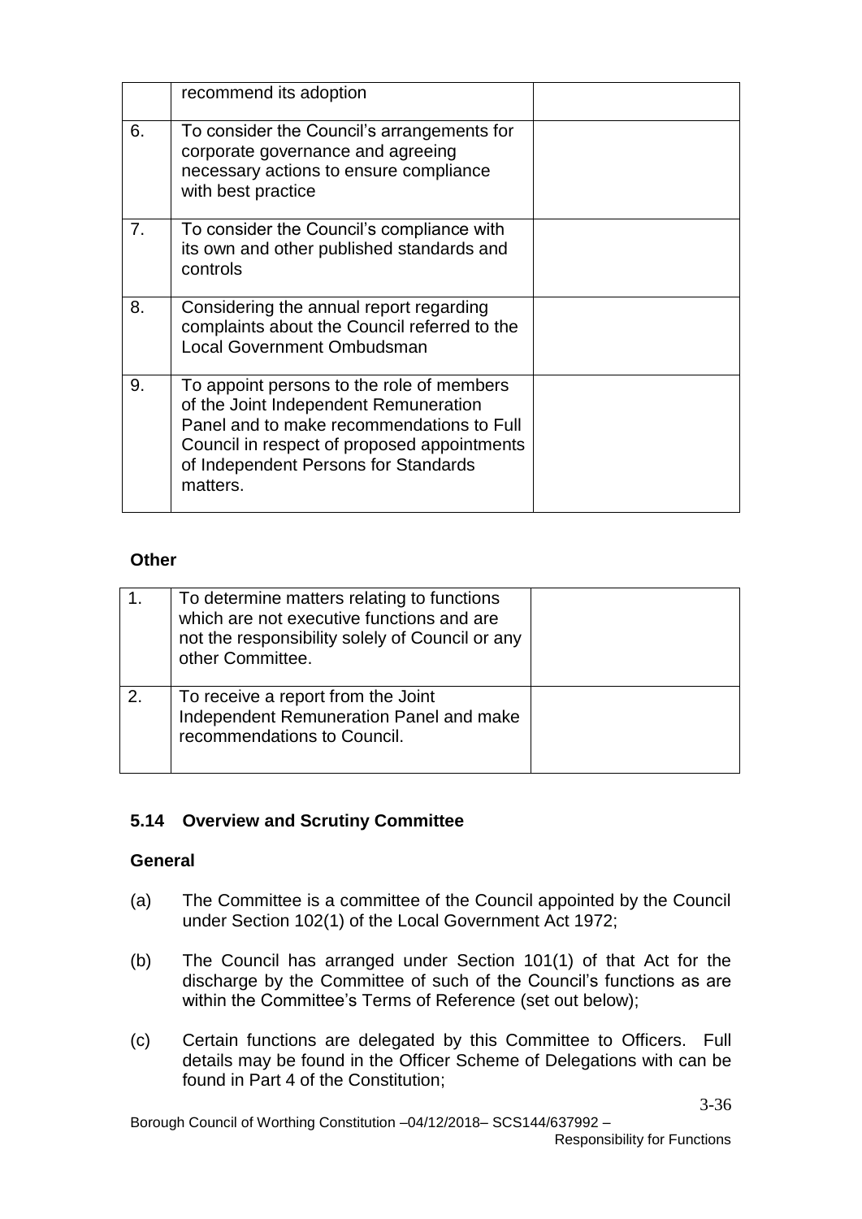|  |  |  |
|---|---|---|
|  | recommend its adoption |  |
| 6. | To consider the Council's arrangements for corporate governance and agreeing necessary actions to ensure compliance with best practice |  |
| 7. | To consider the Council's compliance with its own and other published standards and controls |  |
| 8. | Considering the annual report regarding complaints about the Council referred to the Local Government Ombudsman |  |
| 9. | To appoint persons to the role of members of the Joint Independent Remuneration Panel and to make recommendations to Full Council in respect of proposed appointments of Independent Persons for Standards matters. |  |

**Other**

|  |  |  |
|---|---|---|
| 1. | To determine matters relating to functions which are not executive functions and are not the responsibility solely of Council or any other Committee. |  |
| 2. | To receive a report from the Joint Independent Remuneration Panel and make recommendations to Council. |  |

### 5.14 Overview and Scrutiny Committee

**General**

(a) The Committee is a committee of the Council appointed by the Council under Section 102(1) of the Local Government Act 1972;

(b) The Council has arranged under Section 101(1) of that Act for the discharge by the Committee of such of the Council's functions as are within the Committee's Terms of Reference (set out below);

(c) Certain functions are delegated by this Committee to Officers. Full details may be found in the Officer Scheme of Delegations with can be found in Part 4 of the Constitution;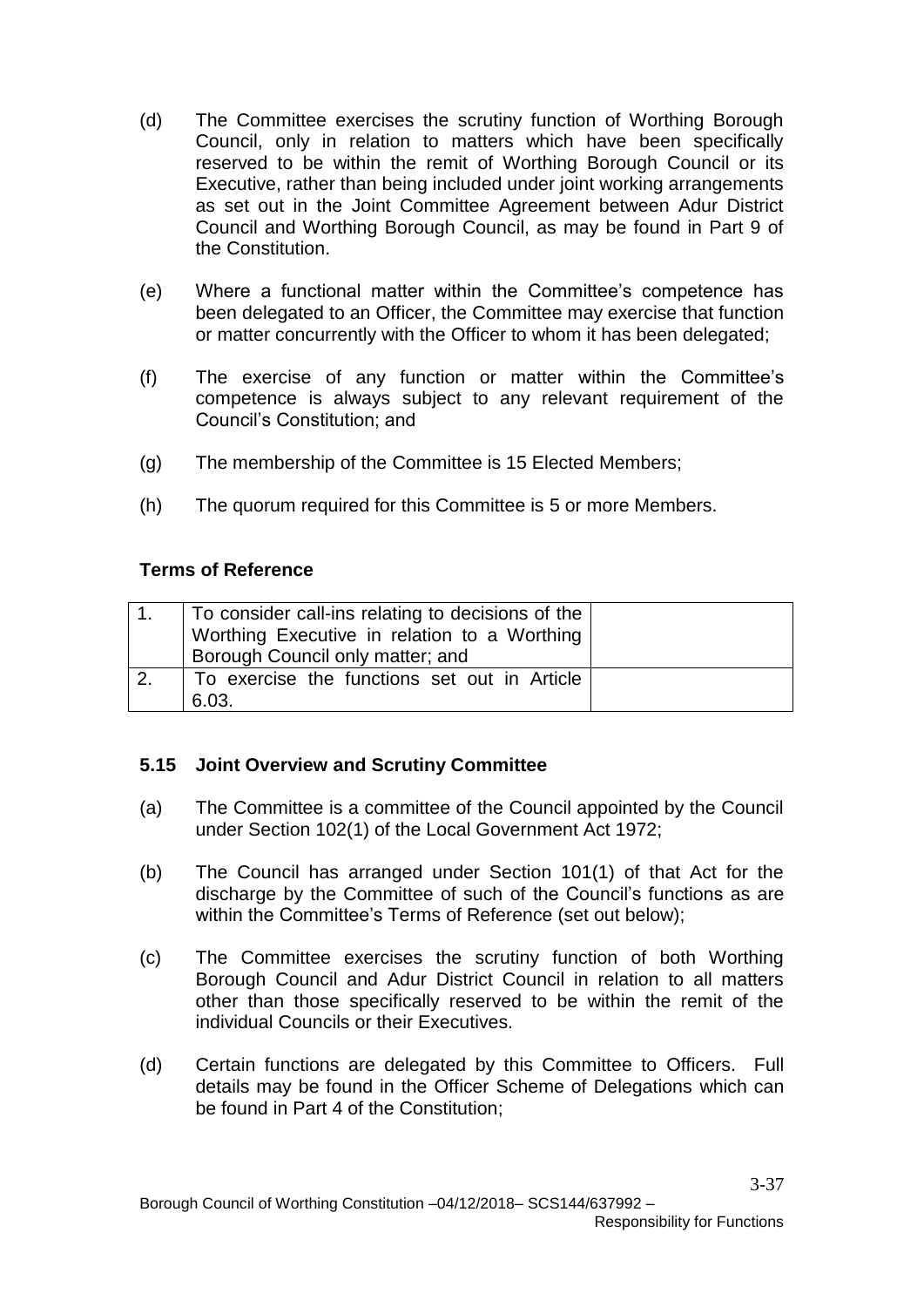(d) The Committee exercises the scrutiny function of Worthing Borough Council, only in relation to matters which have been specifically reserved to be within the remit of Worthing Borough Council or its Executive, rather than being included under joint working arrangements as set out in the Joint Committee Agreement between Adur District Council and Worthing Borough Council, as may be found in Part 9 of the Constitution.

(e) Where a functional matter within the Committee's competence has been delegated to an Officer, the Committee may exercise that function or matter concurrently with the Officer to whom it has been delegated;

(f) The exercise of any function or matter within the Committee's competence is always subject to any relevant requirement of the Council's Constitution; and

(g) The membership of the Committee is 15 Elected Members;

(h) The quorum required for this Committee is 5 or more Members.

**Terms of Reference**

| | | |
|---|---|---|
| 1. | To consider call-ins relating to decisions of the Worthing Executive in relation to a Worthing Borough Council only matter; and | |
| 2. | To exercise the functions set out in Article 6.03. | |

### 5.15 Joint Overview and Scrutiny Committee

(a) The Committee is a committee of the Council appointed by the Council under Section 102(1) of the Local Government Act 1972;

(b) The Council has arranged under Section 101(1) of that Act for the discharge by the Committee of such of the Council's functions as are within the Committee's Terms of Reference (set out below);

(c) The Committee exercises the scrutiny function of both Worthing Borough Council and Adur District Council in relation to all matters other than those specifically reserved to be within the remit of the individual Councils or their Executives.

(d) Certain functions are delegated by this Committee to Officers. Full details may be found in the Officer Scheme of Delegations which can be found in Part 4 of the Constitution;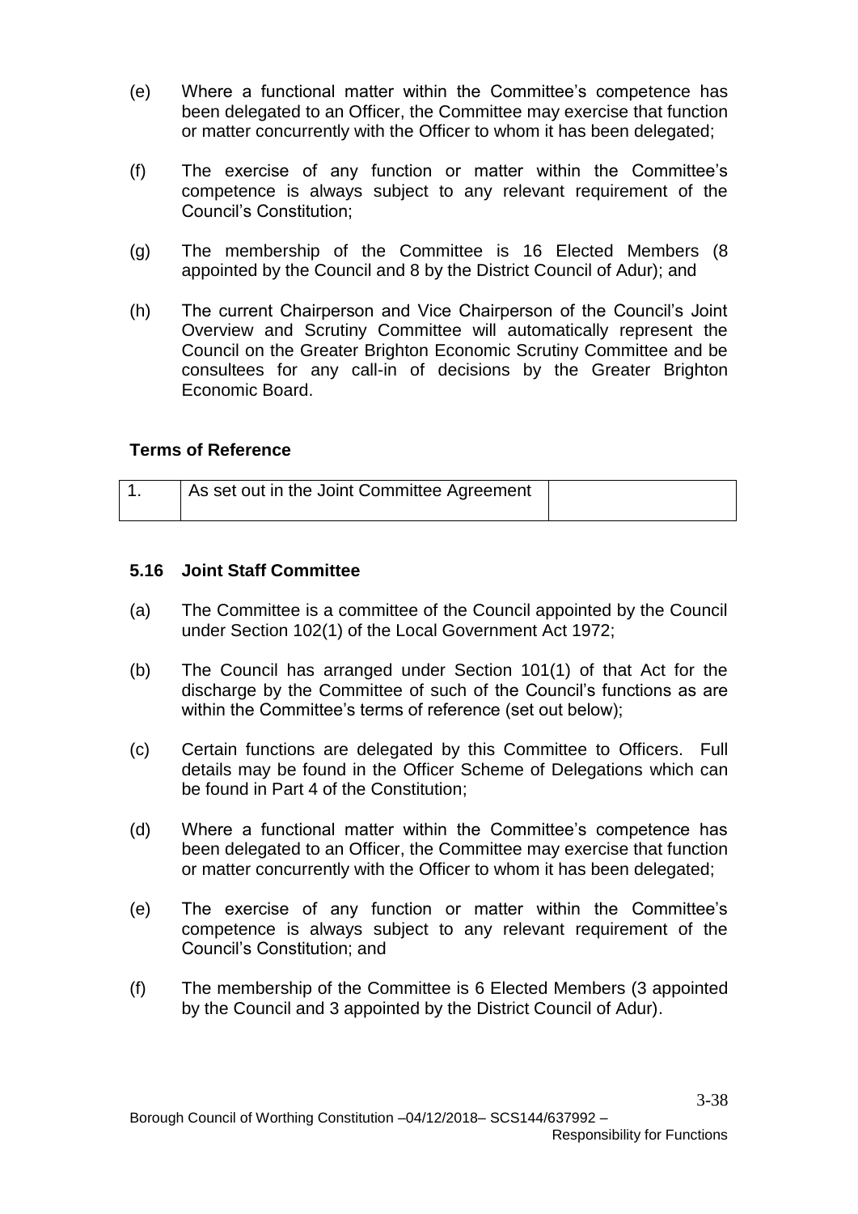(e) Where a functional matter within the Committee's competence has been delegated to an Officer, the Committee may exercise that function or matter concurrently with the Officer to whom it has been delegated;

(f) The exercise of any function or matter within the Committee's competence is always subject to any relevant requirement of the Council's Constitution;

(g) The membership of the Committee is 16 Elected Members (8 appointed by the Council and 8 by the District Council of Adur); and

(h) The current Chairperson and Vice Chairperson of the Council's Joint Overview and Scrutiny Committee will automatically represent the Council on the Greater Brighton Economic Scrutiny Committee and be consultees for any call-in of decisions by the Greater Brighton Economic Board.

**Terms of Reference**

| 1. | As set out in the Joint Committee Agreement | |
|---|---|---|

### 5.16 Joint Staff Committee

(a) The Committee is a committee of the Council appointed by the Council under Section 102(1) of the Local Government Act 1972;

(b) The Council has arranged under Section 101(1) of that Act for the discharge by the Committee of such of the Council's functions as are within the Committee's terms of reference (set out below);

(c) Certain functions are delegated by this Committee to Officers. Full details may be found in the Officer Scheme of Delegations which can be found in Part 4 of the Constitution;

(d) Where a functional matter within the Committee's competence has been delegated to an Officer, the Committee may exercise that function or matter concurrently with the Officer to whom it has been delegated;

(e) The exercise of any function or matter within the Committee's competence is always subject to any relevant requirement of the Council's Constitution; and

(f) The membership of the Committee is 6 Elected Members (3 appointed by the Council and 3 appointed by the District Council of Adur).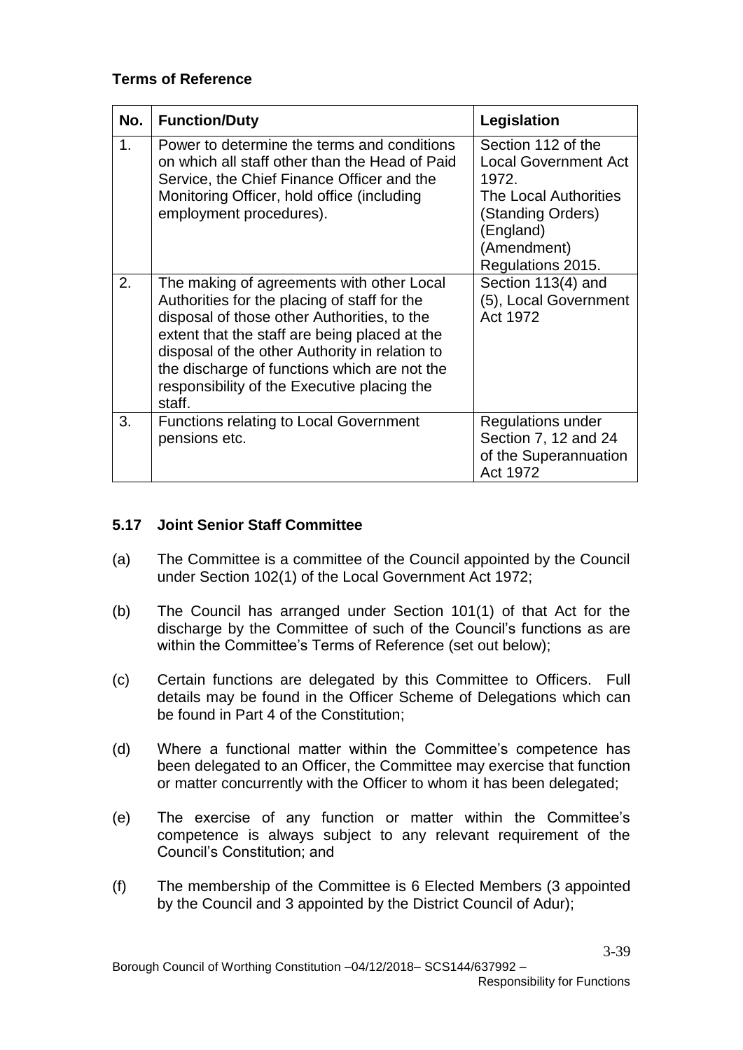**Terms of Reference**

| No. | Function/Duty | Legislation |
| --- | --- | --- |
| 1. | Power to determine the terms and conditions on which all staff other than the Head of Paid Service, the Chief Finance Officer and the Monitoring Officer, hold office (including employment procedures). | Section 112 of the Local Government Act 1972. The Local Authorities (Standing Orders) (England) (Amendment) Regulations 2015. |
| 2. | The making of agreements with other Local Authorities for the placing of staff for the disposal of those other Authorities, to the extent that the staff are being placed at the disposal of the other Authority in relation to the discharge of functions which are not the responsibility of the Executive placing the staff. | Section 113(4) and (5), Local Government Act 1972 |
| 3. | Functions relating to Local Government pensions etc. | Regulations under Section 7, 12 and 24 of the Superannuation Act 1972 |

### 5.17 Joint Senior Staff Committee

(a) The Committee is a committee of the Council appointed by the Council under Section 102(1) of the Local Government Act 1972;

(b) The Council has arranged under Section 101(1) of that Act for the discharge by the Committee of such of the Council's functions as are within the Committee's Terms of Reference (set out below);

(c) Certain functions are delegated by this Committee to Officers. Full details may be found in the Officer Scheme of Delegations which can be found in Part 4 of the Constitution;

(d) Where a functional matter within the Committee's competence has been delegated to an Officer, the Committee may exercise that function or matter concurrently with the Officer to whom it has been delegated;

(e) The exercise of any function or matter within the Committee's competence is always subject to any relevant requirement of the Council's Constitution; and

(f) The membership of the Committee is 6 Elected Members (3 appointed by the Council and 3 appointed by the District Council of Adur);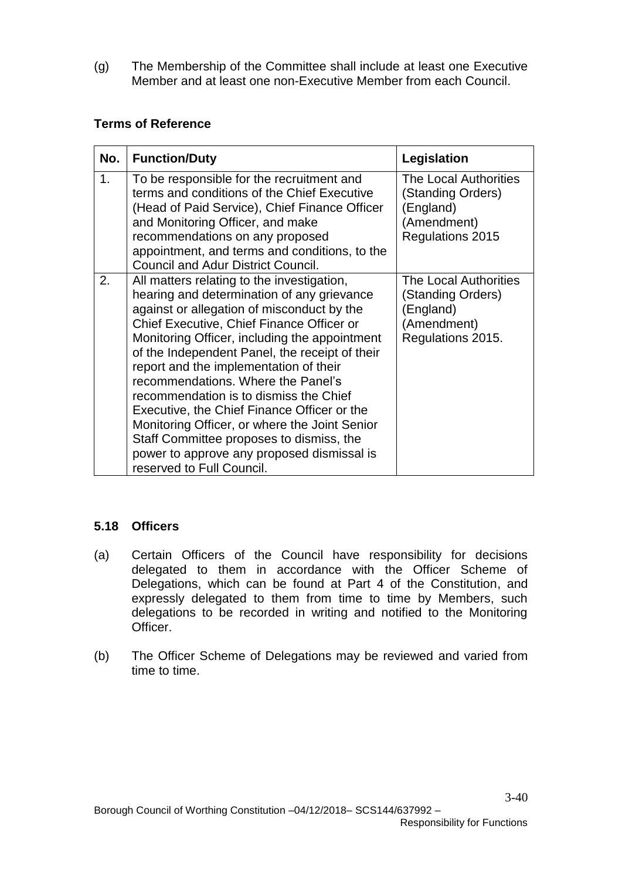(g) The Membership of the Committee shall include at least one Executive Member and at least one non-Executive Member from each Council.

**Terms of Reference**

| No. | Function/Duty | Legislation |
|---|---|---|
| 1. | To be responsible for the recruitment and terms and conditions of the Chief Executive (Head of Paid Service), Chief Finance Officer and Monitoring Officer, and make recommendations on any proposed appointment, and terms and conditions, to the Council and Adur District Council. | The Local Authorities (Standing Orders) (England) (Amendment) Regulations 2015 |
| 2. | All matters relating to the investigation, hearing and determination of any grievance against or allegation of misconduct by the Chief Executive, Chief Finance Officer or Monitoring Officer, including the appointment of the Independent Panel, the receipt of their report and the implementation of their recommendations. Where the Panel's recommendation is to dismiss the Chief Executive, the Chief Finance Officer or the Monitoring Officer, or where the Joint Senior Staff Committee proposes to dismiss, the power to approve any proposed dismissal is reserved to Full Council. | The Local Authorities (Standing Orders) (England) (Amendment) Regulations 2015. |

### 5.18 Officers

(a) Certain Officers of the Council have responsibility for decisions delegated to them in accordance with the Officer Scheme of Delegations, which can be found at Part 4 of the Constitution, and expressly delegated to them from time to time by Members, such delegations to be recorded in writing and notified to the Monitoring Officer.

(b) The Officer Scheme of Delegations may be reviewed and varied from time to time.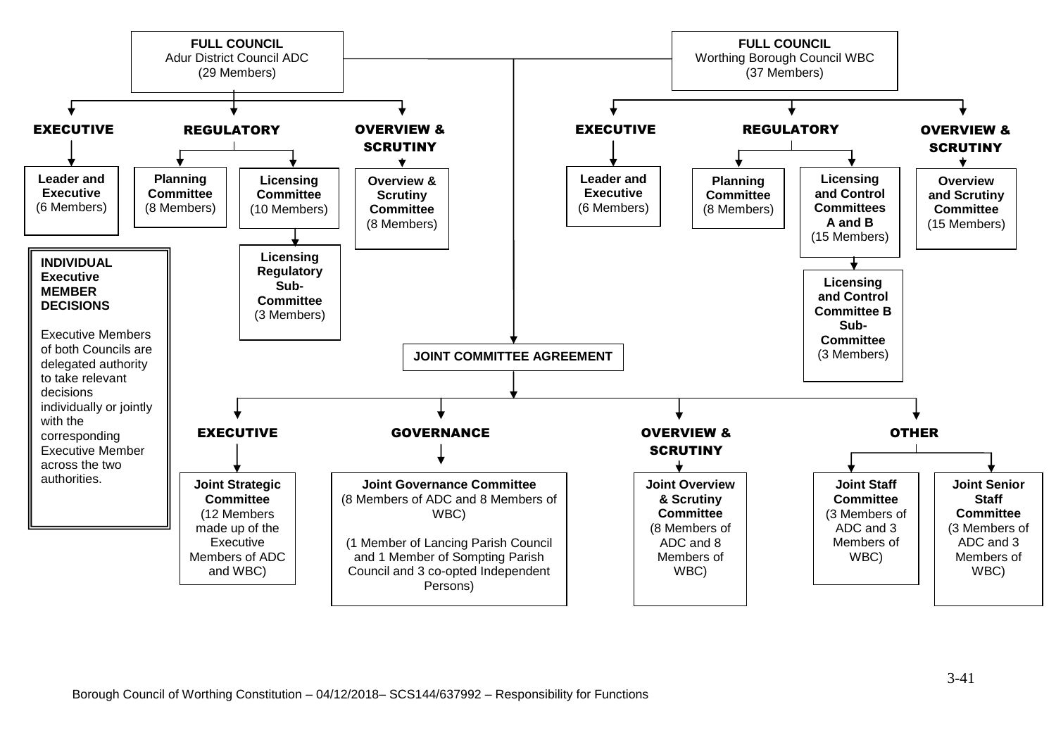**FULL COUNCIL**
Adur District Council ADC
(29 Members)

**FULL COUNCIL**
Worthing Borough Council WBC
(37 Members)

## Adur District Council (ADC)

### EXECUTIVE

- **Leader and Executive** (6 Members)

### REGULATORY

- **Planning Committee** (8 Members)
- **Licensing Committee** (10 Members)
  - **Licensing Regulatory Sub-Committee** (3 Members)

### OVERVIEW & SCRUTINY

- **Overview & Scrutiny Committee** (8 Members)

## Worthing Borough Council (WBC)

### EXECUTIVE

- **Leader and Executive** (6 Members)

### REGULATORY

- **Planning Committee** (8 Members)
- **Licensing and Control Committees A and B** (15 Members)
  - **Licensing and Control Committee B Sub-Committee** (3 Members)

### OVERVIEW & SCRUTINY

- **Overview and Scrutiny Committee** (15 Members)

## INDIVIDUAL Executive MEMBER DECISIONS

Executive Members of both Councils are delegated authority to take relevant decisions individually or jointly with the corresponding Executive Member across the two authorities.

## JOINT COMMITTEE AGREEMENT

### EXECUTIVE

- **Joint Strategic Committee** (12 Members made up of the Executive Members of ADC and WBC)

### GOVERNANCE

- **Joint Governance Committee** (8 Members of ADC and 8 Members of WBC)

  (1 Member of Lancing Parish Council and 1 Member of Sompting Parish Council and 3 co-opted Independent Persons)

### OVERVIEW & SCRUTINY

- **Joint Overview & Scrutiny Committee** (8 Members of ADC and 8 Members of WBC)

### OTHER

- **Joint Staff Committee** (3 Members of ADC and 3 Members of WBC)
- **Joint Senior Staff Committee** (3 Members of ADC and 3 Members of WBC)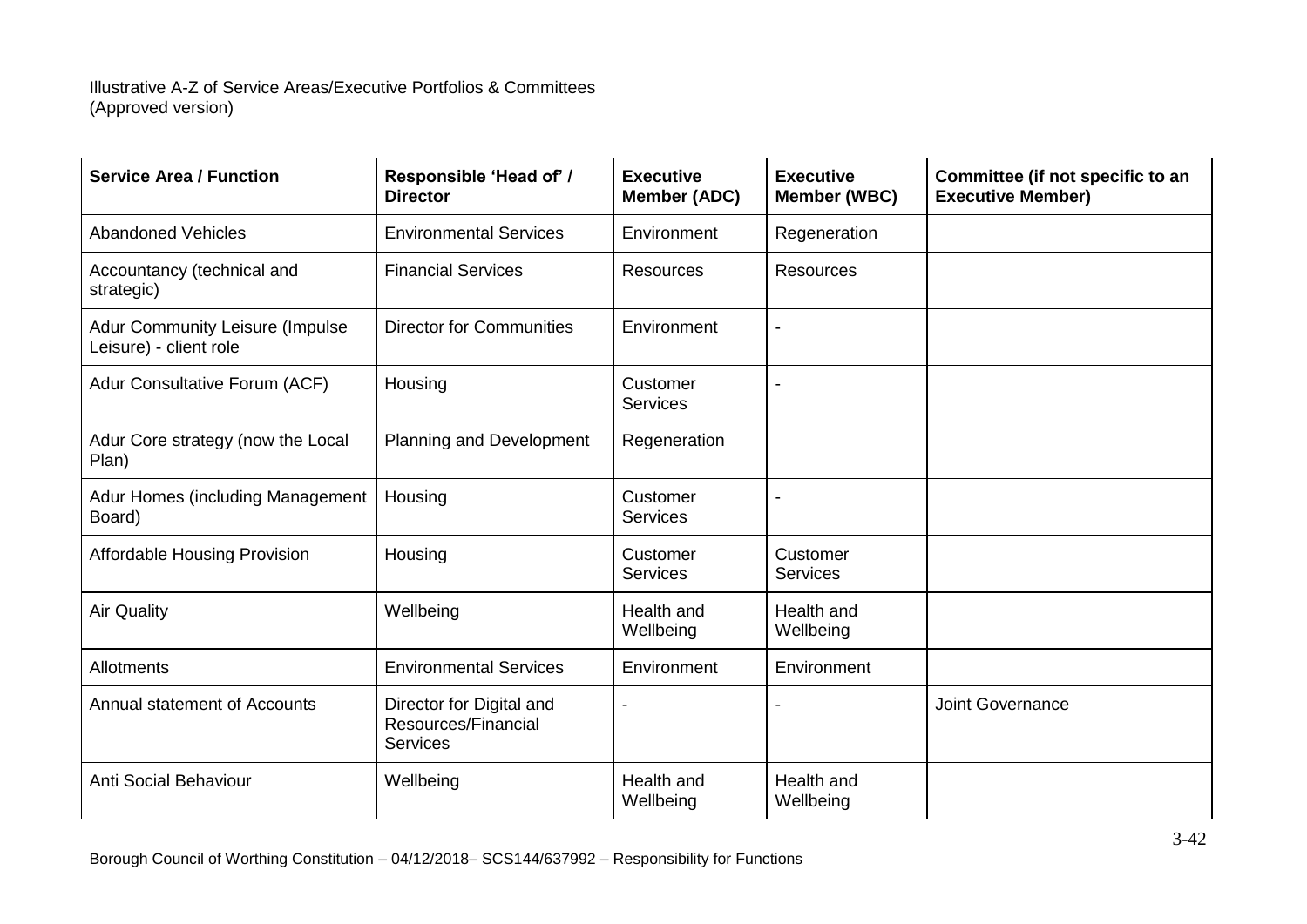Illustrative A-Z of Service Areas/Executive Portfolios & Committees
(Approved version)

| Service Area / Function | Responsible 'Head of' / Director | Executive Member (ADC) | Executive Member (WBC) | Committee (if not specific to an Executive Member) |
|---|---|---|---|---|
| Abandoned Vehicles | Environmental Services | Environment | Regeneration | |
| Accountancy (technical and strategic) | Financial Services | Resources | Resources | |
| Adur Community Leisure (Impulse Leisure) - client role | Director for Communities | Environment | - | |
| Adur Consultative Forum (ACF) | Housing | Customer Services | - | |
| Adur Core strategy (now the Local Plan) | Planning and Development | Regeneration | | |
| Adur Homes (including Management Board) | Housing | Customer Services | - | |
| Affordable Housing Provision | Housing | Customer Services | Customer Services | |
| Air Quality | Wellbeing | Health and Wellbeing | Health and Wellbeing | |
| Allotments | Environmental Services | Environment | Environment | |
| Annual statement of Accounts | Director for Digital and Resources/Financial Services | - | - | Joint Governance |
| Anti Social Behaviour | Wellbeing | Health and Wellbeing | Health and Wellbeing | |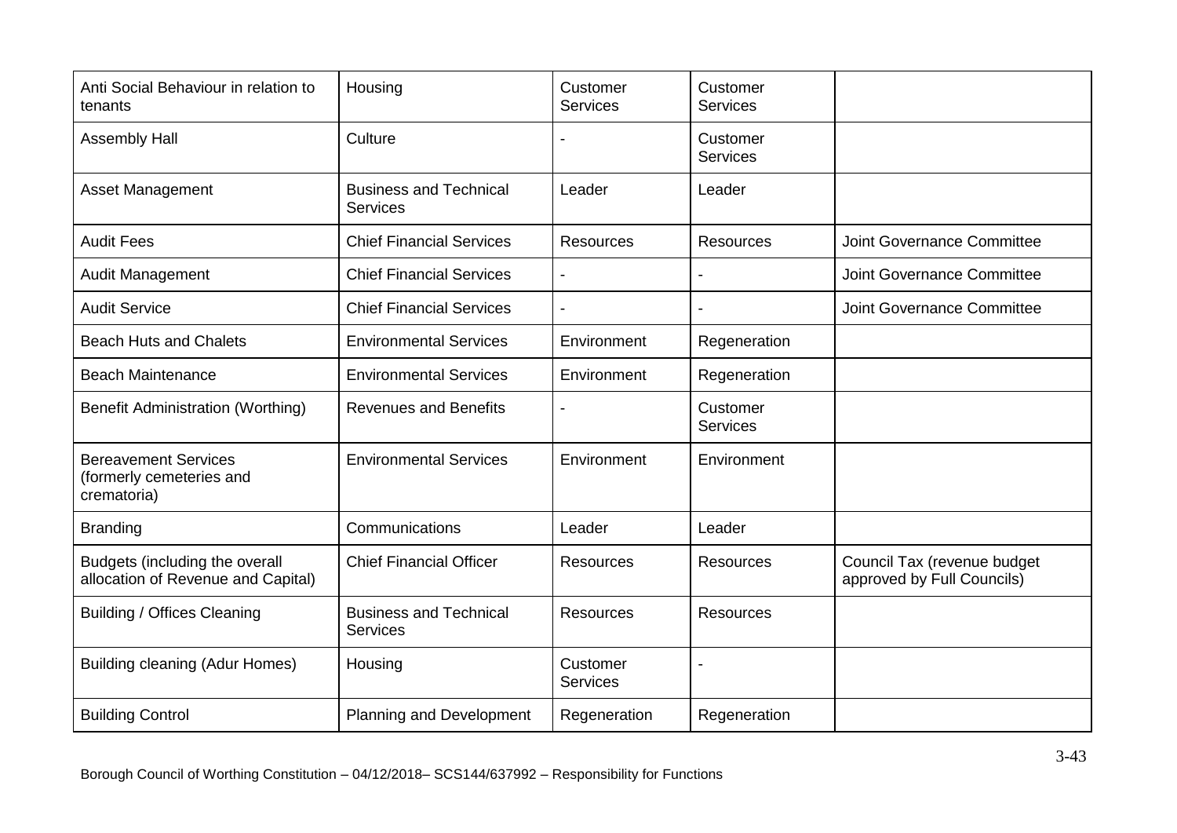| | | | | |
|---|---|---|---|---|
| Anti Social Behaviour in relation to tenants | Housing | Customer Services | Customer Services | |
| Assembly Hall | Culture | - | Customer Services | |
| Asset Management | Business and Technical Services | Leader | Leader | |
| Audit Fees | Chief Financial Services | Resources | Resources | Joint Governance Committee |
| Audit Management | Chief Financial Services | - | - | Joint Governance Committee |
| Audit Service | Chief Financial Services | - | - | Joint Governance Committee |
| Beach Huts and Chalets | Environmental Services | Environment | Regeneration | |
| Beach Maintenance | Environmental Services | Environment | Regeneration | |
| Benefit Administration (Worthing) | Revenues and Benefits | - | Customer Services | |
| Bereavement Services (formerly cemeteries and crematoria) | Environmental Services | Environment | Environment | |
| Branding | Communications | Leader | Leader | |
| Budgets (including the overall allocation of Revenue and Capital) | Chief Financial Officer | Resources | Resources | Council Tax (revenue budget approved by Full Councils) |
| Building / Offices Cleaning | Business and Technical Services | Resources | Resources | |
| Building cleaning (Adur Homes) | Housing | Customer Services | - | |
| Building Control | Planning and Development | Regeneration | Regeneration | |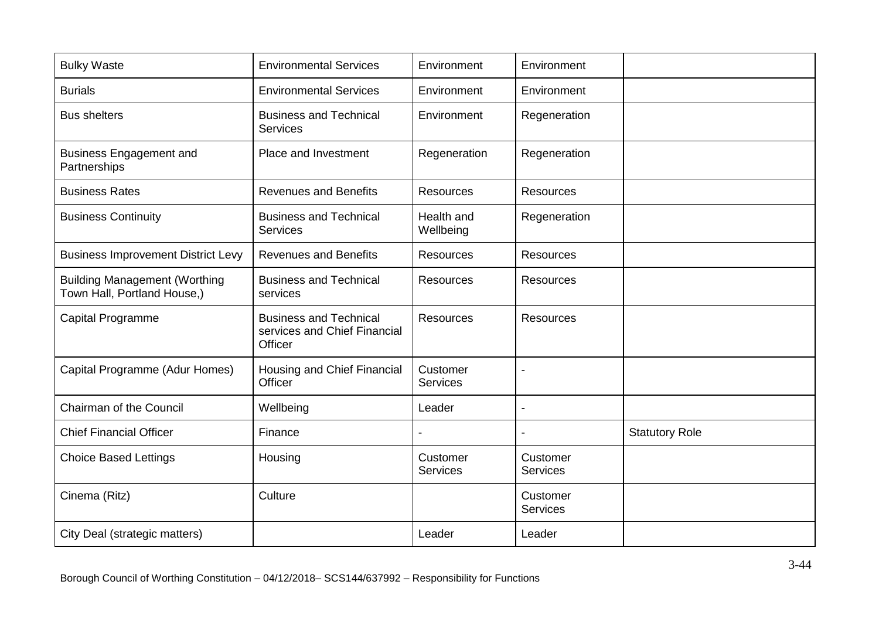| | | | | |
|---|---|---|---|---|
| Bulky Waste | Environmental Services | Environment | Environment | |
| Burials | Environmental Services | Environment | Environment | |
| Bus shelters | Business and Technical Services | Environment | Regeneration | |
| Business Engagement and Partnerships | Place and Investment | Regeneration | Regeneration | |
| Business Rates | Revenues and Benefits | Resources | Resources | |
| Business Continuity | Business and Technical Services | Health and Wellbeing | Regeneration | |
| Business Improvement District Levy | Revenues and Benefits | Resources | Resources | |
| Building Management (Worthing Town Hall, Portland House,) | Business and Technical services | Resources | Resources | |
| Capital Programme | Business and Technical services and Chief Financial Officer | Resources | Resources | |
| Capital Programme (Adur Homes) | Housing and Chief Financial Officer | Customer Services | - | |
| Chairman of the Council | Wellbeing | Leader | - | |
| Chief Financial Officer | Finance | - | - | Statutory Role |
| Choice Based Lettings | Housing | Customer Services | Customer Services | |
| Cinema (Ritz) | Culture | | Customer Services | |
| City Deal (strategic matters) | | Leader | Leader | |

Borough Council of Worthing Constitution – 04/12/2018– SCS144/637992 – Responsibility for Functions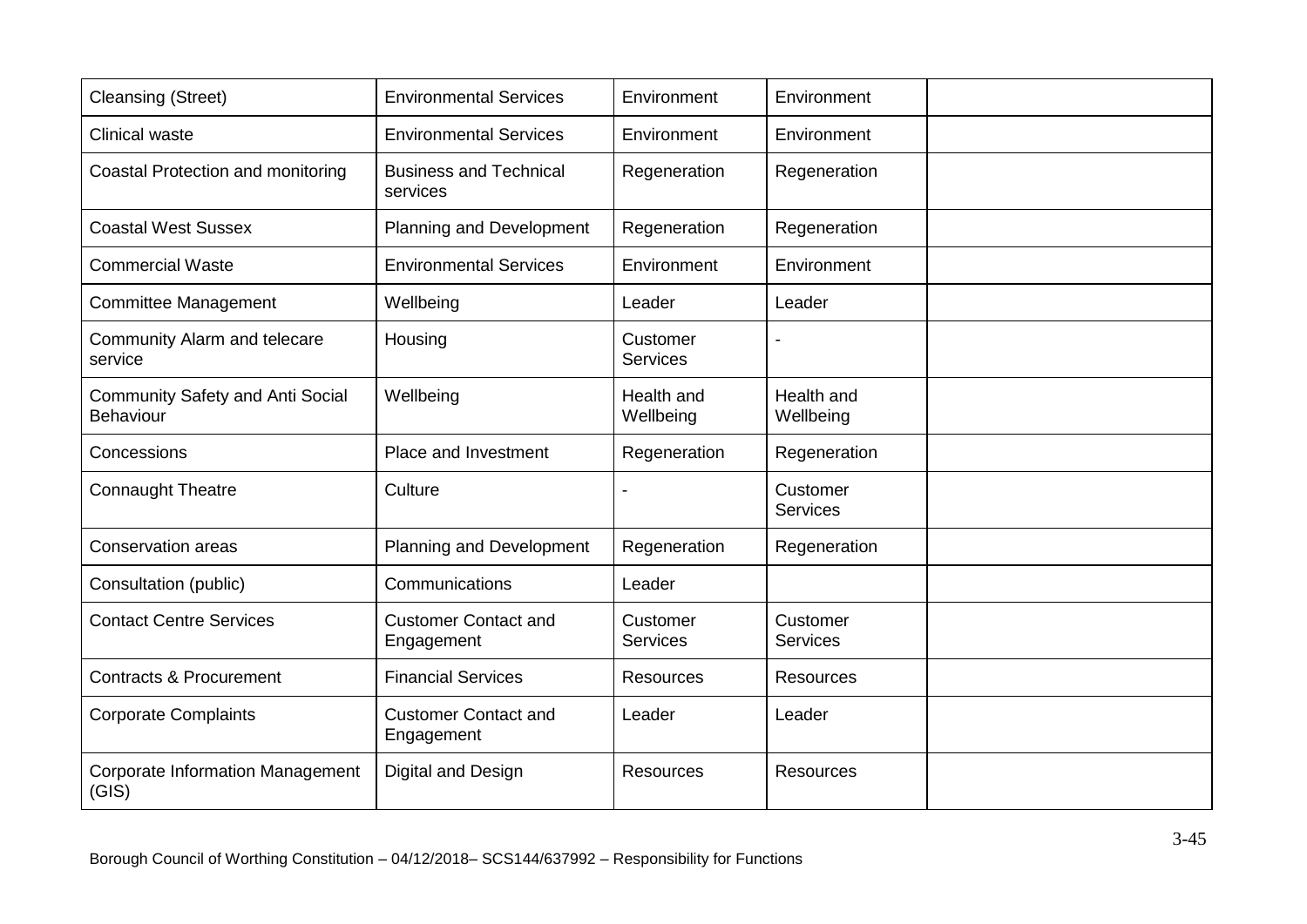| | | | | |
|---|---|---|---|---|
| Cleansing (Street) | Environmental Services | Environment | Environment | |
| Clinical waste | Environmental Services | Environment | Environment | |
| Coastal Protection and monitoring | Business and Technical services | Regeneration | Regeneration | |
| Coastal West Sussex | Planning and Development | Regeneration | Regeneration | |
| Commercial Waste | Environmental Services | Environment | Environment | |
| Committee Management | Wellbeing | Leader | Leader | |
| Community Alarm and telecare service | Housing | Customer Services | - | |
| Community Safety and Anti Social Behaviour | Wellbeing | Health and Wellbeing | Health and Wellbeing | |
| Concessions | Place and Investment | Regeneration | Regeneration | |
| Connaught Theatre | Culture | - | Customer Services | |
| Conservation areas | Planning and Development | Regeneration | Regeneration | |
| Consultation (public) | Communications | Leader | | |
| Contact Centre Services | Customer Contact and Engagement | Customer Services | Customer Services | |
| Contracts & Procurement | Financial Services | Resources | Resources | |
| Corporate Complaints | Customer Contact and Engagement | Leader | Leader | |
| Corporate Information Management (GIS) | Digital and Design | Resources | Resources | |

Borough Council of Worthing Constitution – 04/12/2018– SCS144/637992 – Responsibility for Functions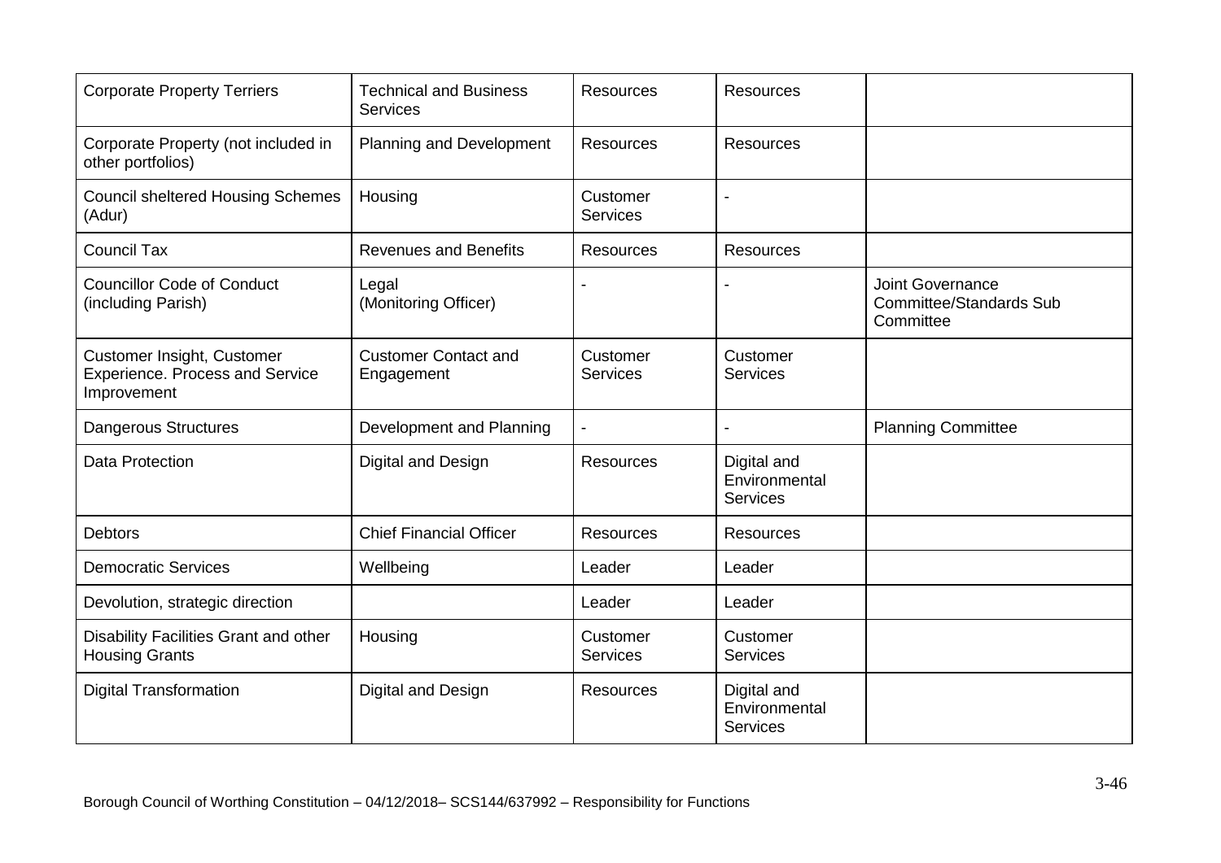| Corporate Property Terriers | Technical and Business Services | Resources | Resources | |
|---|---|---|---|---|
| Corporate Property (not included in other portfolios) | Planning and Development | Resources | Resources | |
| Council sheltered Housing Schemes (Adur) | Housing | Customer Services | - | |
| Council Tax | Revenues and Benefits | Resources | Resources | |
| Councillor Code of Conduct (including Parish) | Legal (Monitoring Officer) | - | - | Joint Governance Committee/Standards Sub Committee |
| Customer Insight, Customer Experience. Process and Service Improvement | Customer Contact and Engagement | Customer Services | Customer Services | |
| Dangerous Structures | Development and Planning | - | - | Planning Committee |
| Data Protection | Digital and Design | Resources | Digital and Environmental Services | |
| Debtors | Chief Financial Officer | Resources | Resources | |
| Democratic Services | Wellbeing | Leader | Leader | |
| Devolution, strategic direction | | Leader | Leader | |
| Disability Facilities Grant and other Housing Grants | Housing | Customer Services | Customer Services | |
| Digital Transformation | Digital and Design | Resources | Digital and Environmental Services | |

Borough Council of Worthing Constitution – 04/12/2018– SCS144/637992 – Responsibility for Functions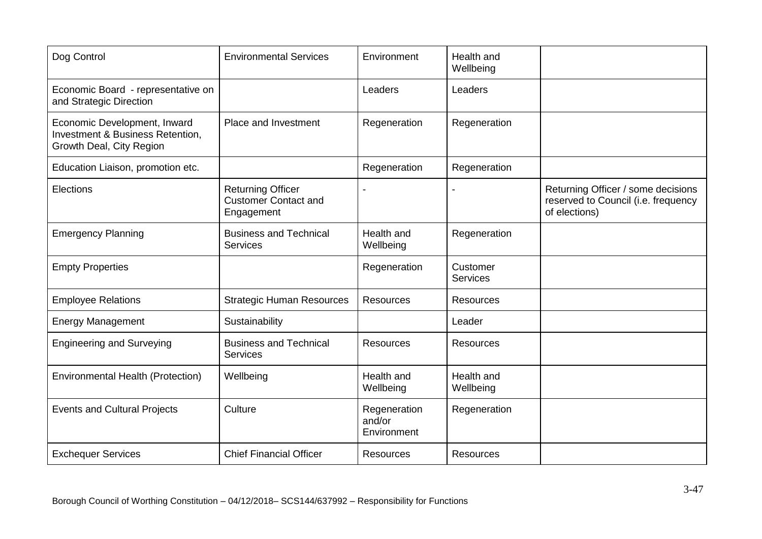| Dog Control | Environmental Services | Environment | Health and Wellbeing | |
|---|---|---|---|---|
| Economic Board - representative on and Strategic Direction | | Leaders | Leaders | |
| Economic Development, Inward Investment & Business Retention, Growth Deal, City Region | Place and Investment | Regeneration | Regeneration | |
| Education Liaison, promotion etc. | | Regeneration | Regeneration | |
| Elections | Returning Officer Customer Contact and Engagement | - | - | Returning Officer / some decisions reserved to Council (i.e. frequency of elections) |
| Emergency Planning | Business and Technical Services | Health and Wellbeing | Regeneration | |
| Empty Properties | | Regeneration | Customer Services | |
| Employee Relations | Strategic Human Resources | Resources | Resources | |
| Energy Management | Sustainability | | Leader | |
| Engineering and Surveying | Business and Technical Services | Resources | Resources | |
| Environmental Health (Protection) | Wellbeing | Health and Wellbeing | Health and Wellbeing | |
| Events and Cultural Projects | Culture | Regeneration and/or Environment | Regeneration | |
| Exchequer Services | Chief Financial Officer | Resources | Resources | |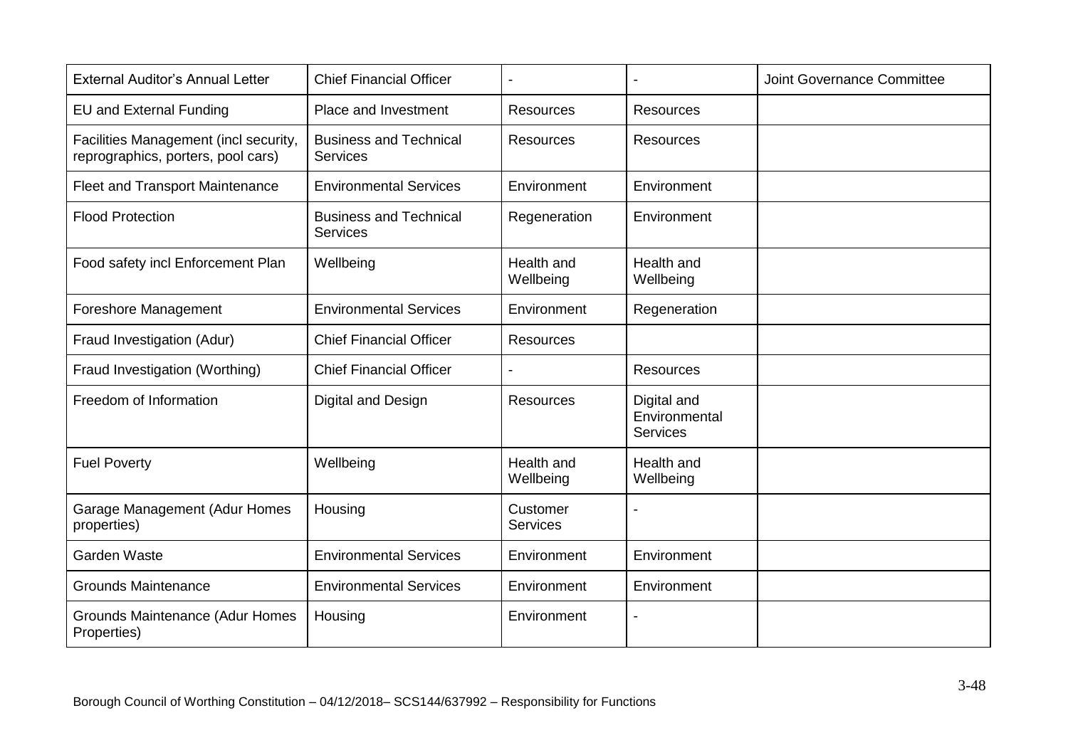| External Auditor's Annual Letter | Chief Financial Officer | - | - | Joint Governance Committee |
|---|---|---|---|---|
| EU and External Funding | Place and Investment | Resources | Resources | |
| Facilities Management (incl security, reprographics, porters, pool cars) | Business and Technical Services | Resources | Resources | |
| Fleet and Transport Maintenance | Environmental Services | Environment | Environment | |
| Flood Protection | Business and Technical Services | Regeneration | Environment | |
| Food safety incl Enforcement Plan | Wellbeing | Health and Wellbeing | Health and Wellbeing | |
| Foreshore Management | Environmental Services | Environment | Regeneration | |
| Fraud Investigation (Adur) | Chief Financial Officer | Resources | | |
| Fraud Investigation (Worthing) | Chief Financial Officer | - | Resources | |
| Freedom of Information | Digital and Design | Resources | Digital and Environmental Services | |
| Fuel Poverty | Wellbeing | Health and Wellbeing | Health and Wellbeing | |
| Garage Management (Adur Homes properties) | Housing | Customer Services | - | |
| Garden Waste | Environmental Services | Environment | Environment | |
| Grounds Maintenance | Environmental Services | Environment | Environment | |
| Grounds Maintenance (Adur Homes Properties) | Housing | Environment | - | |

Borough Council of Worthing Constitution – 04/12/2018– SCS144/637992 – Responsibility for Functions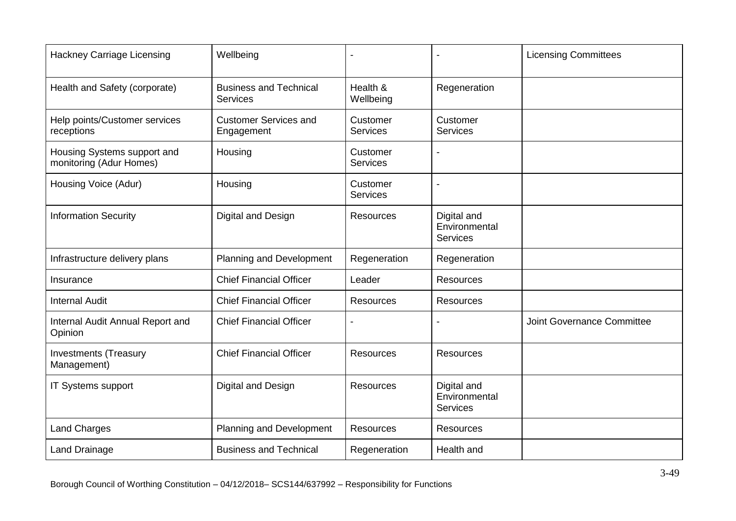| Hackney Carriage Licensing | Wellbeing | - | - | Licensing Committees |
|---|---|---|---|---|
| Health and Safety (corporate) | Business and Technical Services | Health & Wellbeing | Regeneration | |
| Help points/Customer services receptions | Customer Services and Engagement | Customer Services | Customer Services | |
| Housing Systems support and monitoring (Adur Homes) | Housing | Customer Services | - | |
| Housing Voice (Adur) | Housing | Customer Services | - | |
| Information Security | Digital and Design | Resources | Digital and Environmental Services | |
| Infrastructure delivery plans | Planning and Development | Regeneration | Regeneration | |
| Insurance | Chief Financial Officer | Leader | Resources | |
| Internal Audit | Chief Financial Officer | Resources | Resources | |
| Internal Audit Annual Report and Opinion | Chief Financial Officer | - | - | Joint Governance Committee |
| Investments (Treasury Management) | Chief Financial Officer | Resources | Resources | |
| IT Systems support | Digital and Design | Resources | Digital and Environmental Services | |
| Land Charges | Planning and Development | Resources | Resources | |
| Land Drainage | Business and Technical | Regeneration | Health and | |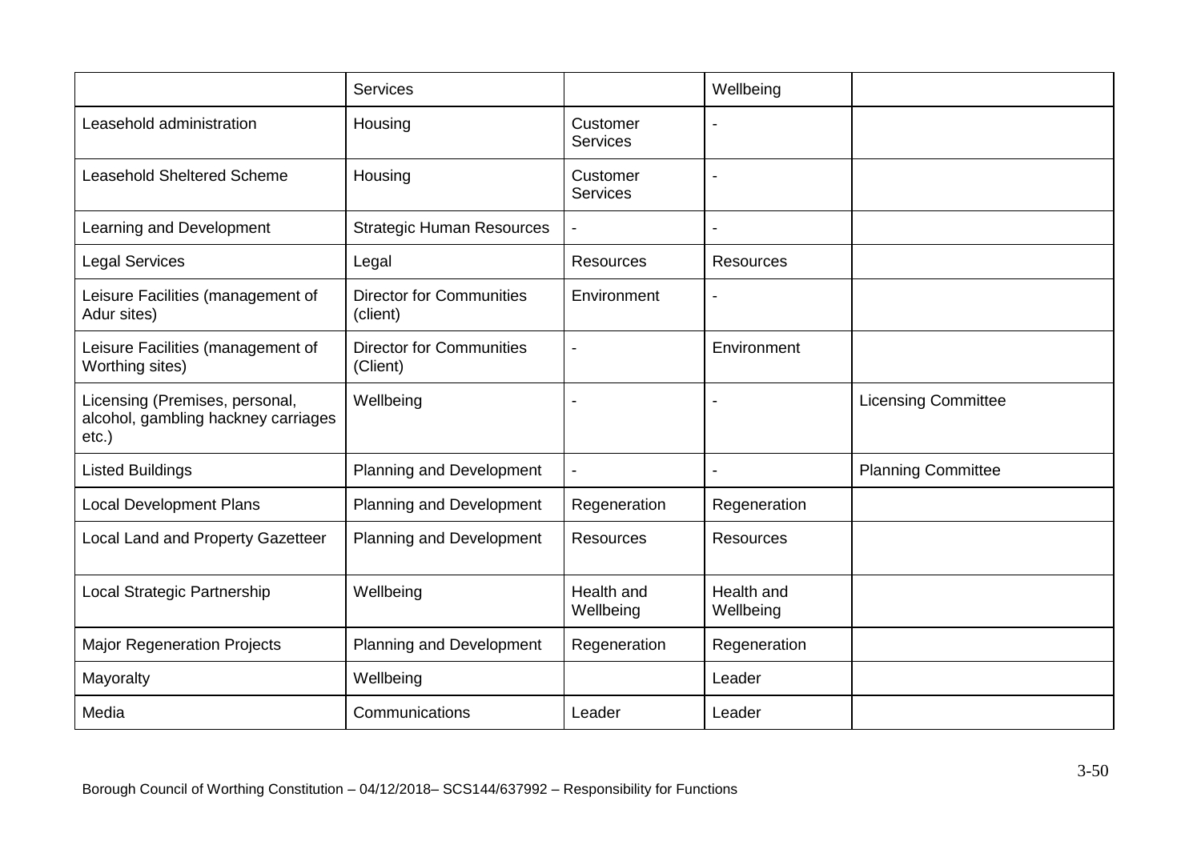| | Services | | Wellbeing | |
|---|---|---|---|---|
| Leasehold administration | Housing | Customer Services | - | |
| Leasehold Sheltered Scheme | Housing | Customer Services | - | |
| Learning and Development | Strategic Human Resources | - | - | |
| Legal Services | Legal | Resources | Resources | |
| Leisure Facilities (management of Adur sites) | Director for Communities (client) | Environment | - | |
| Leisure Facilities (management of Worthing sites) | Director for Communities (Client) | - | Environment | |
| Licensing (Premises, personal, alcohol, gambling hackney carriages etc.) | Wellbeing | - | - | Licensing Committee |
| Listed Buildings | Planning and Development | - | - | Planning Committee |
| Local Development Plans | Planning and Development | Regeneration | Regeneration | |
| Local Land and Property Gazetteer | Planning and Development | Resources | Resources | |
| Local Strategic Partnership | Wellbeing | Health and Wellbeing | Health and Wellbeing | |
| Major Regeneration Projects | Planning and Development | Regeneration | Regeneration | |
| Mayoralty | Wellbeing | | Leader | |
| Media | Communications | Leader | Leader | |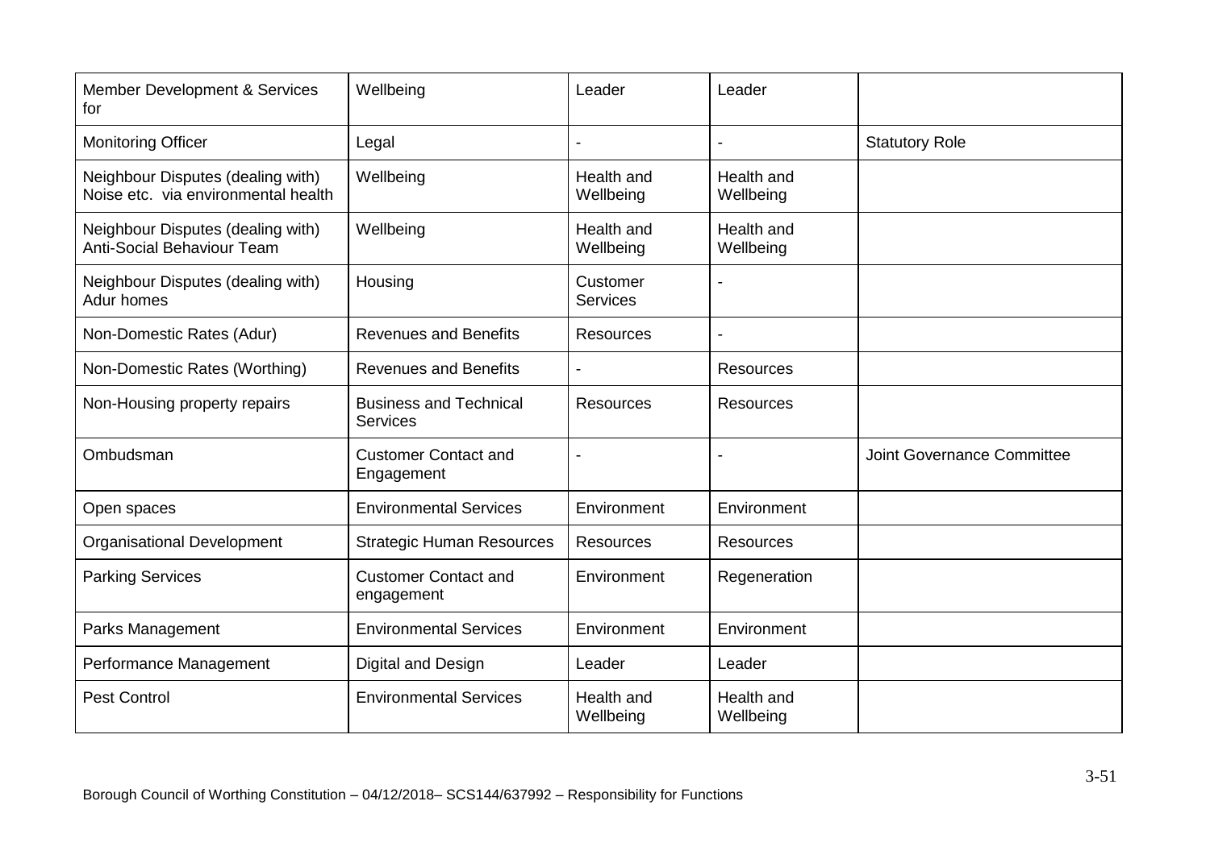| | | | | |
|---|---|---|---|---|
| Member Development & Services for | Wellbeing | Leader | Leader | |
| Monitoring Officer | Legal | - | - | Statutory Role |
| Neighbour Disputes (dealing with) Noise etc. via environmental health | Wellbeing | Health and Wellbeing | Health and Wellbeing | |
| Neighbour Disputes (dealing with) Anti-Social Behaviour Team | Wellbeing | Health and Wellbeing | Health and Wellbeing | |
| Neighbour Disputes (dealing with) Adur homes | Housing | Customer Services | - | |
| Non-Domestic Rates (Adur) | Revenues and Benefits | Resources | - | |
| Non-Domestic Rates (Worthing) | Revenues and Benefits | - | Resources | |
| Non-Housing property repairs | Business and Technical Services | Resources | Resources | |
| Ombudsman | Customer Contact and Engagement | - | - | Joint Governance Committee |
| Open spaces | Environmental Services | Environment | Environment | |
| Organisational Development | Strategic Human Resources | Resources | Resources | |
| Parking Services | Customer Contact and engagement | Environment | Regeneration | |
| Parks Management | Environmental Services | Environment | Environment | |
| Performance Management | Digital and Design | Leader | Leader | |
| Pest Control | Environmental Services | Health and Wellbeing | Health and Wellbeing | |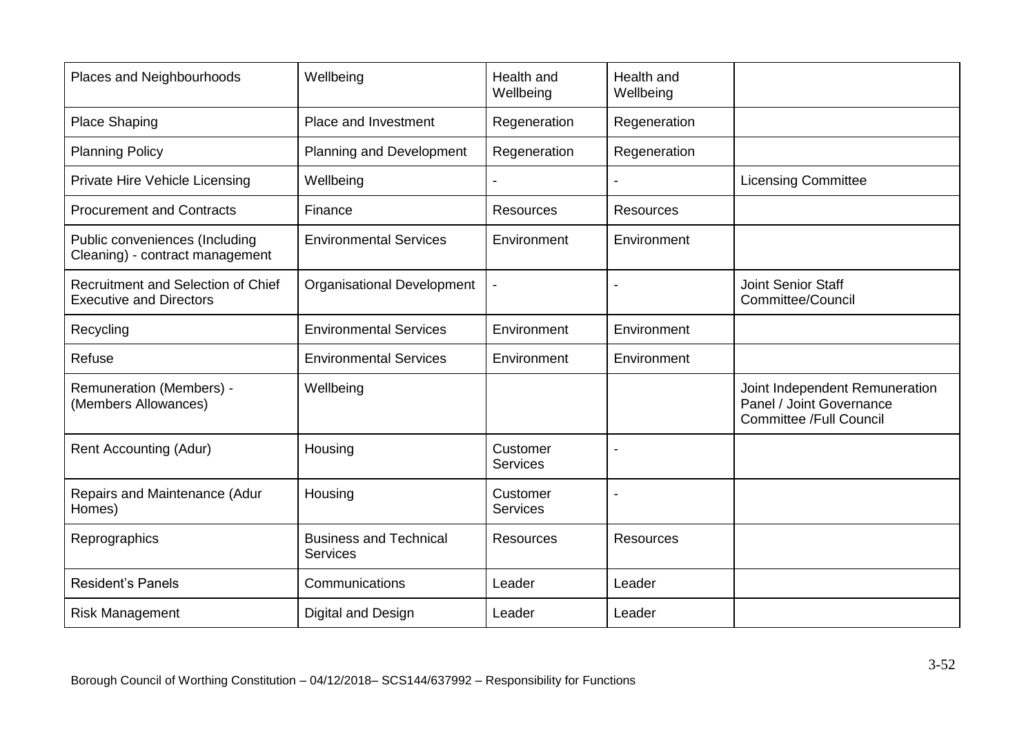| Places and Neighbourhoods | Wellbeing | Health and Wellbeing | Health and Wellbeing | |
|---|---|---|---|---|
| Place Shaping | Place and Investment | Regeneration | Regeneration | |
| Planning Policy | Planning and Development | Regeneration | Regeneration | |
| Private Hire Vehicle Licensing | Wellbeing | - | - | Licensing Committee |
| Procurement and Contracts | Finance | Resources | Resources | |
| Public conveniences (Including Cleaning) - contract management | Environmental Services | Environment | Environment | |
| Recruitment and Selection of Chief Executive and Directors | Organisational Development | - | - | Joint Senior Staff Committee/Council |
| Recycling | Environmental Services | Environment | Environment | |
| Refuse | Environmental Services | Environment | Environment | |
| Remuneration (Members) - (Members Allowances) | Wellbeing | | | Joint Independent Remuneration Panel / Joint Governance Committee /Full Council |
| Rent Accounting (Adur) | Housing | Customer Services | - | |
| Repairs and Maintenance (Adur Homes) | Housing | Customer Services | - | |
| Reprographics | Business and Technical Services | Resources | Resources | |
| Resident's Panels | Communications | Leader | Leader | |
| Risk Management | Digital and Design | Leader | Leader | |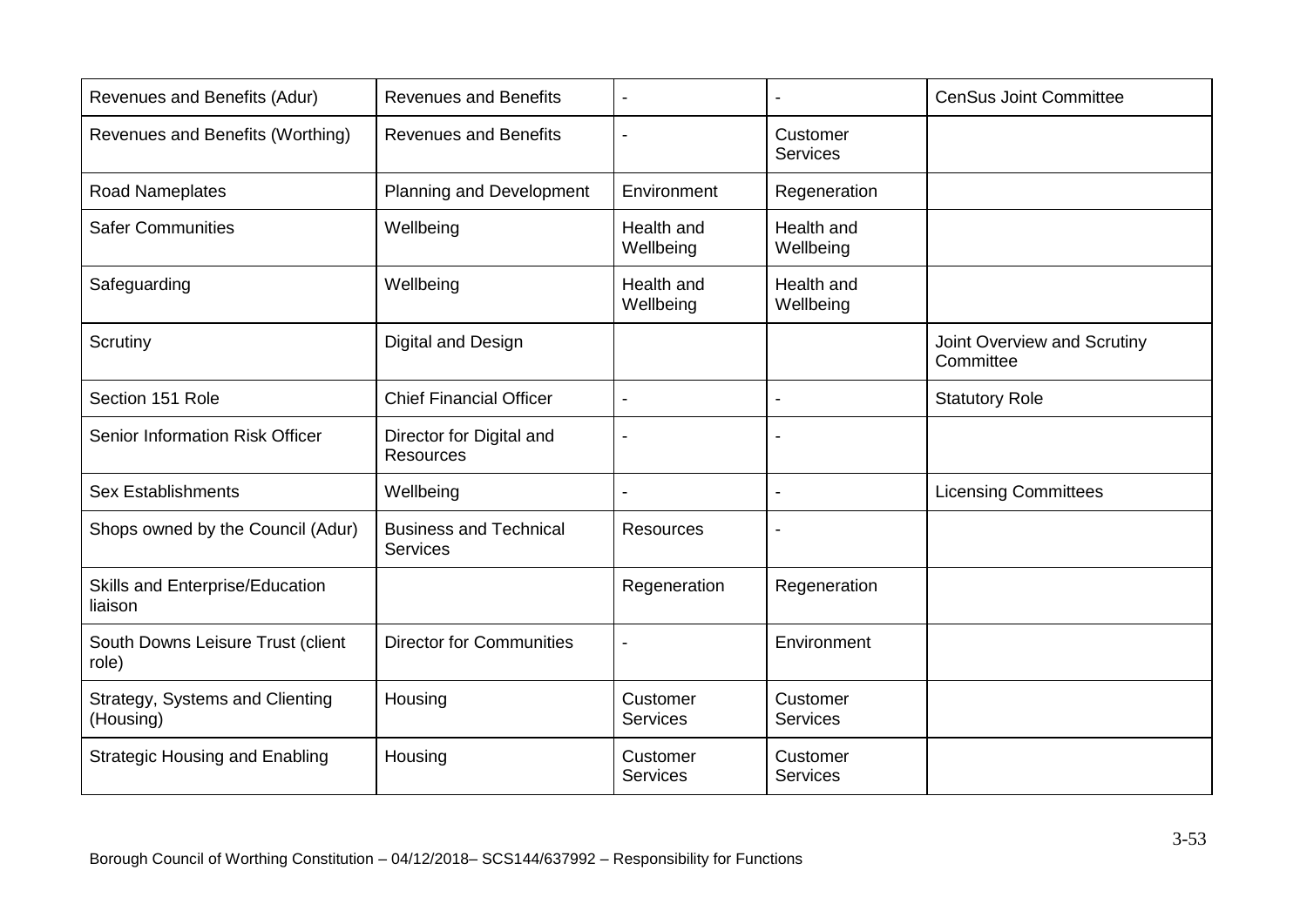| Revenues and Benefits (Adur) | Revenues and Benefits | - | - | CenSus Joint Committee |
|---|---|---|---|---|
| Revenues and Benefits (Worthing) | Revenues and Benefits | - | Customer Services | |
| Road Nameplates | Planning and Development | Environment | Regeneration | |
| Safer Communities | Wellbeing | Health and Wellbeing | Health and Wellbeing | |
| Safeguarding | Wellbeing | Health and Wellbeing | Health and Wellbeing | |
| Scrutiny | Digital and Design | | | Joint Overview and Scrutiny Committee |
| Section 151 Role | Chief Financial Officer | - | - | Statutory Role |
| Senior Information Risk Officer | Director for Digital and Resources | - | - | |
| Sex Establishments | Wellbeing | - | - | Licensing Committees |
| Shops owned by the Council (Adur) | Business and Technical Services | Resources | - | |
| Skills and Enterprise/Education liaison | | Regeneration | Regeneration | |
| South Downs Leisure Trust (client role) | Director for Communities | - | Environment | |
| Strategy, Systems and Clienting (Housing) | Housing | Customer Services | Customer Services | |
| Strategic Housing and Enabling | Housing | Customer Services | Customer Services | |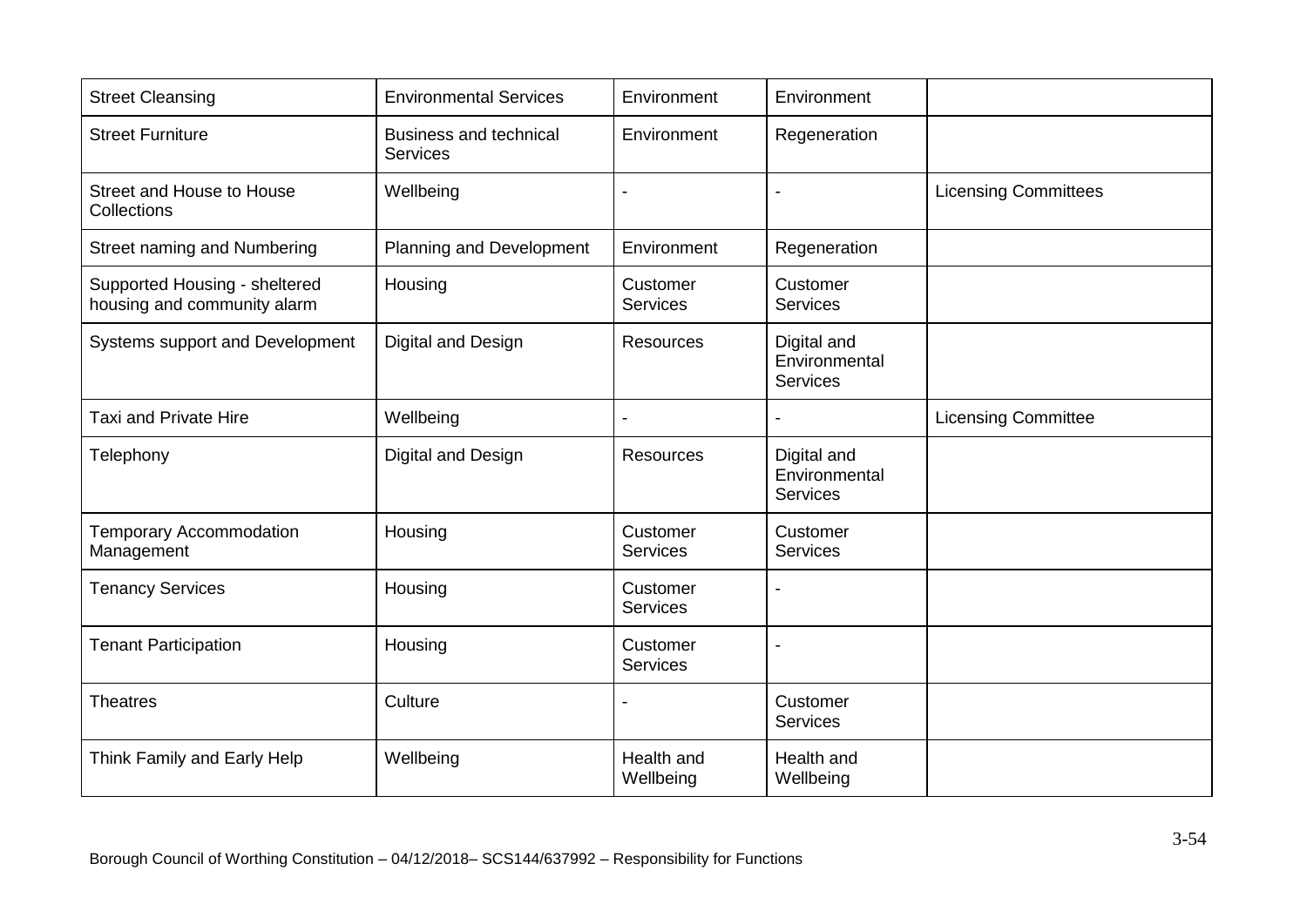| | | | | |
|---|---|---|---|---|
| Street Cleansing | Environmental Services | Environment | Environment | |
| Street Furniture | Business and technical Services | Environment | Regeneration | |
| Street and House to House Collections | Wellbeing | - | - | Licensing Committees |
| Street naming and Numbering | Planning and Development | Environment | Regeneration | |
| Supported Housing - sheltered housing and community alarm | Housing | Customer Services | Customer Services | |
| Systems support and Development | Digital and Design | Resources | Digital and Environmental Services | |
| Taxi and Private Hire | Wellbeing | - | - | Licensing Committee |
| Telephony | Digital and Design | Resources | Digital and Environmental Services | |
| Temporary Accommodation Management | Housing | Customer Services | Customer Services | |
| Tenancy Services | Housing | Customer Services | - | |
| Tenant Participation | Housing | Customer Services | - | |
| Theatres | Culture | - | Customer Services | |
| Think Family and Early Help | Wellbeing | Health and Wellbeing | Health and Wellbeing | |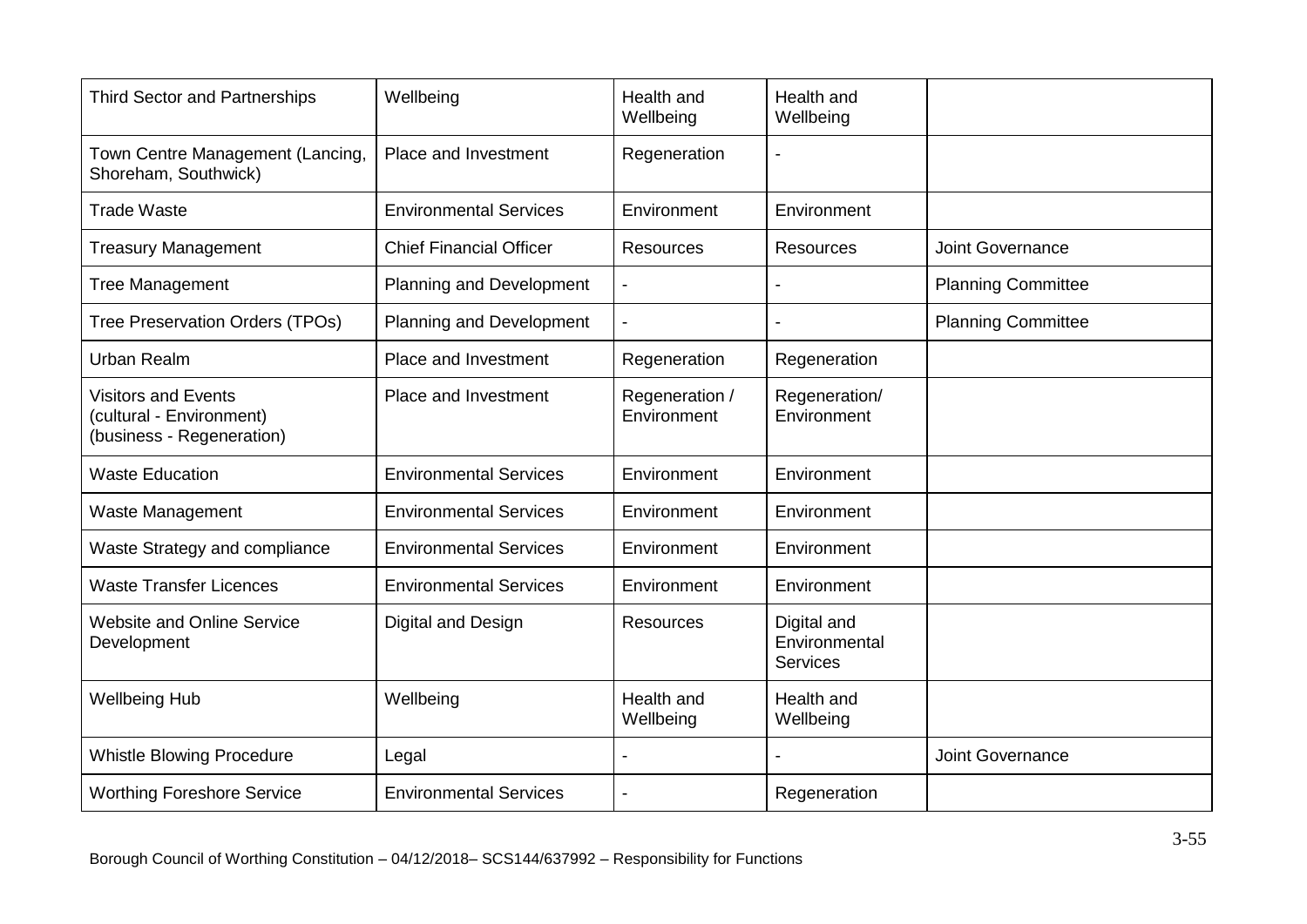| Third Sector and Partnerships | Wellbeing | Health and Wellbeing | Health and Wellbeing | |
|---|---|---|---|---|
| Town Centre Management (Lancing, Shoreham, Southwick) | Place and Investment | Regeneration | - | |
| Trade Waste | Environmental Services | Environment | Environment | |
| Treasury Management | Chief Financial Officer | Resources | Resources | Joint Governance |
| Tree Management | Planning and Development | - | - | Planning Committee |
| Tree Preservation Orders (TPOs) | Planning and Development | - | - | Planning Committee |
| Urban Realm | Place and Investment | Regeneration | Regeneration | |
| Visitors and Events (cultural - Environment) (business - Regeneration) | Place and Investment | Regeneration / Environment | Regeneration/ Environment | |
| Waste Education | Environmental Services | Environment | Environment | |
| Waste Management | Environmental Services | Environment | Environment | |
| Waste Strategy and compliance | Environmental Services | Environment | Environment | |
| Waste Transfer Licences | Environmental Services | Environment | Environment | |
| Website and Online Service Development | Digital and Design | Resources | Digital and Environmental Services | |
| Wellbeing Hub | Wellbeing | Health and Wellbeing | Health and Wellbeing | |
| Whistle Blowing Procedure | Legal | - | - | Joint Governance |
| Worthing Foreshore Service | Environmental Services | - | Regeneration | |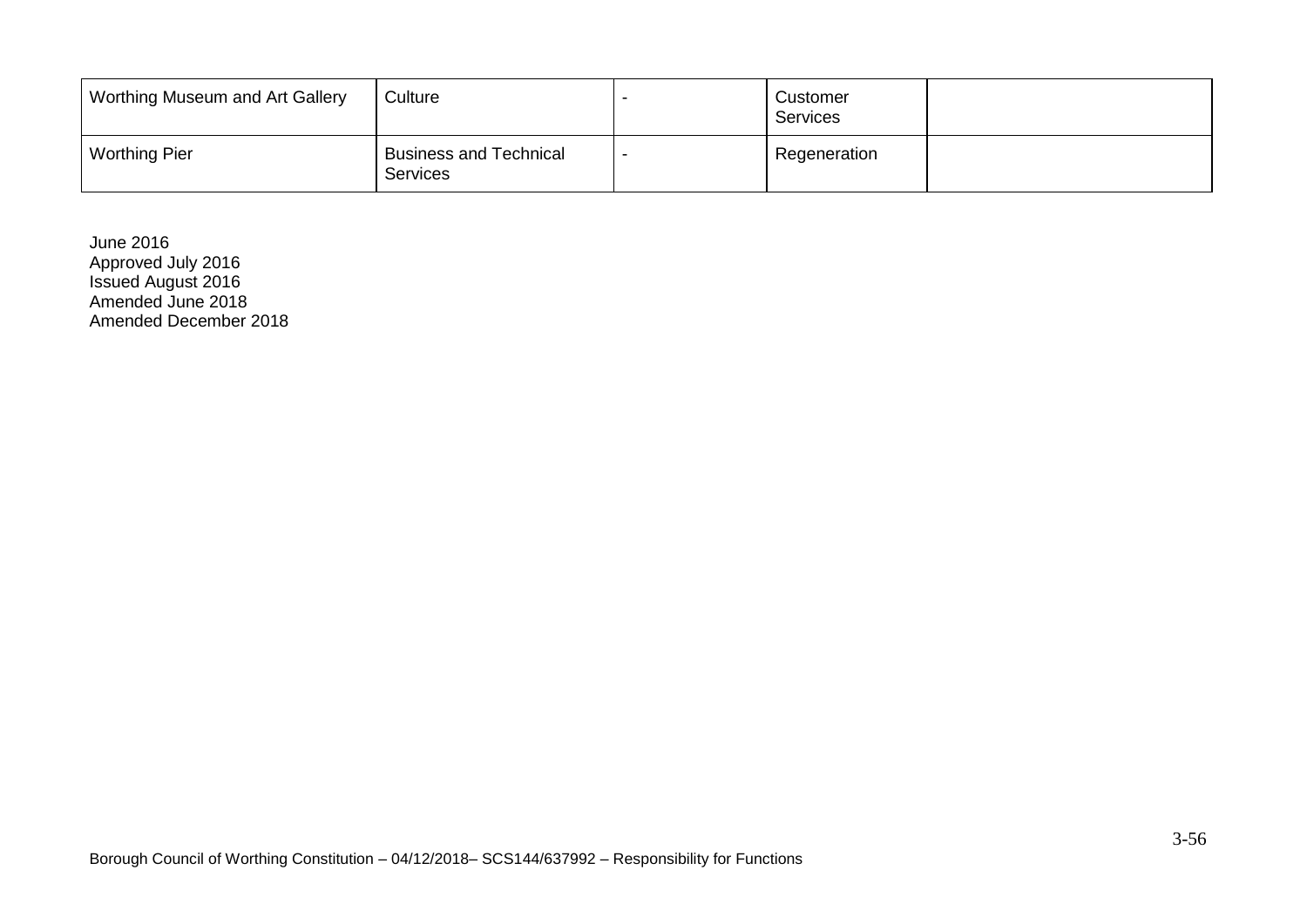| | | | | |
|---|---|---|---|---|
| Worthing Museum and Art Gallery | Culture | - | Customer Services | |
| Worthing Pier | Business and Technical Services | - | Regeneration | |

June 2016
Approved July 2016
Issued August 2016
Amended June 2018
Amended December 2018